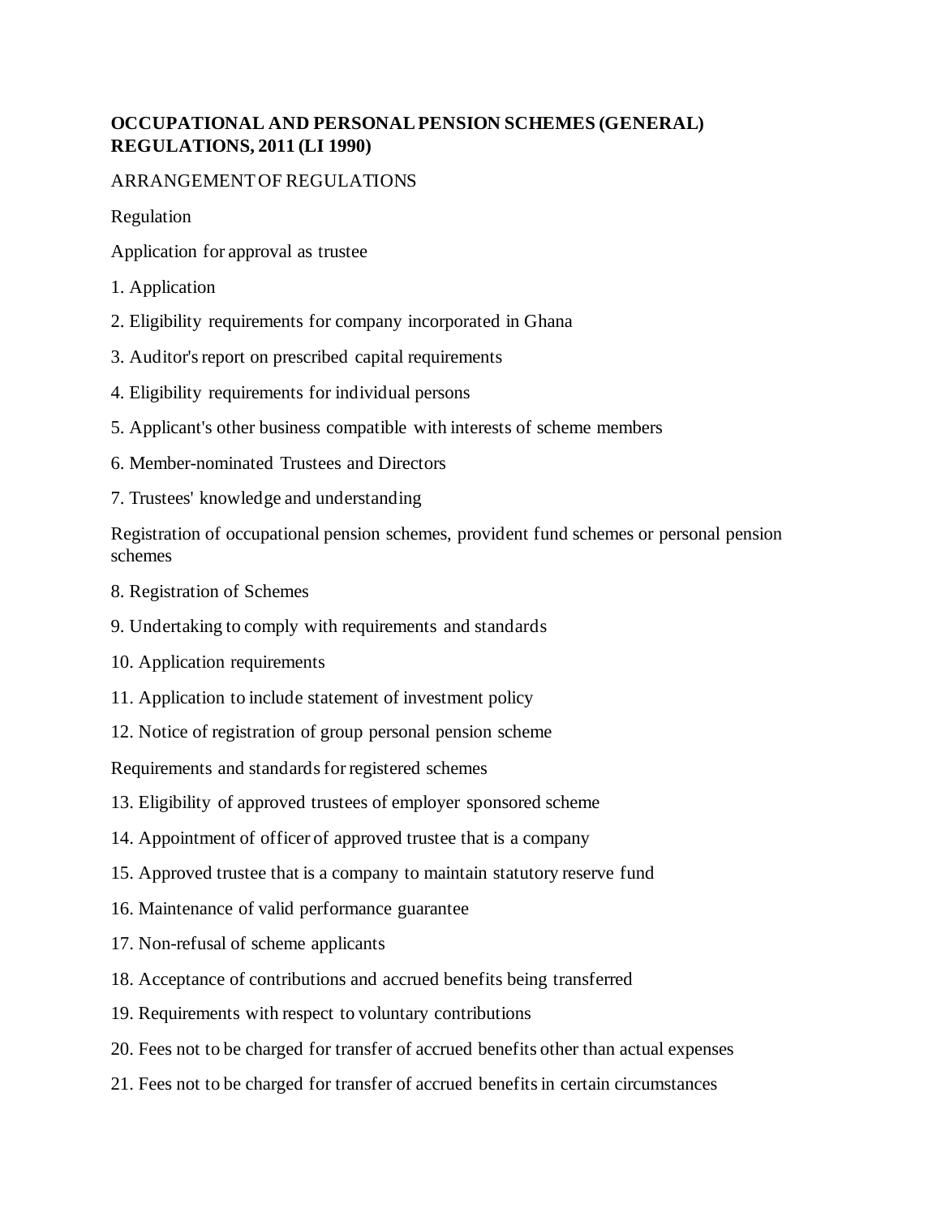**OCCUPATIONAL AND PERSONAL PENSION SCHEMES (GENERAL) REGULATIONS, 2011 (LI 1990)**

ARRANGEMENT OF REGULATIONS

Regulation

Application for approval as trustee

1. Application

2. Eligibility requirements for company incorporated in Ghana

3. Auditor's report on prescribed capital requirements

4. Eligibility requirements for individual persons

5. Applicant's other business compatible with interests of scheme members

6. Member-nominated Trustees and Directors

7. Trustees' knowledge and understanding

Registration of occupational pension schemes, provident fund schemes or personal pension schemes

8. Registration of Schemes

9. Undertaking to comply with requirements and standards

10. Application requirements

11. Application to include statement of investment policy

12. Notice of registration of group personal pension scheme

Requirements and standards for registered schemes

13. Eligibility of approved trustees of employer sponsored scheme

14. Appointment of officer of approved trustee that is a company

15. Approved trustee that is a company to maintain statutory reserve fund

16. Maintenance of valid performance guarantee

17. Non-refusal of scheme applicants

18. Acceptance of contributions and accrued benefits being transferred

19. Requirements with respect to voluntary contributions

20. Fees not to be charged for transfer of accrued benefits other than actual expenses

21. Fees not to be charged for transfer of accrued benefits in certain circumstances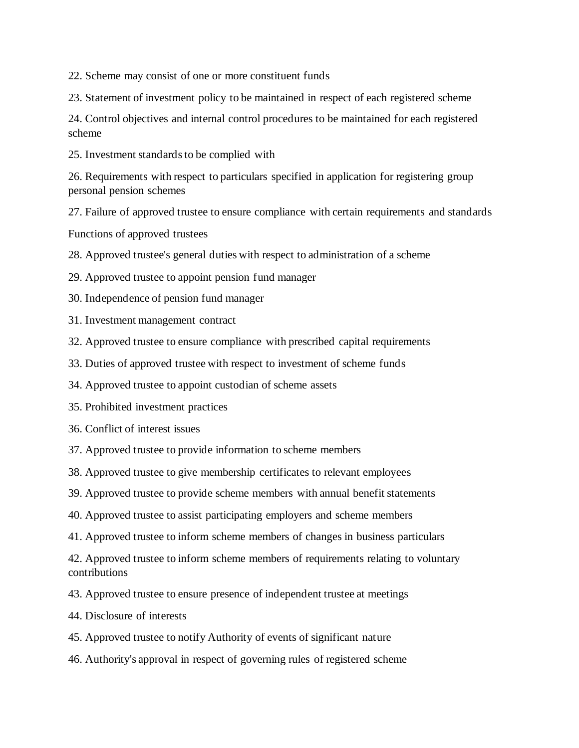22. Scheme may consist of one or more constituent funds

23. Statement of investment policy to be maintained in respect of each registered scheme

24. Control objectives and internal control procedures to be maintained for each registered scheme

25. Investment standards to be complied with

26. Requirements with respect to particulars specified in application for registering group personal pension schemes

27. Failure of approved trustee to ensure compliance with certain requirements and standards

Functions of approved trustees

28. Approved trustee's general duties with respect to administration of a scheme

29. Approved trustee to appoint pension fund manager

30. Independence of pension fund manager

31. Investment management contract

32. Approved trustee to ensure compliance with prescribed capital requirements

33. Duties of approved trustee with respect to investment of scheme funds

34. Approved trustee to appoint custodian of scheme assets

35. Prohibited investment practices

36. Conflict of interest issues

37. Approved trustee to provide information to scheme members

38. Approved trustee to give membership certificates to relevant employees

39. Approved trustee to provide scheme members with annual benefit statements

40. Approved trustee to assist participating employers and scheme members

41. Approved trustee to inform scheme members of changes in business particulars

42. Approved trustee to inform scheme members of requirements relating to voluntary contributions

43. Approved trustee to ensure presence of independent trustee at meetings

44. Disclosure of interests

45. Approved trustee to notify Authority of events of significant nature

46. Authority's approval in respect of governing rules of registered scheme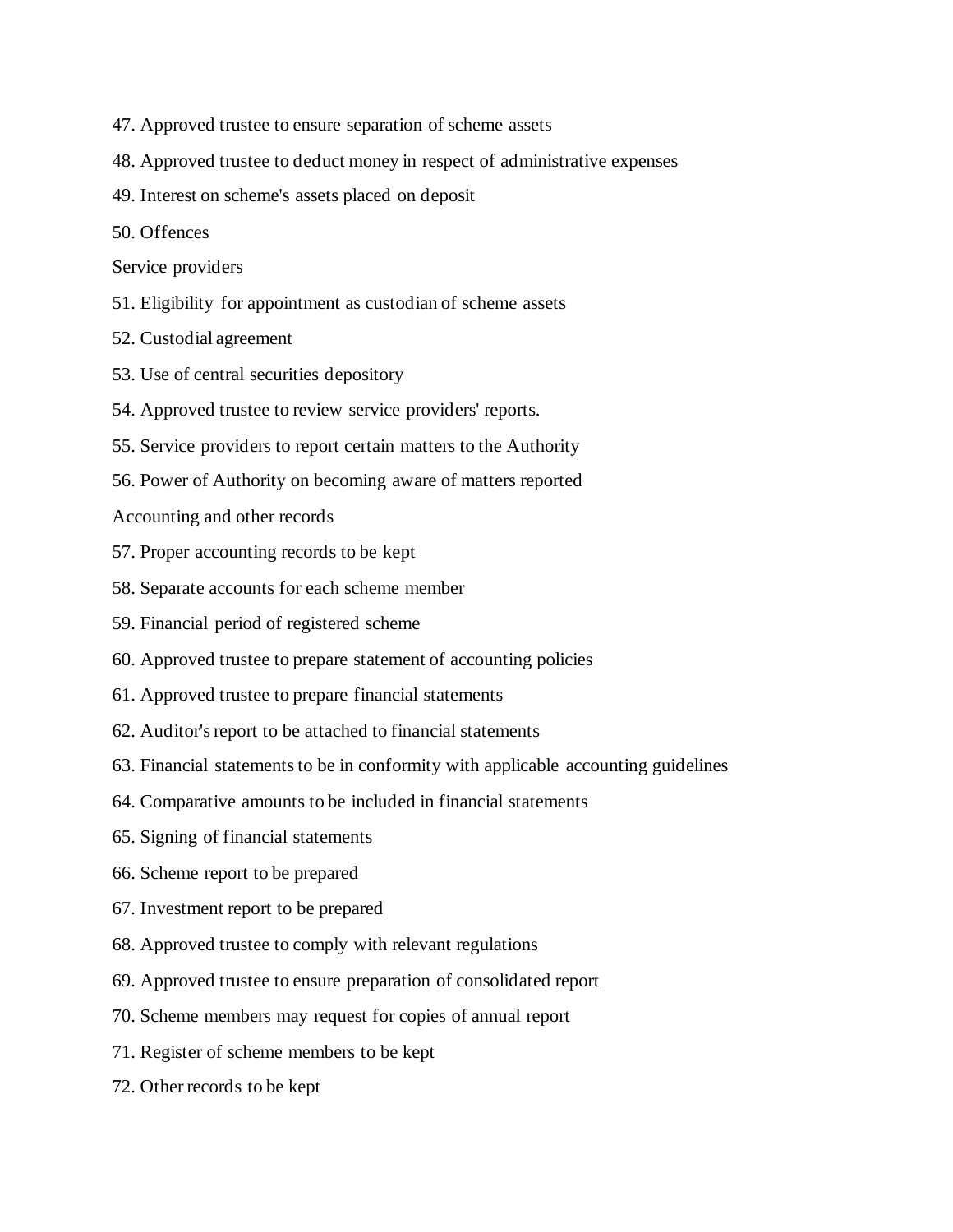47. Approved trustee to ensure separation of scheme assets

48. Approved trustee to deduct money in respect of administrative expenses

49. Interest on scheme's assets placed on deposit

50. Offences

Service providers

51. Eligibility for appointment as custodian of scheme assets

52. Custodial agreement

53. Use of central securities depository

54. Approved trustee to review service providers' reports.

55. Service providers to report certain matters to the Authority

56. Power of Authority on becoming aware of matters reported

Accounting and other records

57. Proper accounting records to be kept

58. Separate accounts for each scheme member

59. Financial period of registered scheme

60. Approved trustee to prepare statement of accounting policies

61. Approved trustee to prepare financial statements

62. Auditor's report to be attached to financial statements

63. Financial statements to be in conformity with applicable accounting guidelines

64. Comparative amounts to be included in financial statements

65. Signing of financial statements

66. Scheme report to be prepared

67. Investment report to be prepared

68. Approved trustee to comply with relevant regulations

69. Approved trustee to ensure preparation of consolidated report

70. Scheme members may request for copies of annual report

71. Register of scheme members to be kept

72. Other records to be kept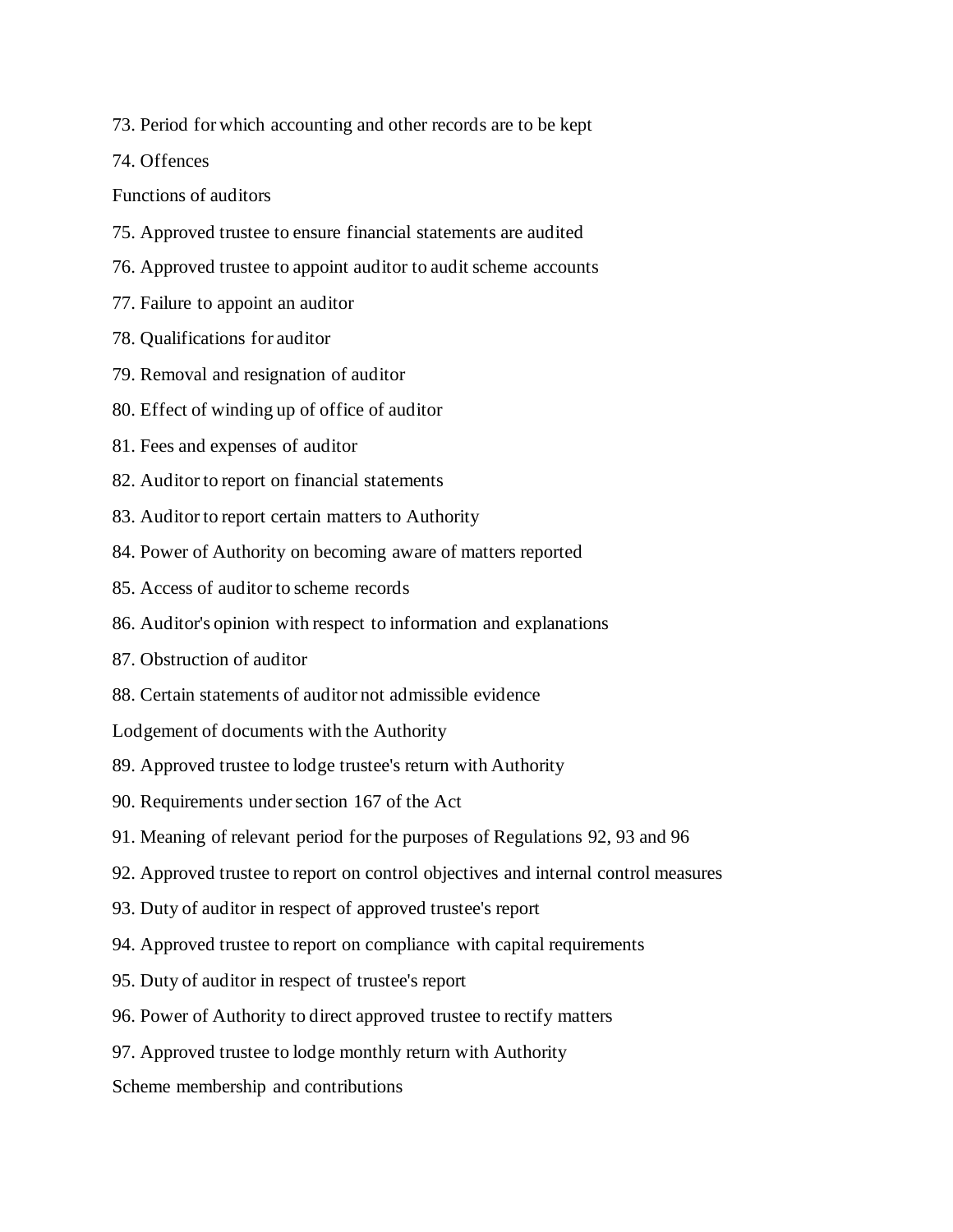73. Period for which accounting and other records are to be kept

74. Offences

Functions of auditors

75. Approved trustee to ensure financial statements are audited

76. Approved trustee to appoint auditor to audit scheme accounts

77. Failure to appoint an auditor

78. Qualifications for auditor

79. Removal and resignation of auditor

80. Effect of winding up of office of auditor

81. Fees and expenses of auditor

82. Auditor to report on financial statements

83. Auditor to report certain matters to Authority

84. Power of Authority on becoming aware of matters reported

85. Access of auditor to scheme records

86. Auditor's opinion with respect to information and explanations

87. Obstruction of auditor

88. Certain statements of auditor not admissible evidence

Lodgement of documents with the Authority

89. Approved trustee to lodge trustee's return with Authority

90. Requirements under section 167 of the Act

91. Meaning of relevant period for the purposes of Regulations 92, 93 and 96

92. Approved trustee to report on control objectives and internal control measures

93. Duty of auditor in respect of approved trustee's report

94. Approved trustee to report on compliance with capital requirements

95. Duty of auditor in respect of trustee's report

96. Power of Authority to direct approved trustee to rectify matters

97. Approved trustee to lodge monthly return with Authority

Scheme membership and contributions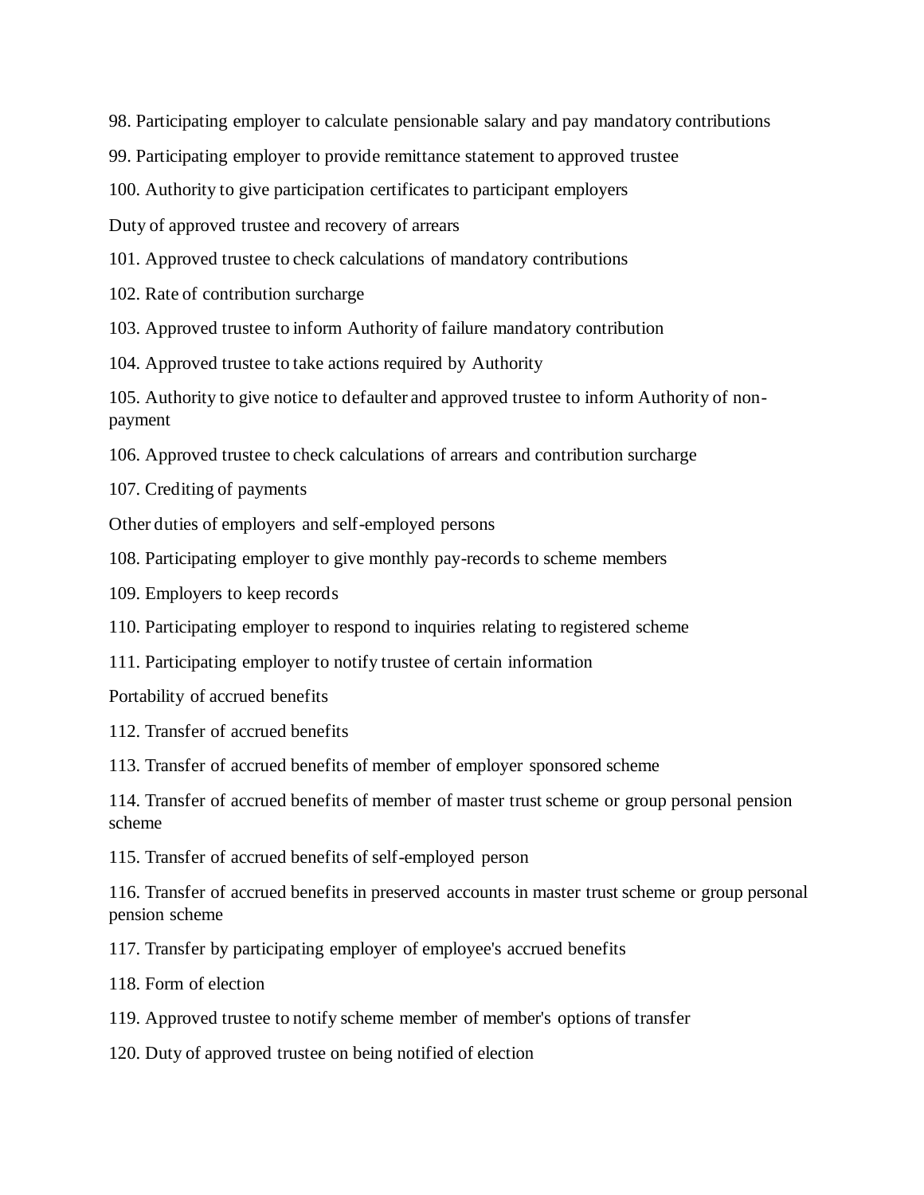98. Participating employer to calculate pensionable salary and pay mandatory contributions

99. Participating employer to provide remittance statement to approved trustee

100. Authority to give participation certificates to participant employers

Duty of approved trustee and recovery of arrears

101. Approved trustee to check calculations of mandatory contributions

102. Rate of contribution surcharge

103. Approved trustee to inform Authority of failure mandatory contribution

104. Approved trustee to take actions required by Authority

105. Authority to give notice to defaulter and approved trustee to inform Authority of non-payment

106. Approved trustee to check calculations of arrears and contribution surcharge

107. Crediting of payments

Other duties of employers and self-employed persons

108. Participating employer to give monthly pay-records to scheme members

109. Employers to keep records

110. Participating employer to respond to inquiries relating to registered scheme

111. Participating employer to notify trustee of certain information

Portability of accrued benefits

112. Transfer of accrued benefits

113. Transfer of accrued benefits of member of employer sponsored scheme

114. Transfer of accrued benefits of member of master trust scheme or group personal pension scheme

115. Transfer of accrued benefits of self-employed person

116. Transfer of accrued benefits in preserved accounts in master trust scheme or group personal pension scheme

117. Transfer by participating employer of employee's accrued benefits

118. Form of election

119. Approved trustee to notify scheme member of member's options of transfer

120. Duty of approved trustee on being notified of election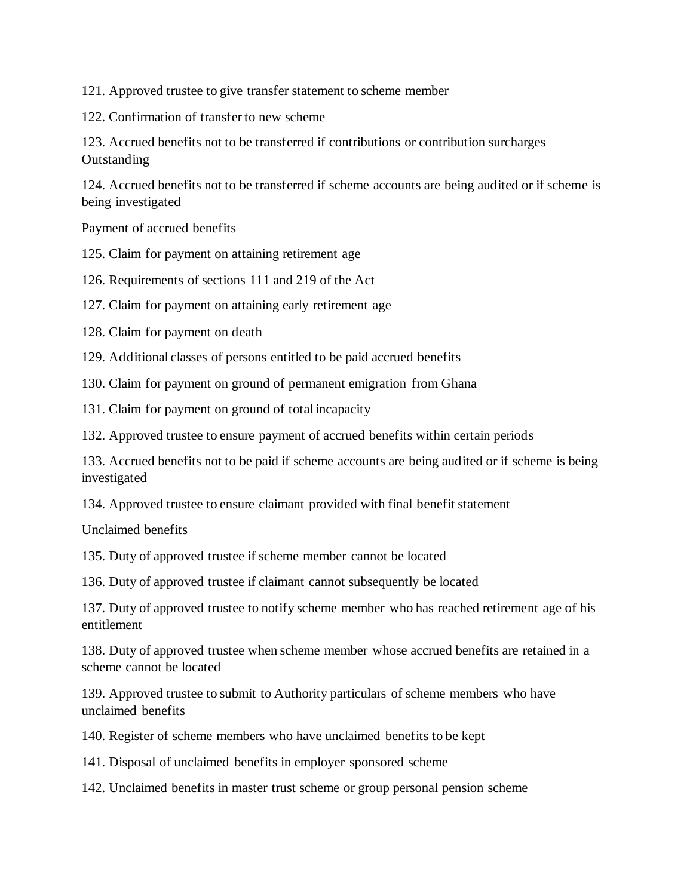121. Approved trustee to give transfer statement to scheme member

122. Confirmation of transfer to new scheme

123. Accrued benefits not to be transferred if contributions or contribution surcharges Outstanding

124. Accrued benefits not to be transferred if scheme accounts are being audited or if scheme is being investigated

Payment of accrued benefits

125. Claim for payment on attaining retirement age

126. Requirements of sections 111 and 219 of the Act

127. Claim for payment on attaining early retirement age

128. Claim for payment on death

129. Additional classes of persons entitled to be paid accrued benefits

130. Claim for payment on ground of permanent emigration from Ghana

131. Claim for payment on ground of total incapacity

132. Approved trustee to ensure payment of accrued benefits within certain periods

133. Accrued benefits not to be paid if scheme accounts are being audited or if scheme is being investigated

134. Approved trustee to ensure claimant provided with final benefit statement

Unclaimed benefits

135. Duty of approved trustee if scheme member cannot be located

136. Duty of approved trustee if claimant cannot subsequently be located

137. Duty of approved trustee to notify scheme member who has reached retirement age of his entitlement

138. Duty of approved trustee when scheme member whose accrued benefits are retained in a scheme cannot be located

139. Approved trustee to submit to Authority particulars of scheme members who have unclaimed benefits

140. Register of scheme members who have unclaimed benefits to be kept

141. Disposal of unclaimed benefits in employer sponsored scheme

142. Unclaimed benefits in master trust scheme or group personal pension scheme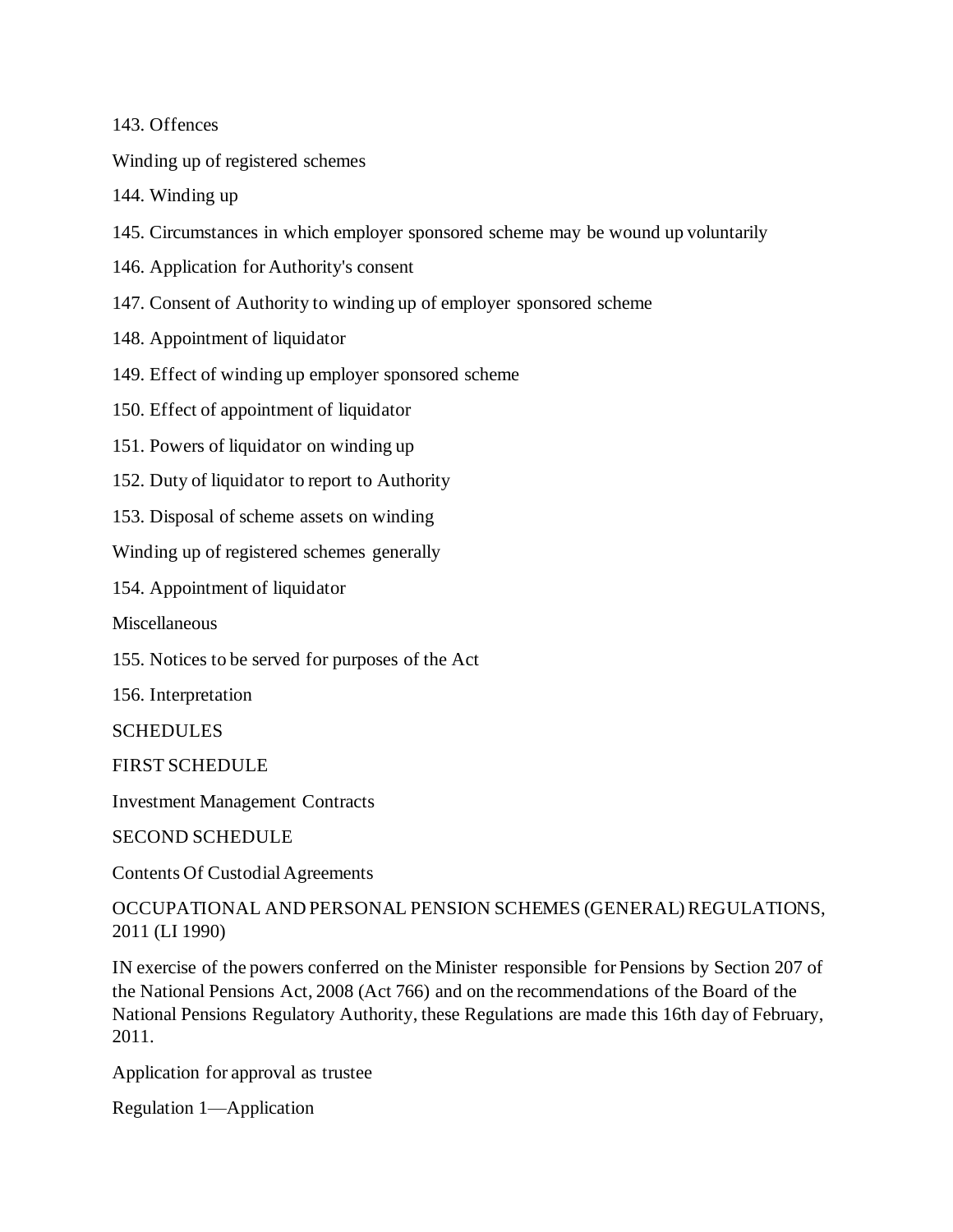143. Offences

Winding up of registered schemes

144. Winding up

145. Circumstances in which employer sponsored scheme may be wound up voluntarily

146. Application for Authority's consent

147. Consent of Authority to winding up of employer sponsored scheme

148. Appointment of liquidator

149. Effect of winding up employer sponsored scheme

150. Effect of appointment of liquidator

151. Powers of liquidator on winding up

152. Duty of liquidator to report to Authority

153. Disposal of scheme assets on winding

Winding up of registered schemes generally

154. Appointment of liquidator

Miscellaneous

155. Notices to be served for purposes of the Act

156. Interpretation

SCHEDULES

FIRST SCHEDULE

Investment Management Contracts

SECOND SCHEDULE

Contents Of Custodial Agreements

OCCUPATIONAL AND PERSONAL PENSION SCHEMES (GENERAL) REGULATIONS, 2011 (LI 1990)

IN exercise of the powers conferred on the Minister responsible for Pensions by Section 207 of the National Pensions Act, 2008 (Act 766) and on the recommendations of the Board of the National Pensions Regulatory Authority, these Regulations are made this 16th day of February, 2011.

Application for approval as trustee

Regulation 1—Application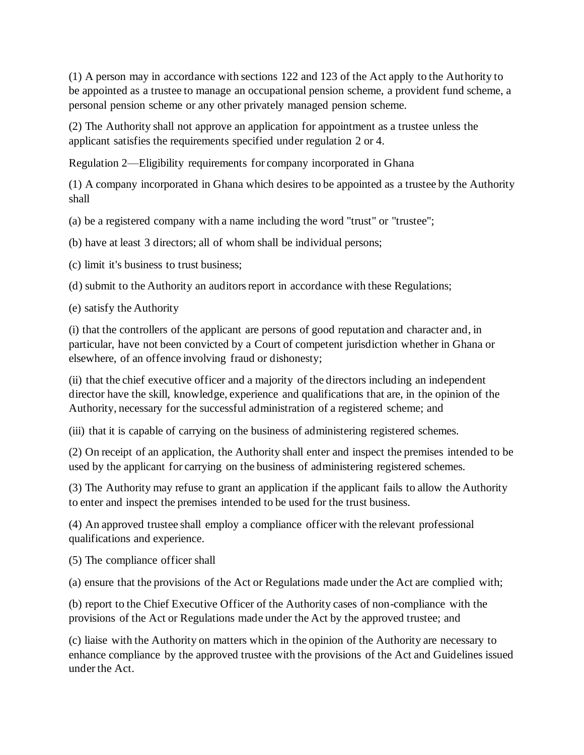(1) A person may in accordance with sections 122 and 123 of the Act apply to the Authority to be appointed as a trustee to manage an occupational pension scheme, a provident fund scheme, a personal pension scheme or any other privately managed pension scheme.

(2) The Authority shall not approve an application for appointment as a trustee unless the applicant satisfies the requirements specified under regulation 2 or 4.

Regulation 2—Eligibility requirements for company incorporated in Ghana

(1) A company incorporated in Ghana which desires to be appointed as a trustee by the Authority shall

(a) be a registered company with a name including the word "trust" or "trustee";

(b) have at least 3 directors; all of whom shall be individual persons;

(c) limit it's business to trust business;

(d) submit to the Authority an auditors report in accordance with these Regulations;

(e) satisfy the Authority

(i) that the controllers of the applicant are persons of good reputation and character and, in particular, have not been convicted by a Court of competent jurisdiction whether in Ghana or elsewhere, of an offence involving fraud or dishonesty;

(ii) that the chief executive officer and a majority of the directors including an independent director have the skill, knowledge, experience and qualifications that are, in the opinion of the Authority, necessary for the successful administration of a registered scheme; and

(iii) that it is capable of carrying on the business of administering registered schemes.

(2) On receipt of an application, the Authority shall enter and inspect the premises intended to be used by the applicant for carrying on the business of administering registered schemes.

(3) The Authority may refuse to grant an application if the applicant fails to allow the Authority to enter and inspect the premises intended to be used for the trust business.

(4) An approved trustee shall employ a compliance officer with the relevant professional qualifications and experience.

(5) The compliance officer shall

(a) ensure that the provisions of the Act or Regulations made under the Act are complied with;

(b) report to the Chief Executive Officer of the Authority cases of non-compliance with the provisions of the Act or Regulations made under the Act by the approved trustee; and

(c) liaise with the Authority on matters which in the opinion of the Authority are necessary to enhance compliance by the approved trustee with the provisions of the Act and Guidelines issued under the Act.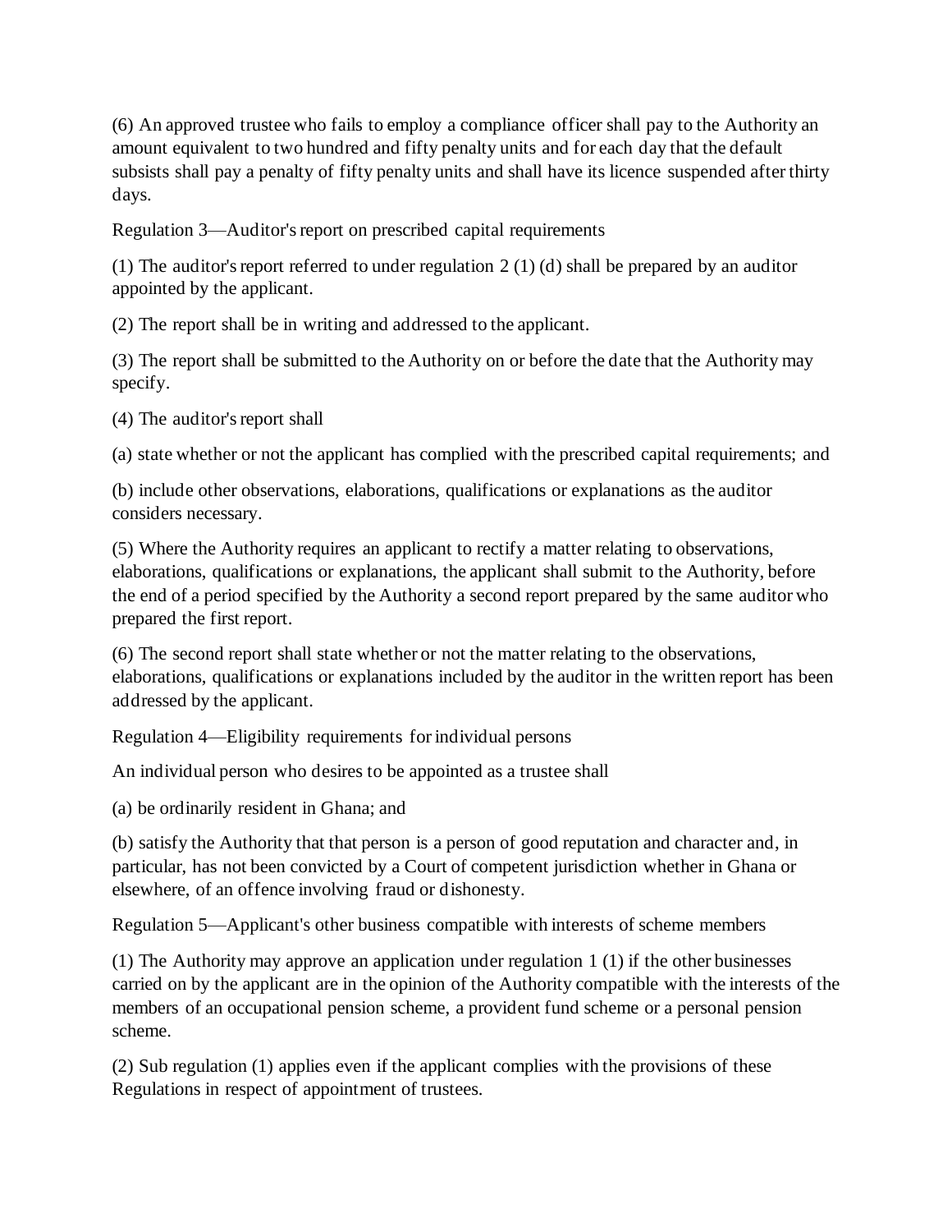(6) An approved trustee who fails to employ a compliance officer shall pay to the Authority an amount equivalent to two hundred and fifty penalty units and for each day that the default subsists shall pay a penalty of fifty penalty units and shall have its licence suspended after thirty days.

Regulation 3—Auditor's report on prescribed capital requirements

(1) The auditor's report referred to under regulation 2 (1) (d) shall be prepared by an auditor appointed by the applicant.

(2) The report shall be in writing and addressed to the applicant.

(3) The report shall be submitted to the Authority on or before the date that the Authority may specify.

(4) The auditor's report shall

(a) state whether or not the applicant has complied with the prescribed capital requirements; and

(b) include other observations, elaborations, qualifications or explanations as the auditor considers necessary.

(5) Where the Authority requires an applicant to rectify a matter relating to observations, elaborations, qualifications or explanations, the applicant shall submit to the Authority, before the end of a period specified by the Authority a second report prepared by the same auditor who prepared the first report.

(6) The second report shall state whether or not the matter relating to the observations, elaborations, qualifications or explanations included by the auditor in the written report has been addressed by the applicant.

Regulation 4—Eligibility requirements for individual persons

An individual person who desires to be appointed as a trustee shall

(a) be ordinarily resident in Ghana; and

(b) satisfy the Authority that that person is a person of good reputation and character and, in particular, has not been convicted by a Court of competent jurisdiction whether in Ghana or elsewhere, of an offence involving fraud or dishonesty.

Regulation 5—Applicant's other business compatible with interests of scheme members

(1) The Authority may approve an application under regulation 1 (1) if the other businesses carried on by the applicant are in the opinion of the Authority compatible with the interests of the members of an occupational pension scheme, a provident fund scheme or a personal pension scheme.

(2) Sub regulation (1) applies even if the applicant complies with the provisions of these Regulations in respect of appointment of trustees.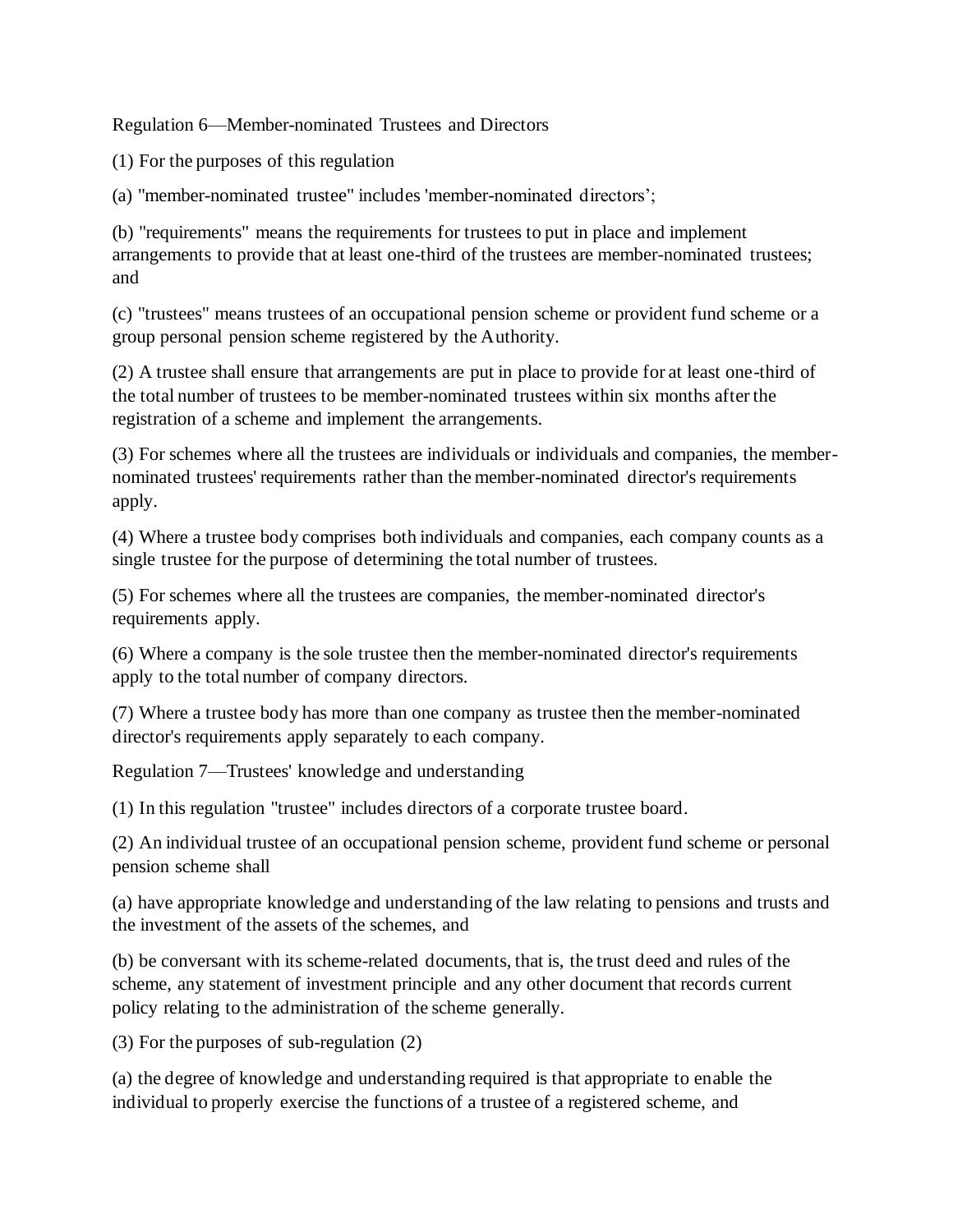Regulation 6—Member-nominated Trustees and Directors

(1) For the purposes of this regulation

(a) "member-nominated trustee" includes 'member-nominated directors';

(b) "requirements" means the requirements for trustees to put in place and implement arrangements to provide that at least one-third of the trustees are member-nominated trustees; and

(c) "trustees" means trustees of an occupational pension scheme or provident fund scheme or a group personal pension scheme registered by the Authority.

(2) A trustee shall ensure that arrangements are put in place to provide for at least one-third of the total number of trustees to be member-nominated trustees within six months after the registration of a scheme and implement the arrangements.

(3) For schemes where all the trustees are individuals or individuals and companies, the member-nominated trustees' requirements rather than the member-nominated director's requirements apply.

(4) Where a trustee body comprises both individuals and companies, each company counts as a single trustee for the purpose of determining the total number of trustees.

(5) For schemes where all the trustees are companies, the member-nominated director's requirements apply.

(6) Where a company is the sole trustee then the member-nominated director's requirements apply to the total number of company directors.

(7) Where a trustee body has more than one company as trustee then the member-nominated director's requirements apply separately to each company.

Regulation 7—Trustees' knowledge and understanding

(1) In this regulation "trustee" includes directors of a corporate trustee board.

(2) An individual trustee of an occupational pension scheme, provident fund scheme or personal pension scheme shall

(a) have appropriate knowledge and understanding of the law relating to pensions and trusts and the investment of the assets of the schemes, and

(b) be conversant with its scheme-related documents, that is, the trust deed and rules of the scheme, any statement of investment principle and any other document that records current policy relating to the administration of the scheme generally.

(3) For the purposes of sub-regulation (2)

(a) the degree of knowledge and understanding required is that appropriate to enable the individual to properly exercise the functions of a trustee of a registered scheme, and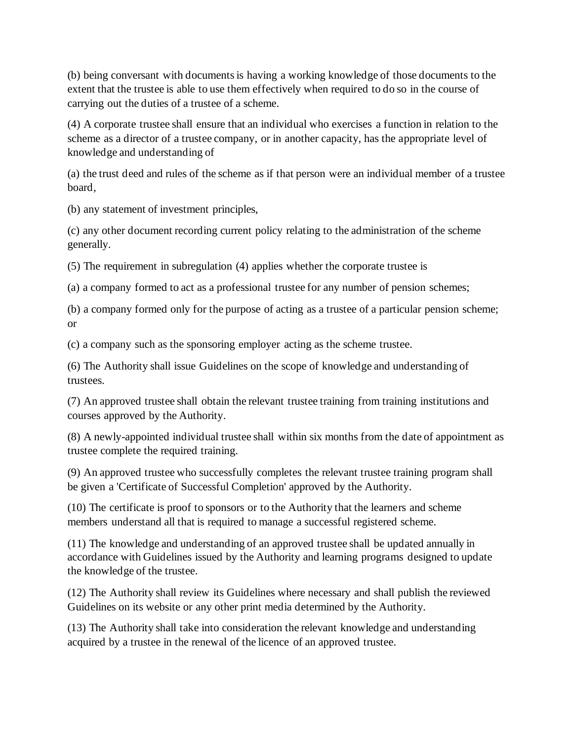(b) being conversant with documents is having a working knowledge of those documents to the extent that the trustee is able to use them effectively when required to do so in the course of carrying out the duties of a trustee of a scheme.

(4) A corporate trustee shall ensure that an individual who exercises a function in relation to the scheme as a director of a trustee company, or in another capacity, has the appropriate level of knowledge and understanding of

(a) the trust deed and rules of the scheme as if that person were an individual member of a trustee board,

(b) any statement of investment principles,

(c) any other document recording current policy relating to the administration of the scheme generally.

(5) The requirement in subregulation (4) applies whether the corporate trustee is

(a) a company formed to act as a professional trustee for any number of pension schemes;

(b) a company formed only for the purpose of acting as a trustee of a particular pension scheme; or

(c) a company such as the sponsoring employer acting as the scheme trustee.

(6) The Authority shall issue Guidelines on the scope of knowledge and understanding of trustees.

(7) An approved trustee shall obtain the relevant trustee training from training institutions and courses approved by the Authority.

(8) A newly-appointed individual trustee shall within six months from the date of appointment as trustee complete the required training.

(9) An approved trustee who successfully completes the relevant trustee training program shall be given a 'Certificate of Successful Completion' approved by the Authority.

(10) The certificate is proof to sponsors or to the Authority that the learners and scheme members understand all that is required to manage a successful registered scheme.

(11) The knowledge and understanding of an approved trustee shall be updated annually in accordance with Guidelines issued by the Authority and learning programs designed to update the knowledge of the trustee.

(12) The Authority shall review its Guidelines where necessary and shall publish the reviewed Guidelines on its website or any other print media determined by the Authority.

(13) The Authority shall take into consideration the relevant knowledge and understanding acquired by a trustee in the renewal of the licence of an approved trustee.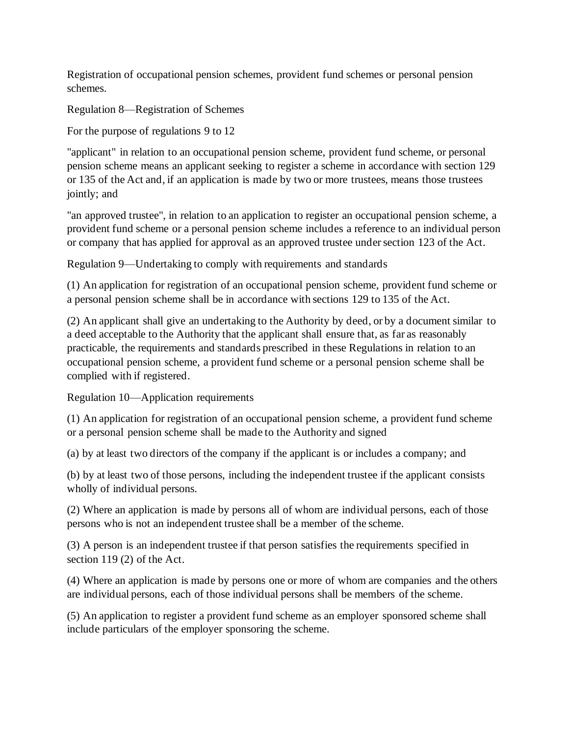Registration of occupational pension schemes, provident fund schemes or personal pension schemes.

Regulation 8—Registration of Schemes

For the purpose of regulations 9 to 12

"applicant" in relation to an occupational pension scheme, provident fund scheme, or personal pension scheme means an applicant seeking to register a scheme in accordance with section 129 or 135 of the Act and, if an application is made by two or more trustees, means those trustees jointly; and

"an approved trustee", in relation to an application to register an occupational pension scheme, a provident fund scheme or a personal pension scheme includes a reference to an individual person or company that has applied for approval as an approved trustee under section 123 of the Act.

Regulation 9—Undertaking to comply with requirements and standards

(1) An application for registration of an occupational pension scheme, provident fund scheme or a personal pension scheme shall be in accordance with sections 129 to 135 of the Act.

(2) An applicant shall give an undertaking to the Authority by deed, or by a document similar to a deed acceptable to the Authority that the applicant shall ensure that, as far as reasonably practicable, the requirements and standards prescribed in these Regulations in relation to an occupational pension scheme, a provident fund scheme or a personal pension scheme shall be complied with if registered.

Regulation 10—Application requirements

(1) An application for registration of an occupational pension scheme, a provident fund scheme or a personal pension scheme shall be made to the Authority and signed

(a) by at least two directors of the company if the applicant is or includes a company; and

(b) by at least two of those persons, including the independent trustee if the applicant consists wholly of individual persons.

(2) Where an application is made by persons all of whom are individual persons, each of those persons who is not an independent trustee shall be a member of the scheme.

(3) A person is an independent trustee if that person satisfies the requirements specified in section 119 (2) of the Act.

(4) Where an application is made by persons one or more of whom are companies and the others are individual persons, each of those individual persons shall be members of the scheme.

(5) An application to register a provident fund scheme as an employer sponsored scheme shall include particulars of the employer sponsoring the scheme.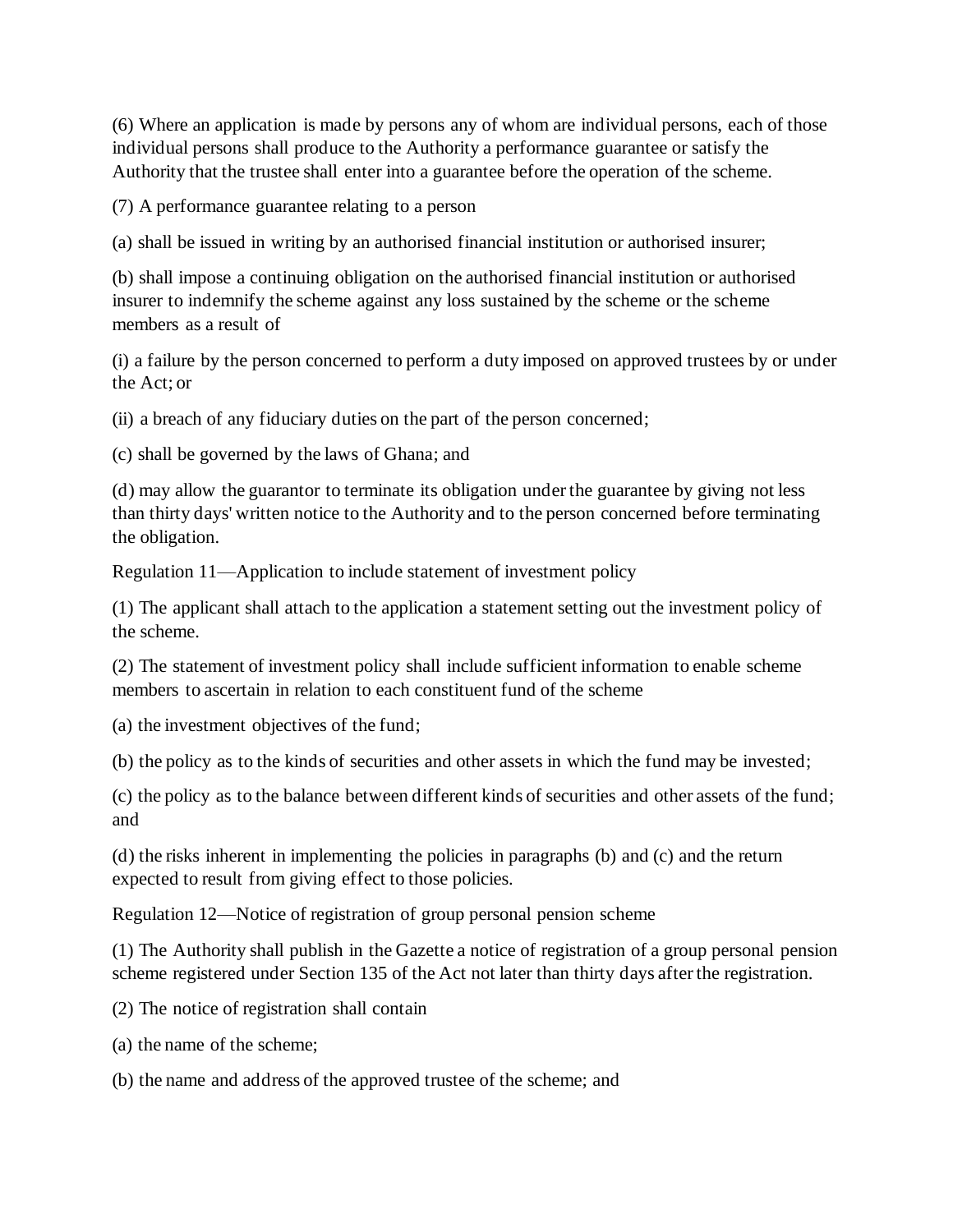(6) Where an application is made by persons any of whom are individual persons, each of those individual persons shall produce to the Authority a performance guarantee or satisfy the Authority that the trustee shall enter into a guarantee before the operation of the scheme.

(7) A performance guarantee relating to a person

(a) shall be issued in writing by an authorised financial institution or authorised insurer;

(b) shall impose a continuing obligation on the authorised financial institution or authorised insurer to indemnify the scheme against any loss sustained by the scheme or the scheme members as a result of

(i) a failure by the person concerned to perform a duty imposed on approved trustees by or under the Act; or

(ii) a breach of any fiduciary duties on the part of the person concerned;

(c) shall be governed by the laws of Ghana; and

(d) may allow the guarantor to terminate its obligation under the guarantee by giving not less than thirty days' written notice to the Authority and to the person concerned before terminating the obligation.

Regulation 11—Application to include statement of investment policy

(1) The applicant shall attach to the application a statement setting out the investment policy of the scheme.

(2) The statement of investment policy shall include sufficient information to enable scheme members to ascertain in relation to each constituent fund of the scheme

(a) the investment objectives of the fund;

(b) the policy as to the kinds of securities and other assets in which the fund may be invested;

(c) the policy as to the balance between different kinds of securities and other assets of the fund; and

(d) the risks inherent in implementing the policies in paragraphs (b) and (c) and the return expected to result from giving effect to those policies.

Regulation 12—Notice of registration of group personal pension scheme

(1) The Authority shall publish in the Gazette a notice of registration of a group personal pension scheme registered under Section 135 of the Act not later than thirty days after the registration.

(2) The notice of registration shall contain

(a) the name of the scheme;

(b) the name and address of the approved trustee of the scheme; and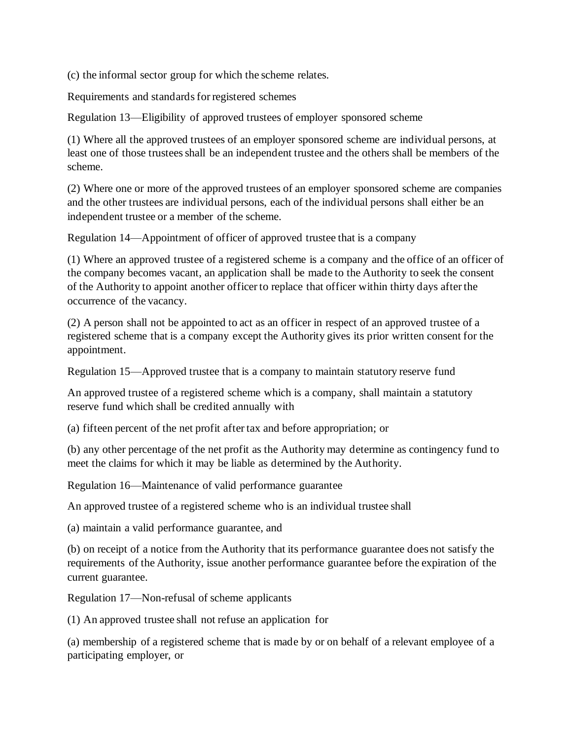(c) the informal sector group for which the scheme relates.

## Requirements and standards for registered schemes

### Regulation 13—Eligibility of approved trustees of employer sponsored scheme

(1) Where all the approved trustees of an employer sponsored scheme are individual persons, at least one of those trustees shall be an independent trustee and the others shall be members of the scheme.

(2) Where one or more of the approved trustees of an employer sponsored scheme are companies and the other trustees are individual persons, each of the individual persons shall either be an independent trustee or a member of the scheme.

### Regulation 14—Appointment of officer of approved trustee that is a company

(1) Where an approved trustee of a registered scheme is a company and the office of an officer of the company becomes vacant, an application shall be made to the Authority to seek the consent of the Authority to appoint another officer to replace that officer within thirty days after the occurrence of the vacancy.

(2) A person shall not be appointed to act as an officer in respect of an approved trustee of a registered scheme that is a company except the Authority gives its prior written consent for the appointment.

### Regulation 15—Approved trustee that is a company to maintain statutory reserve fund

An approved trustee of a registered scheme which is a company, shall maintain a statutory reserve fund which shall be credited annually with

(a) fifteen percent of the net profit after tax and before appropriation; or

(b) any other percentage of the net profit as the Authority may determine as contingency fund to meet the claims for which it may be liable as determined by the Authority.

### Regulation 16—Maintenance of valid performance guarantee

An approved trustee of a registered scheme who is an individual trustee shall

(a) maintain a valid performance guarantee, and

(b) on receipt of a notice from the Authority that its performance guarantee does not satisfy the requirements of the Authority, issue another performance guarantee before the expiration of the current guarantee.

### Regulation 17—Non-refusal of scheme applicants

(1) An approved trustee shall not refuse an application for

(a) membership of a registered scheme that is made by or on behalf of a relevant employee of a participating employer, or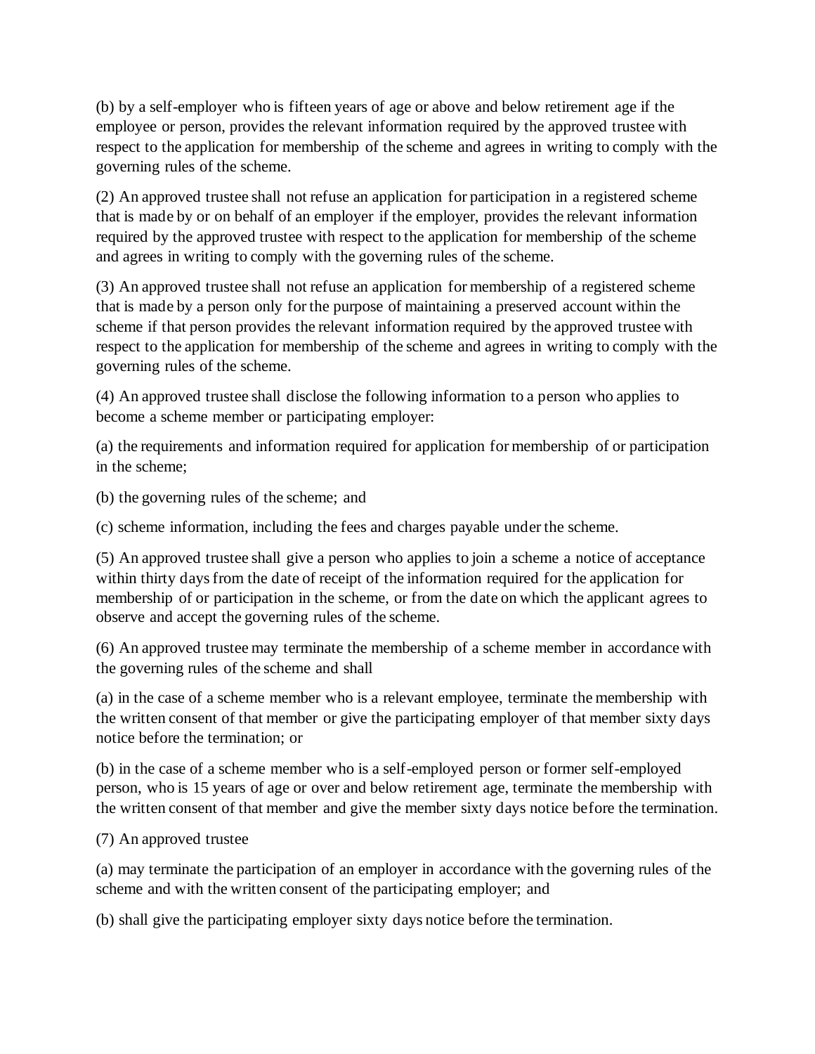(b) by a self-employer who is fifteen years of age or above and below retirement age if the employee or person, provides the relevant information required by the approved trustee with respect to the application for membership of the scheme and agrees in writing to comply with the governing rules of the scheme.

(2) An approved trustee shall not refuse an application for participation in a registered scheme that is made by or on behalf of an employer if the employer, provides the relevant information required by the approved trustee with respect to the application for membership of the scheme and agrees in writing to comply with the governing rules of the scheme.

(3) An approved trustee shall not refuse an application for membership of a registered scheme that is made by a person only for the purpose of maintaining a preserved account within the scheme if that person provides the relevant information required by the approved trustee with respect to the application for membership of the scheme and agrees in writing to comply with the governing rules of the scheme.

(4) An approved trustee shall disclose the following information to a person who applies to become a scheme member or participating employer:

(a) the requirements and information required for application for membership of or participation in the scheme;

(b) the governing rules of the scheme; and

(c) scheme information, including the fees and charges payable under the scheme.

(5) An approved trustee shall give a person who applies to join a scheme a notice of acceptance within thirty days from the date of receipt of the information required for the application for membership of or participation in the scheme, or from the date on which the applicant agrees to observe and accept the governing rules of the scheme.

(6) An approved trustee may terminate the membership of a scheme member in accordance with the governing rules of the scheme and shall

(a) in the case of a scheme member who is a relevant employee, terminate the membership with the written consent of that member or give the participating employer of that member sixty days notice before the termination; or

(b) in the case of a scheme member who is a self-employed person or former self-employed person, who is 15 years of age or over and below retirement age, terminate the membership with the written consent of that member and give the member sixty days notice before the termination.

(7) An approved trustee

(a) may terminate the participation of an employer in accordance with the governing rules of the scheme and with the written consent of the participating employer; and

(b) shall give the participating employer sixty days notice before the termination.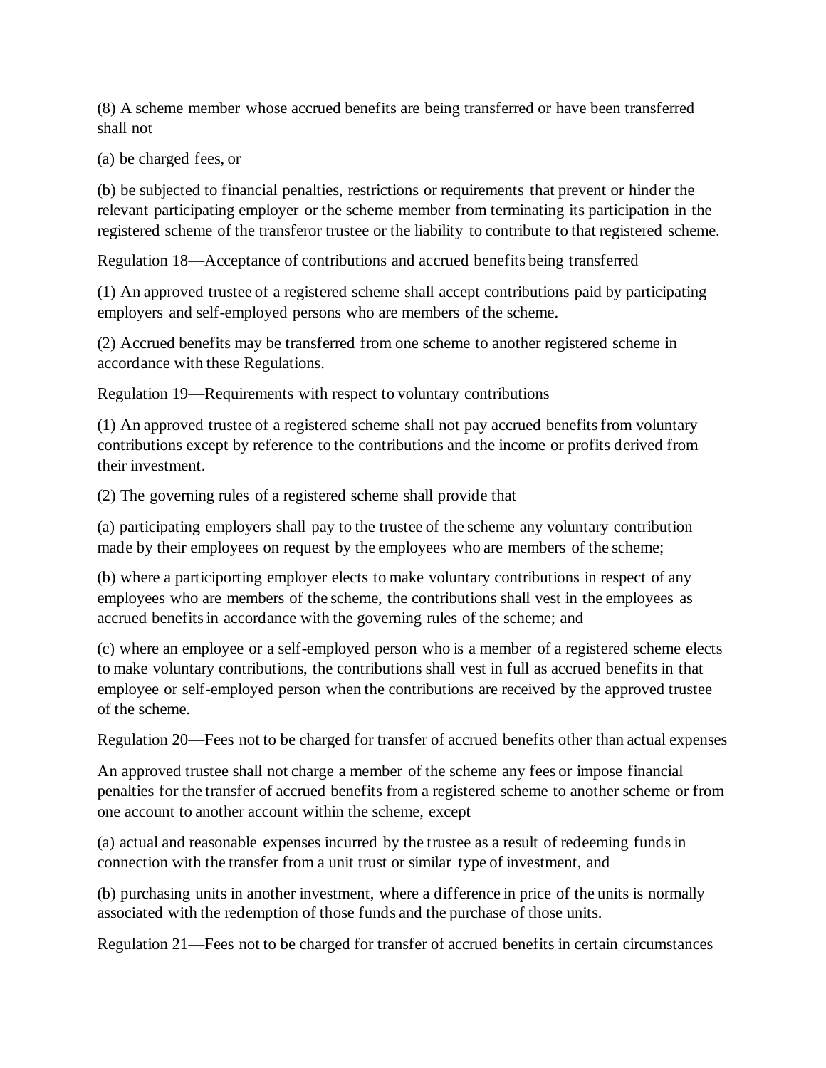(8) A scheme member whose accrued benefits are being transferred or have been transferred shall not

(a) be charged fees, or

(b) be subjected to financial penalties, restrictions or requirements that prevent or hinder the relevant participating employer or the scheme member from terminating its participation in the registered scheme of the transferor trustee or the liability to contribute to that registered scheme.

Regulation 18—Acceptance of contributions and accrued benefits being transferred

(1) An approved trustee of a registered scheme shall accept contributions paid by participating employers and self-employed persons who are members of the scheme.

(2) Accrued benefits may be transferred from one scheme to another registered scheme in accordance with these Regulations.

Regulation 19—Requirements with respect to voluntary contributions

(1) An approved trustee of a registered scheme shall not pay accrued benefits from voluntary contributions except by reference to the contributions and the income or profits derived from their investment.

(2) The governing rules of a registered scheme shall provide that

(a) participating employers shall pay to the trustee of the scheme any voluntary contribution made by their employees on request by the employees who are members of the scheme;

(b) where a participorting employer elects to make voluntary contributions in respect of any employees who are members of the scheme, the contributions shall vest in the employees as accrued benefits in accordance with the governing rules of the scheme; and

(c) where an employee or a self-employed person who is a member of a registered scheme elects to make voluntary contributions, the contributions shall vest in full as accrued benefits in that employee or self-employed person when the contributions are received by the approved trustee of the scheme.

Regulation 20—Fees not to be charged for transfer of accrued benefits other than actual expenses

An approved trustee shall not charge a member of the scheme any fees or impose financial penalties for the transfer of accrued benefits from a registered scheme to another scheme or from one account to another account within the scheme, except

(a) actual and reasonable expenses incurred by the trustee as a result of redeeming funds in connection with the transfer from a unit trust or similar type of investment, and

(b) purchasing units in another investment, where a difference in price of the units is normally associated with the redemption of those funds and the purchase of those units.

Regulation 21—Fees not to be charged for transfer of accrued benefits in certain circumstances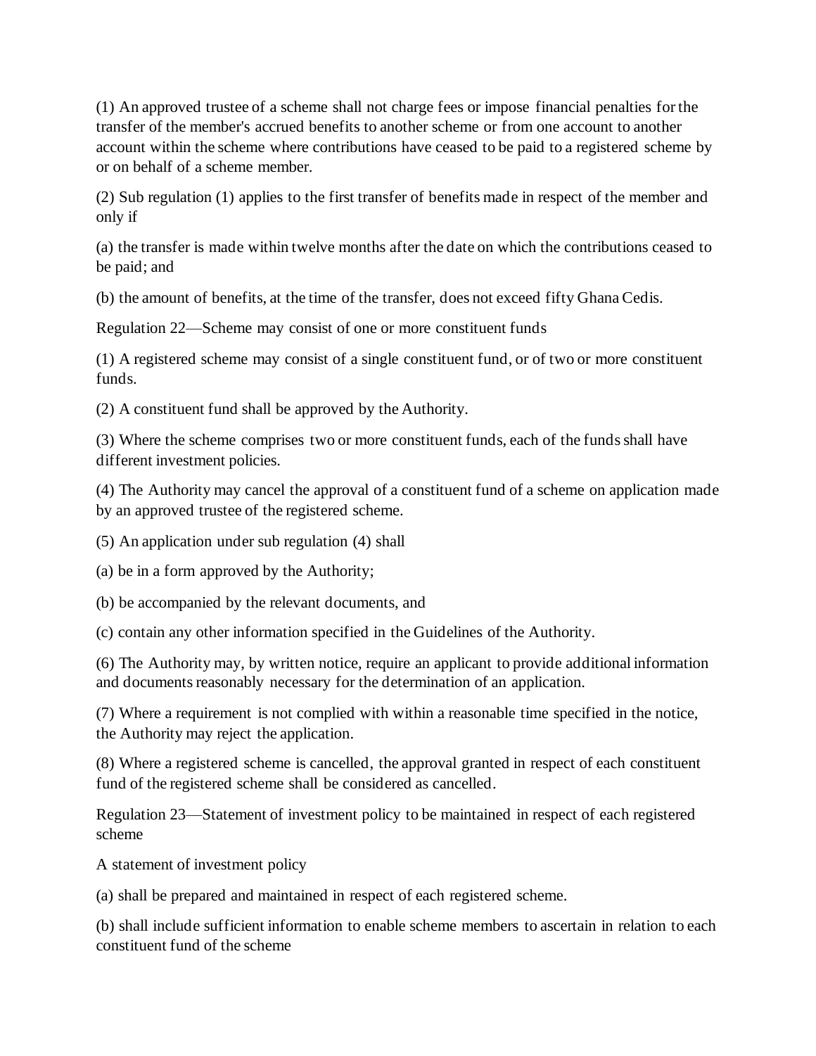(1) An approved trustee of a scheme shall not charge fees or impose financial penalties for the transfer of the member's accrued benefits to another scheme or from one account to another account within the scheme where contributions have ceased to be paid to a registered scheme by or on behalf of a scheme member.

(2) Sub regulation (1) applies to the first transfer of benefits made in respect of the member and only if

(a) the transfer is made within twelve months after the date on which the contributions ceased to be paid; and

(b) the amount of benefits, at the time of the transfer, does not exceed fifty Ghana Cedis.

Regulation 22—Scheme may consist of one or more constituent funds

(1) A registered scheme may consist of a single constituent fund, or of two or more constituent funds.

(2) A constituent fund shall be approved by the Authority.

(3) Where the scheme comprises two or more constituent funds, each of the funds shall have different investment policies.

(4) The Authority may cancel the approval of a constituent fund of a scheme on application made by an approved trustee of the registered scheme.

(5) An application under sub regulation (4) shall

(a) be in a form approved by the Authority;

(b) be accompanied by the relevant documents, and

(c) contain any other information specified in the Guidelines of the Authority.

(6) The Authority may, by written notice, require an applicant to provide additional information and documents reasonably necessary for the determination of an application.

(7) Where a requirement is not complied with within a reasonable time specified in the notice, the Authority may reject the application.

(8) Where a registered scheme is cancelled, the approval granted in respect of each constituent fund of the registered scheme shall be considered as cancelled.

Regulation 23—Statement of investment policy to be maintained in respect of each registered scheme

A statement of investment policy

(a) shall be prepared and maintained in respect of each registered scheme.

(b) shall include sufficient information to enable scheme members to ascertain in relation to each constituent fund of the scheme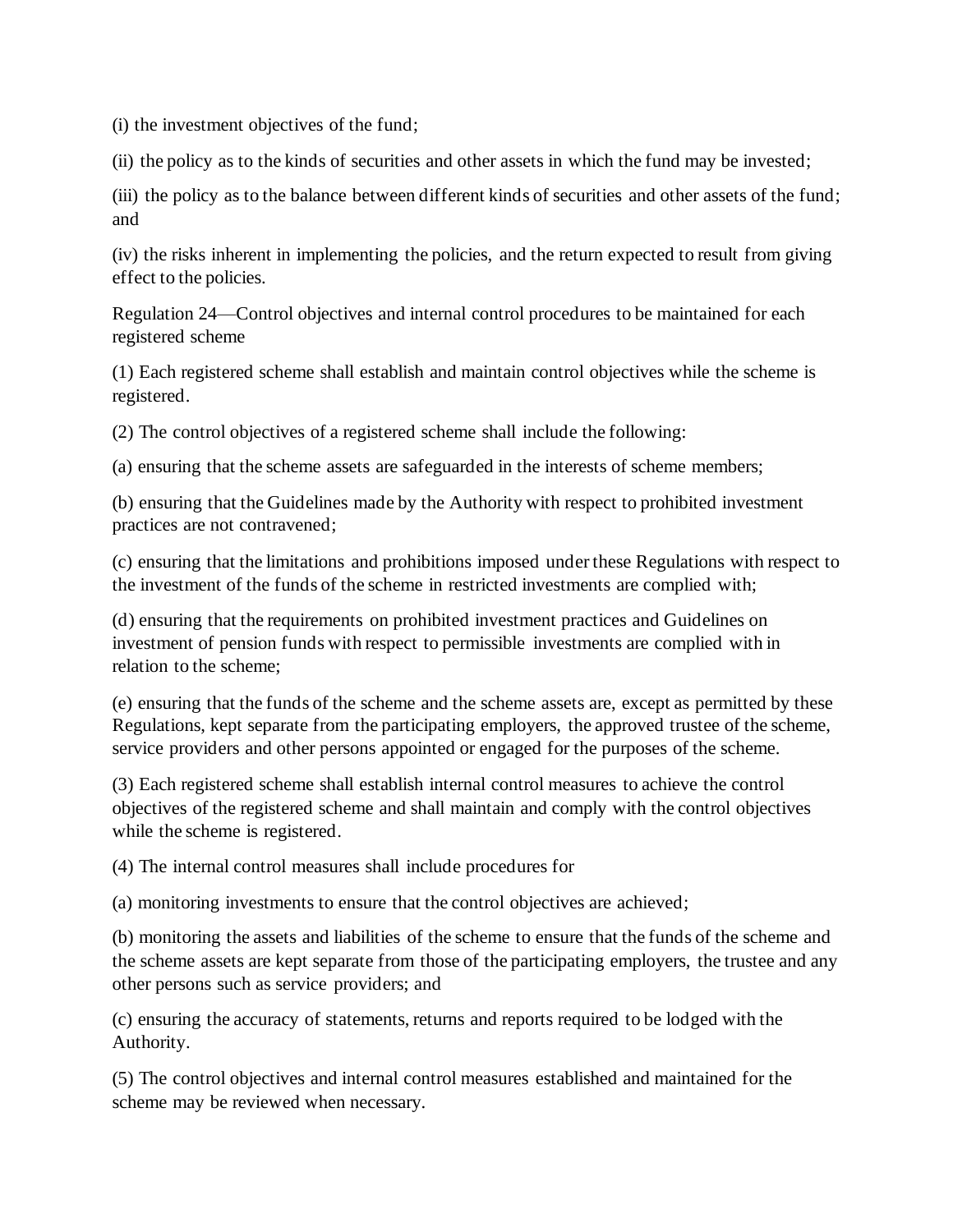(i) the investment objectives of the fund;

(ii) the policy as to the kinds of securities and other assets in which the fund may be invested;

(iii) the policy as to the balance between different kinds of securities and other assets of the fund; and

(iv) the risks inherent in implementing the policies, and the return expected to result from giving effect to the policies.

Regulation 24—Control objectives and internal control procedures to be maintained for each registered scheme

(1) Each registered scheme shall establish and maintain control objectives while the scheme is registered.

(2) The control objectives of a registered scheme shall include the following:

(a) ensuring that the scheme assets are safeguarded in the interests of scheme members;

(b) ensuring that the Guidelines made by the Authority with respect to prohibited investment practices are not contravened;

(c) ensuring that the limitations and prohibitions imposed under these Regulations with respect to the investment of the funds of the scheme in restricted investments are complied with;

(d) ensuring that the requirements on prohibited investment practices and Guidelines on investment of pension funds with respect to permissible investments are complied with in relation to the scheme;

(e) ensuring that the funds of the scheme and the scheme assets are, except as permitted by these Regulations, kept separate from the participating employers, the approved trustee of the scheme, service providers and other persons appointed or engaged for the purposes of the scheme.

(3) Each registered scheme shall establish internal control measures to achieve the control objectives of the registered scheme and shall maintain and comply with the control objectives while the scheme is registered.

(4) The internal control measures shall include procedures for

(a) monitoring investments to ensure that the control objectives are achieved;

(b) monitoring the assets and liabilities of the scheme to ensure that the funds of the scheme and the scheme assets are kept separate from those of the participating employers, the trustee and any other persons such as service providers; and

(c) ensuring the accuracy of statements, returns and reports required to be lodged with the Authority.

(5) The control objectives and internal control measures established and maintained for the scheme may be reviewed when necessary.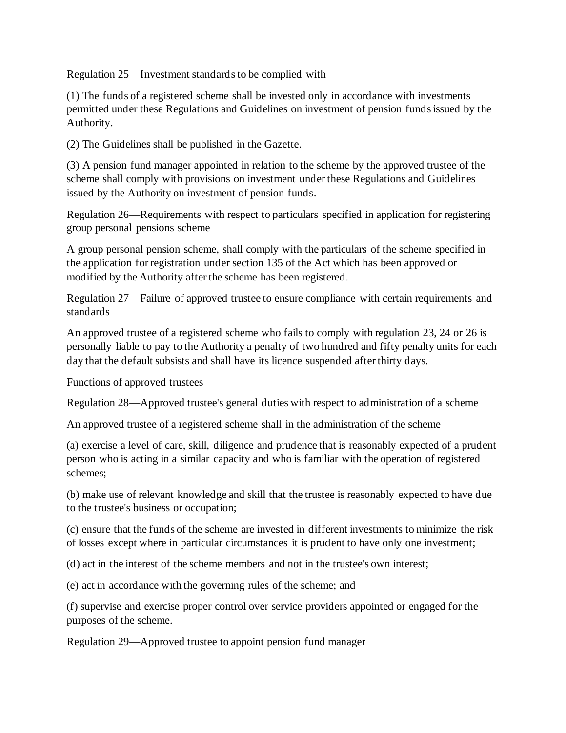Regulation 25—Investment standards to be complied with

(1) The funds of a registered scheme shall be invested only in accordance with investments permitted under these Regulations and Guidelines on investment of pension funds issued by the Authority.

(2) The Guidelines shall be published in the Gazette.

(3) A pension fund manager appointed in relation to the scheme by the approved trustee of the scheme shall comply with provisions on investment under these Regulations and Guidelines issued by the Authority on investment of pension funds.

Regulation 26—Requirements with respect to particulars specified in application for registering group personal pensions scheme

A group personal pension scheme, shall comply with the particulars of the scheme specified in the application for registration under section 135 of the Act which has been approved or modified by the Authority after the scheme has been registered.

Regulation 27—Failure of approved trustee to ensure compliance with certain requirements and standards

An approved trustee of a registered scheme who fails to comply with regulation 23, 24 or 26 is personally liable to pay to the Authority a penalty of two hundred and fifty penalty units for each day that the default subsists and shall have its licence suspended after thirty days.

Functions of approved trustees

Regulation 28—Approved trustee's general duties with respect to administration of a scheme

An approved trustee of a registered scheme shall in the administration of the scheme

(a) exercise a level of care, skill, diligence and prudence that is reasonably expected of a prudent person who is acting in a similar capacity and who is familiar with the operation of registered schemes;

(b) make use of relevant knowledge and skill that the trustee is reasonably expected to have due to the trustee's business or occupation;

(c) ensure that the funds of the scheme are invested in different investments to minimize the risk of losses except where in particular circumstances it is prudent to have only one investment;

(d) act in the interest of the scheme members and not in the trustee's own interest;

(e) act in accordance with the governing rules of the scheme; and

(f) supervise and exercise proper control over service providers appointed or engaged for the purposes of the scheme.

Regulation 29—Approved trustee to appoint pension fund manager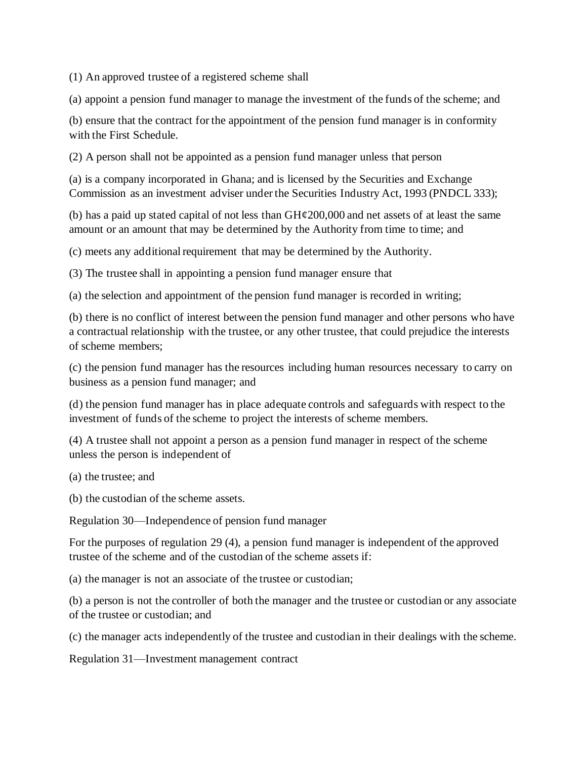(1) An approved trustee of a registered scheme shall

(a) appoint a pension fund manager to manage the investment of the funds of the scheme; and

(b) ensure that the contract for the appointment of the pension fund manager is in conformity with the First Schedule.

(2) A person shall not be appointed as a pension fund manager unless that person

(a) is a company incorporated in Ghana; and is licensed by the Securities and Exchange Commission as an investment adviser under the Securities Industry Act, 1993 (PNDCL 333);

(b) has a paid up stated capital of not less than GH¢200,000 and net assets of at least the same amount or an amount that may be determined by the Authority from time to time; and

(c) meets any additional requirement that may be determined by the Authority.

(3) The trustee shall in appointing a pension fund manager ensure that

(a) the selection and appointment of the pension fund manager is recorded in writing;

(b) there is no conflict of interest between the pension fund manager and other persons who have a contractual relationship with the trustee, or any other trustee, that could prejudice the interests of scheme members;

(c) the pension fund manager has the resources including human resources necessary to carry on business as a pension fund manager; and

(d) the pension fund manager has in place adequate controls and safeguards with respect to the investment of funds of the scheme to project the interests of scheme members.

(4) A trustee shall not appoint a person as a pension fund manager in respect of the scheme unless the person is independent of

(a) the trustee; and

(b) the custodian of the scheme assets.

Regulation 30—Independence of pension fund manager

For the purposes of regulation 29 (4), a pension fund manager is independent of the approved trustee of the scheme and of the custodian of the scheme assets if:

(a) the manager is not an associate of the trustee or custodian;

(b) a person is not the controller of both the manager and the trustee or custodian or any associate of the trustee or custodian; and

(c) the manager acts independently of the trustee and custodian in their dealings with the scheme.

Regulation 31—Investment management contract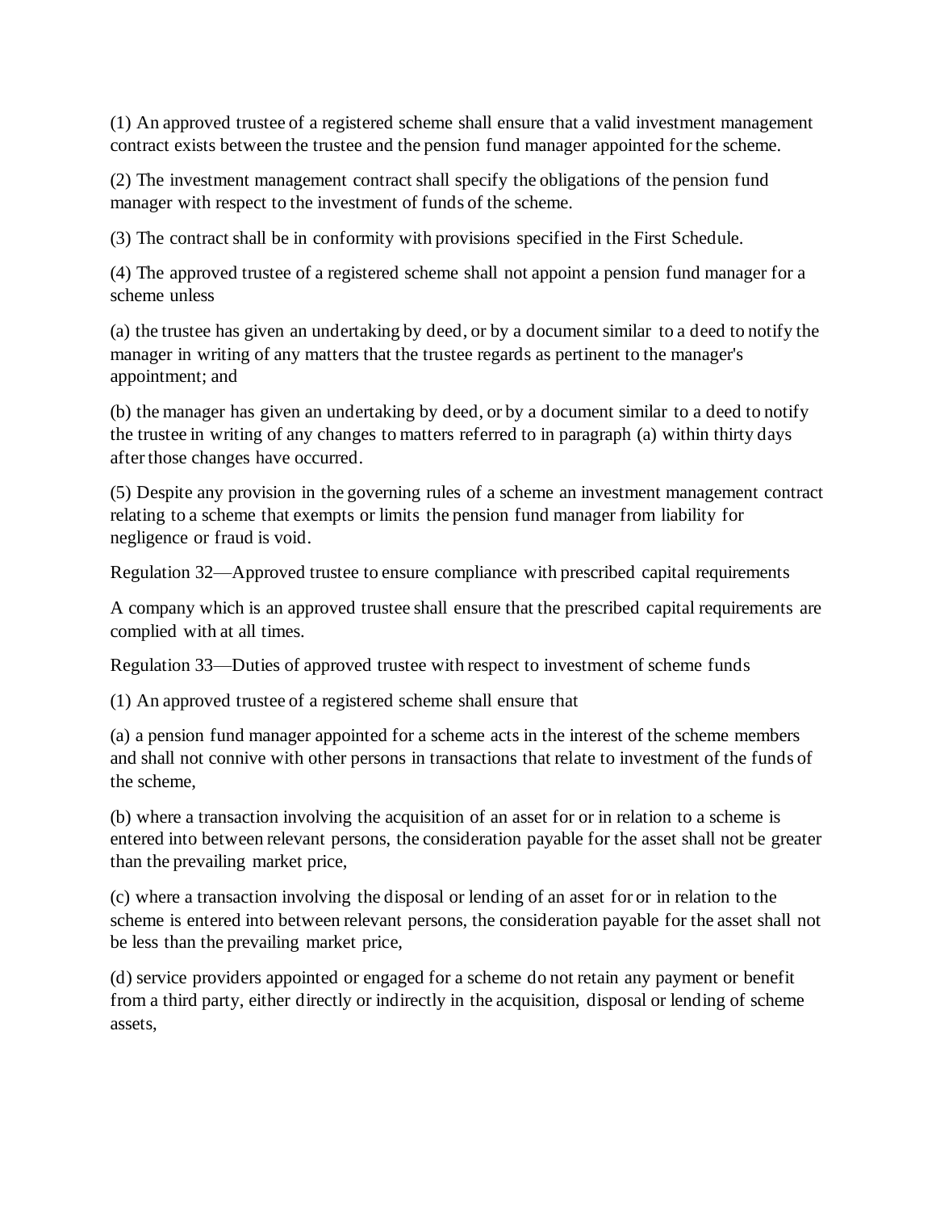(1) An approved trustee of a registered scheme shall ensure that a valid investment management contract exists between the trustee and the pension fund manager appointed for the scheme.

(2) The investment management contract shall specify the obligations of the pension fund manager with respect to the investment of funds of the scheme.

(3) The contract shall be in conformity with provisions specified in the First Schedule.

(4) The approved trustee of a registered scheme shall not appoint a pension fund manager for a scheme unless

(a) the trustee has given an undertaking by deed, or by a document similar to a deed to notify the manager in writing of any matters that the trustee regards as pertinent to the manager's appointment; and

(b) the manager has given an undertaking by deed, or by a document similar to a deed to notify the trustee in writing of any changes to matters referred to in paragraph (a) within thirty days after those changes have occurred.

(5) Despite any provision in the governing rules of a scheme an investment management contract relating to a scheme that exempts or limits the pension fund manager from liability for negligence or fraud is void.

Regulation 32—Approved trustee to ensure compliance with prescribed capital requirements

A company which is an approved trustee shall ensure that the prescribed capital requirements are complied with at all times.

Regulation 33—Duties of approved trustee with respect to investment of scheme funds

(1) An approved trustee of a registered scheme shall ensure that

(a) a pension fund manager appointed for a scheme acts in the interest of the scheme members and shall not connive with other persons in transactions that relate to investment of the funds of the scheme,

(b) where a transaction involving the acquisition of an asset for or in relation to a scheme is entered into between relevant persons, the consideration payable for the asset shall not be greater than the prevailing market price,

(c) where a transaction involving the disposal or lending of an asset for or in relation to the scheme is entered into between relevant persons, the consideration payable for the asset shall not be less than the prevailing market price,

(d) service providers appointed or engaged for a scheme do not retain any payment or benefit from a third party, either directly or indirectly in the acquisition, disposal or lending of scheme assets,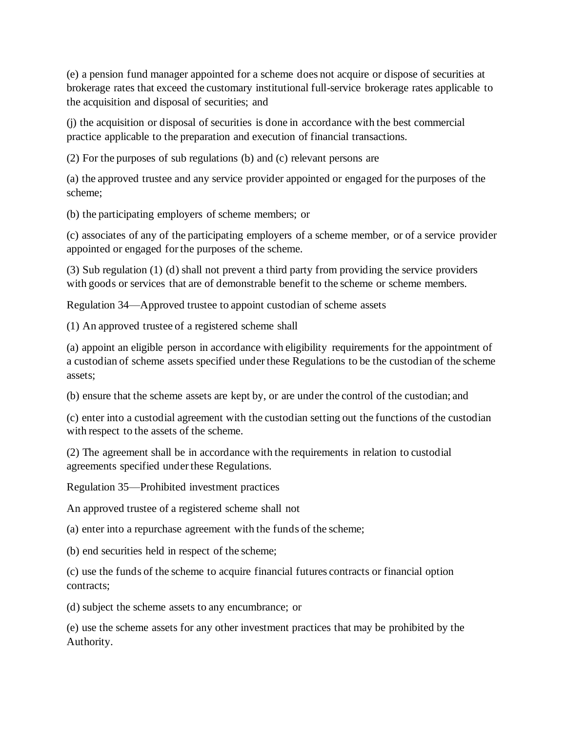(e) a pension fund manager appointed for a scheme does not acquire or dispose of securities at brokerage rates that exceed the customary institutional full-service brokerage rates applicable to the acquisition and disposal of securities; and

(j) the acquisition or disposal of securities is done in accordance with the best commercial practice applicable to the preparation and execution of financial transactions.

(2) For the purposes of sub regulations (b) and (c) relevant persons are

(a) the approved trustee and any service provider appointed or engaged for the purposes of the scheme;

(b) the participating employers of scheme members; or

(c) associates of any of the participating employers of a scheme member, or of a service provider appointed or engaged for the purposes of the scheme.

(3) Sub regulation (1) (d) shall not prevent a third party from providing the service providers with goods or services that are of demonstrable benefit to the scheme or scheme members.

Regulation 34—Approved trustee to appoint custodian of scheme assets

(1) An approved trustee of a registered scheme shall

(a) appoint an eligible person in accordance with eligibility requirements for the appointment of a custodian of scheme assets specified under these Regulations to be the custodian of the scheme assets;

(b) ensure that the scheme assets are kept by, or are under the control of the custodian; and

(c) enter into a custodial agreement with the custodian setting out the functions of the custodian with respect to the assets of the scheme.

(2) The agreement shall be in accordance with the requirements in relation to custodial agreements specified under these Regulations.

Regulation 35—Prohibited investment practices

An approved trustee of a registered scheme shall not

(a) enter into a repurchase agreement with the funds of the scheme;

(b) end securities held in respect of the scheme;

(c) use the funds of the scheme to acquire financial futures contracts or financial option contracts;

(d) subject the scheme assets to any encumbrance; or

(e) use the scheme assets for any other investment practices that may be prohibited by the Authority.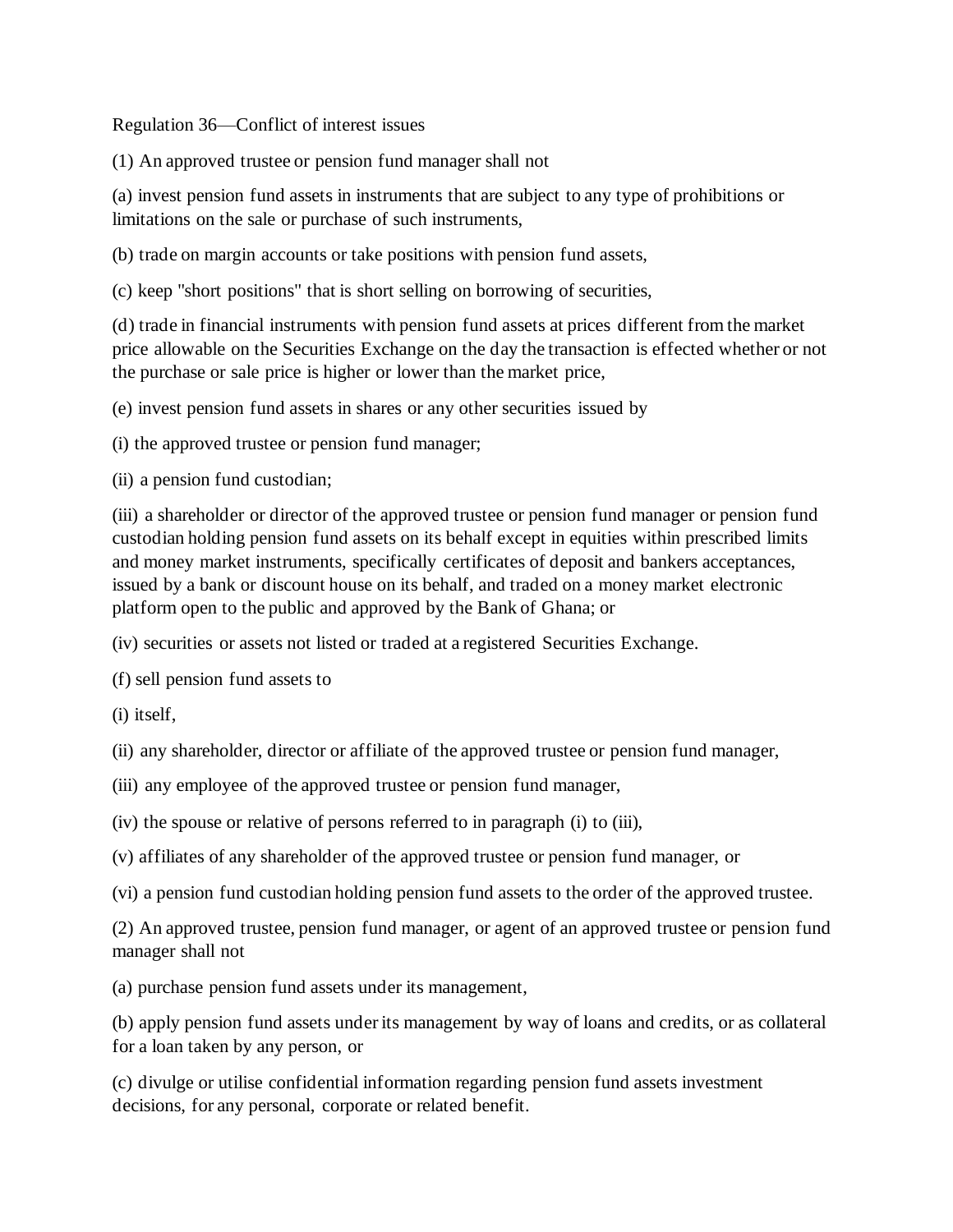Regulation 36—Conflict of interest issues

(1) An approved trustee or pension fund manager shall not

(a) invest pension fund assets in instruments that are subject to any type of prohibitions or limitations on the sale or purchase of such instruments,

(b) trade on margin accounts or take positions with pension fund assets,

(c) keep "short positions" that is short selling on borrowing of securities,

(d) trade in financial instruments with pension fund assets at prices different from the market price allowable on the Securities Exchange on the day the transaction is effected whether or not the purchase or sale price is higher or lower than the market price,

(e) invest pension fund assets in shares or any other securities issued by

(i) the approved trustee or pension fund manager;

(ii) a pension fund custodian;

(iii) a shareholder or director of the approved trustee or pension fund manager or pension fund custodian holding pension fund assets on its behalf except in equities within prescribed limits and money market instruments, specifically certificates of deposit and bankers acceptances, issued by a bank or discount house on its behalf, and traded on a money market electronic platform open to the public and approved by the Bank of Ghana; or

(iv) securities or assets not listed or traded at a registered Securities Exchange.

(f) sell pension fund assets to

(i) itself,

(ii) any shareholder, director or affiliate of the approved trustee or pension fund manager,

(iii) any employee of the approved trustee or pension fund manager,

(iv) the spouse or relative of persons referred to in paragraph (i) to (iii),

(v) affiliates of any shareholder of the approved trustee or pension fund manager, or

(vi) a pension fund custodian holding pension fund assets to the order of the approved trustee.

(2) An approved trustee, pension fund manager, or agent of an approved trustee or pension fund manager shall not

(a) purchase pension fund assets under its management,

(b) apply pension fund assets under its management by way of loans and credits, or as collateral for a loan taken by any person, or

(c) divulge or utilise confidential information regarding pension fund assets investment decisions, for any personal, corporate or related benefit.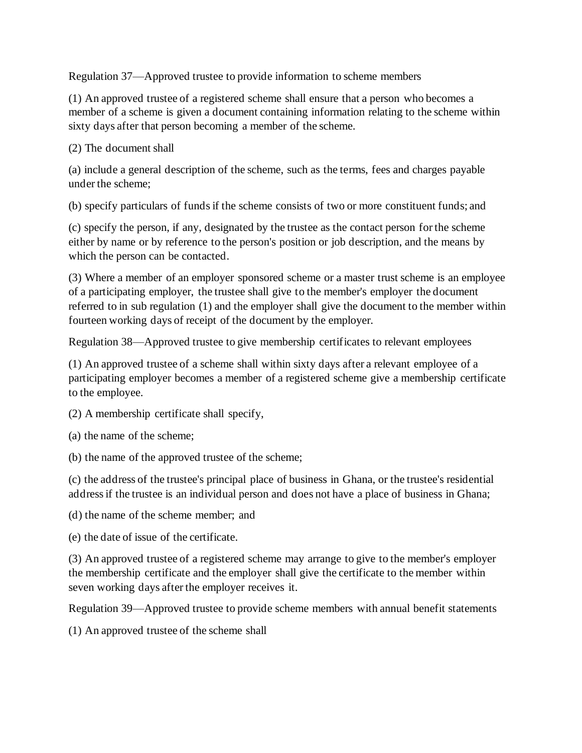Regulation 37—Approved trustee to provide information to scheme members

(1) An approved trustee of a registered scheme shall ensure that a person who becomes a member of a scheme is given a document containing information relating to the scheme within sixty days after that person becoming a member of the scheme.

(2) The document shall

(a) include a general description of the scheme, such as the terms, fees and charges payable under the scheme;

(b) specify particulars of funds if the scheme consists of two or more constituent funds; and

(c) specify the person, if any, designated by the trustee as the contact person for the scheme either by name or by reference to the person's position or job description, and the means by which the person can be contacted.

(3) Where a member of an employer sponsored scheme or a master trust scheme is an employee of a participating employer, the trustee shall give to the member's employer the document referred to in sub regulation (1) and the employer shall give the document to the member within fourteen working days of receipt of the document by the employer.

Regulation 38—Approved trustee to give membership certificates to relevant employees

(1) An approved trustee of a scheme shall within sixty days after a relevant employee of a participating employer becomes a member of a registered scheme give a membership certificate to the employee.

(2) A membership certificate shall specify,

(a) the name of the scheme;

(b) the name of the approved trustee of the scheme;

(c) the address of the trustee's principal place of business in Ghana, or the trustee's residential address if the trustee is an individual person and does not have a place of business in Ghana;

(d) the name of the scheme member; and

(e) the date of issue of the certificate.

(3) An approved trustee of a registered scheme may arrange to give to the member's employer the membership certificate and the employer shall give the certificate to the member within seven working days after the employer receives it.

Regulation 39—Approved trustee to provide scheme members with annual benefit statements

(1) An approved trustee of the scheme shall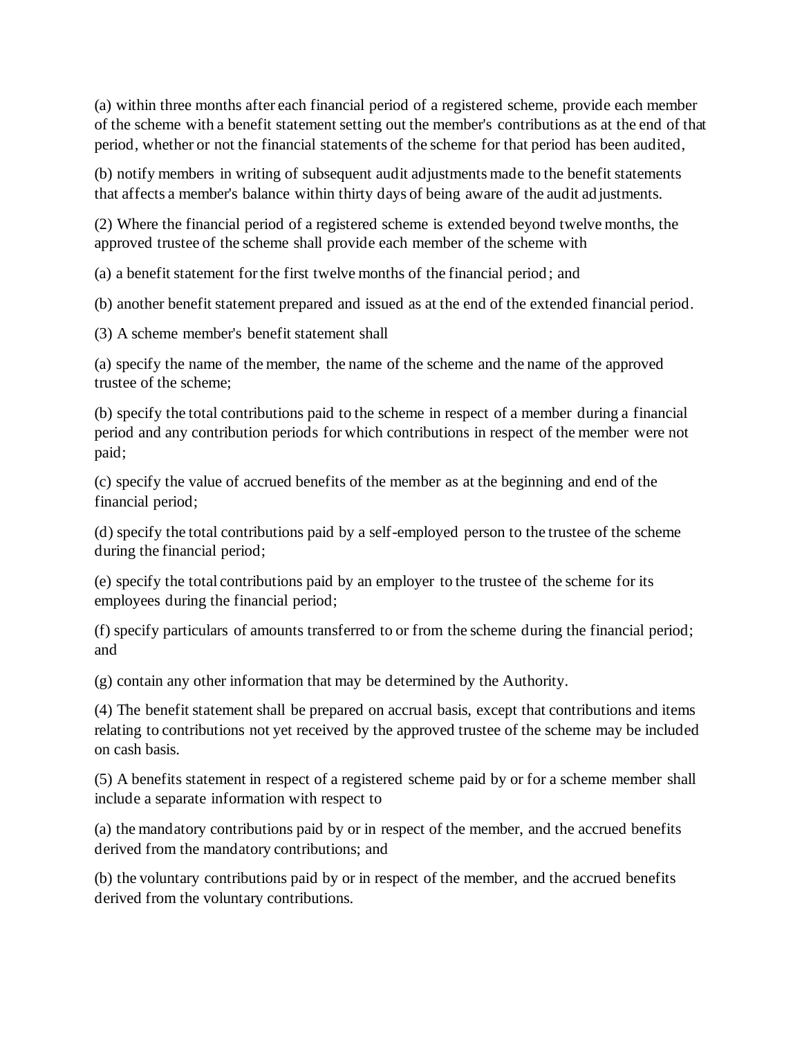(a) within three months after each financial period of a registered scheme, provide each member of the scheme with a benefit statement setting out the member's contributions as at the end of that period, whether or not the financial statements of the scheme for that period has been audited,

(b) notify members in writing of subsequent audit adjustments made to the benefit statements that affects a member's balance within thirty days of being aware of the audit adjustments.

(2) Where the financial period of a registered scheme is extended beyond twelve months, the approved trustee of the scheme shall provide each member of the scheme with

(a) a benefit statement for the first twelve months of the financial period; and

(b) another benefit statement prepared and issued as at the end of the extended financial period.

(3) A scheme member's benefit statement shall

(a) specify the name of the member, the name of the scheme and the name of the approved trustee of the scheme;

(b) specify the total contributions paid to the scheme in respect of a member during a financial period and any contribution periods for which contributions in respect of the member were not paid;

(c) specify the value of accrued benefits of the member as at the beginning and end of the financial period;

(d) specify the total contributions paid by a self-employed person to the trustee of the scheme during the financial period;

(e) specify the total contributions paid by an employer to the trustee of the scheme for its employees during the financial period;

(f) specify particulars of amounts transferred to or from the scheme during the financial period; and

(g) contain any other information that may be determined by the Authority.

(4) The benefit statement shall be prepared on accrual basis, except that contributions and items relating to contributions not yet received by the approved trustee of the scheme may be included on cash basis.

(5) A benefits statement in respect of a registered scheme paid by or for a scheme member shall include a separate information with respect to

(a) the mandatory contributions paid by or in respect of the member, and the accrued benefits derived from the mandatory contributions; and

(b) the voluntary contributions paid by or in respect of the member, and the accrued benefits derived from the voluntary contributions.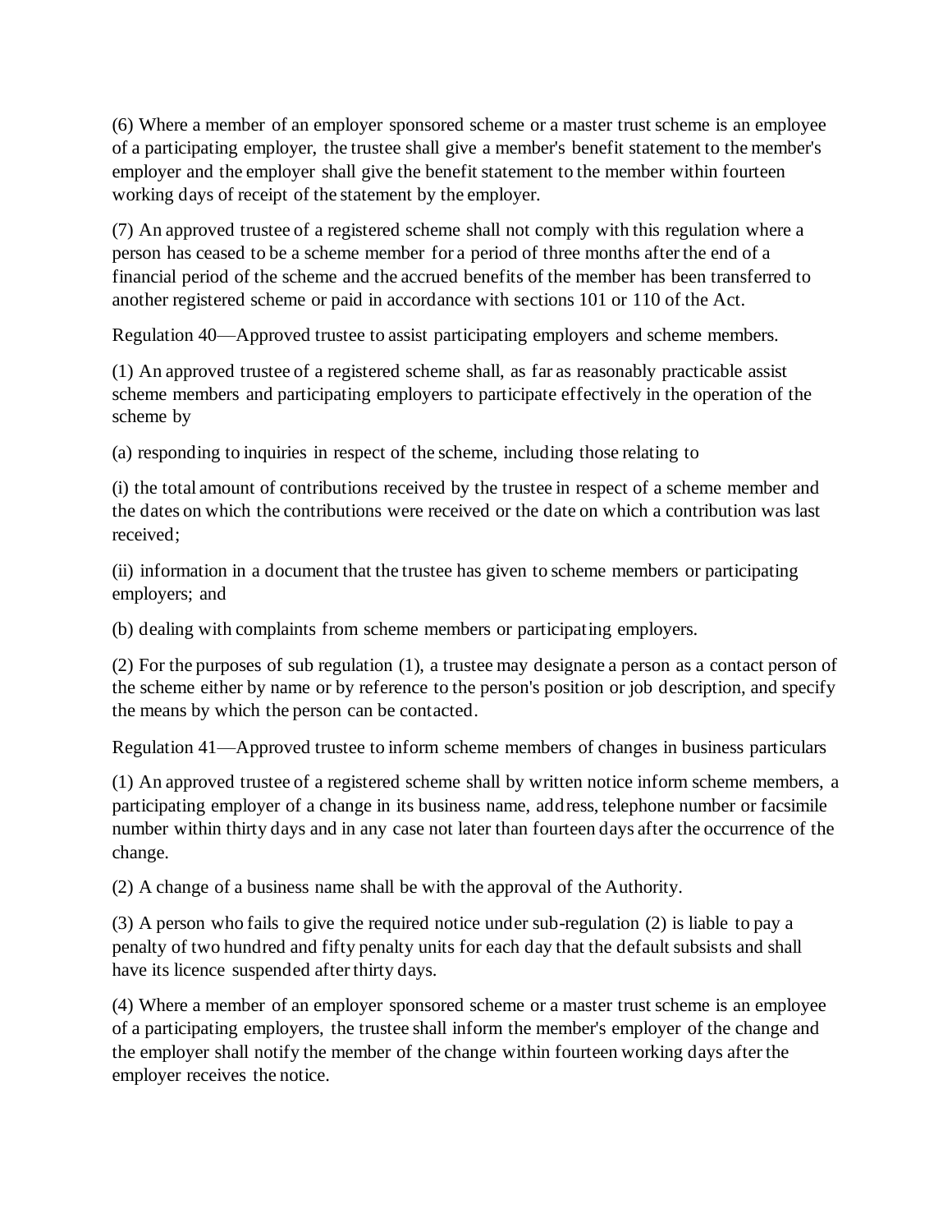(6) Where a member of an employer sponsored scheme or a master trust scheme is an employee of a participating employer, the trustee shall give a member's benefit statement to the member's employer and the employer shall give the benefit statement to the member within fourteen working days of receipt of the statement by the employer.

(7) An approved trustee of a registered scheme shall not comply with this regulation where a person has ceased to be a scheme member for a period of three months after the end of a financial period of the scheme and the accrued benefits of the member has been transferred to another registered scheme or paid in accordance with sections 101 or 110 of the Act.

Regulation 40—Approved trustee to assist participating employers and scheme members.

(1) An approved trustee of a registered scheme shall, as far as reasonably practicable assist scheme members and participating employers to participate effectively in the operation of the scheme by

(a) responding to inquiries in respect of the scheme, including those relating to

(i) the total amount of contributions received by the trustee in respect of a scheme member and the dates on which the contributions were received or the date on which a contribution was last received;

(ii) information in a document that the trustee has given to scheme members or participating employers; and

(b) dealing with complaints from scheme members or participating employers.

(2) For the purposes of sub regulation (1), a trustee may designate a person as a contact person of the scheme either by name or by reference to the person's position or job description, and specify the means by which the person can be contacted.

Regulation 41—Approved trustee to inform scheme members of changes in business particulars

(1) An approved trustee of a registered scheme shall by written notice inform scheme members, a participating employer of a change in its business name, address, telephone number or facsimile number within thirty days and in any case not later than fourteen days after the occurrence of the change.

(2) A change of a business name shall be with the approval of the Authority.

(3) A person who fails to give the required notice under sub-regulation (2) is liable to pay a penalty of two hundred and fifty penalty units for each day that the default subsists and shall have its licence suspended after thirty days.

(4) Where a member of an employer sponsored scheme or a master trust scheme is an employee of a participating employers, the trustee shall inform the member's employer of the change and the employer shall notify the member of the change within fourteen working days after the employer receives the notice.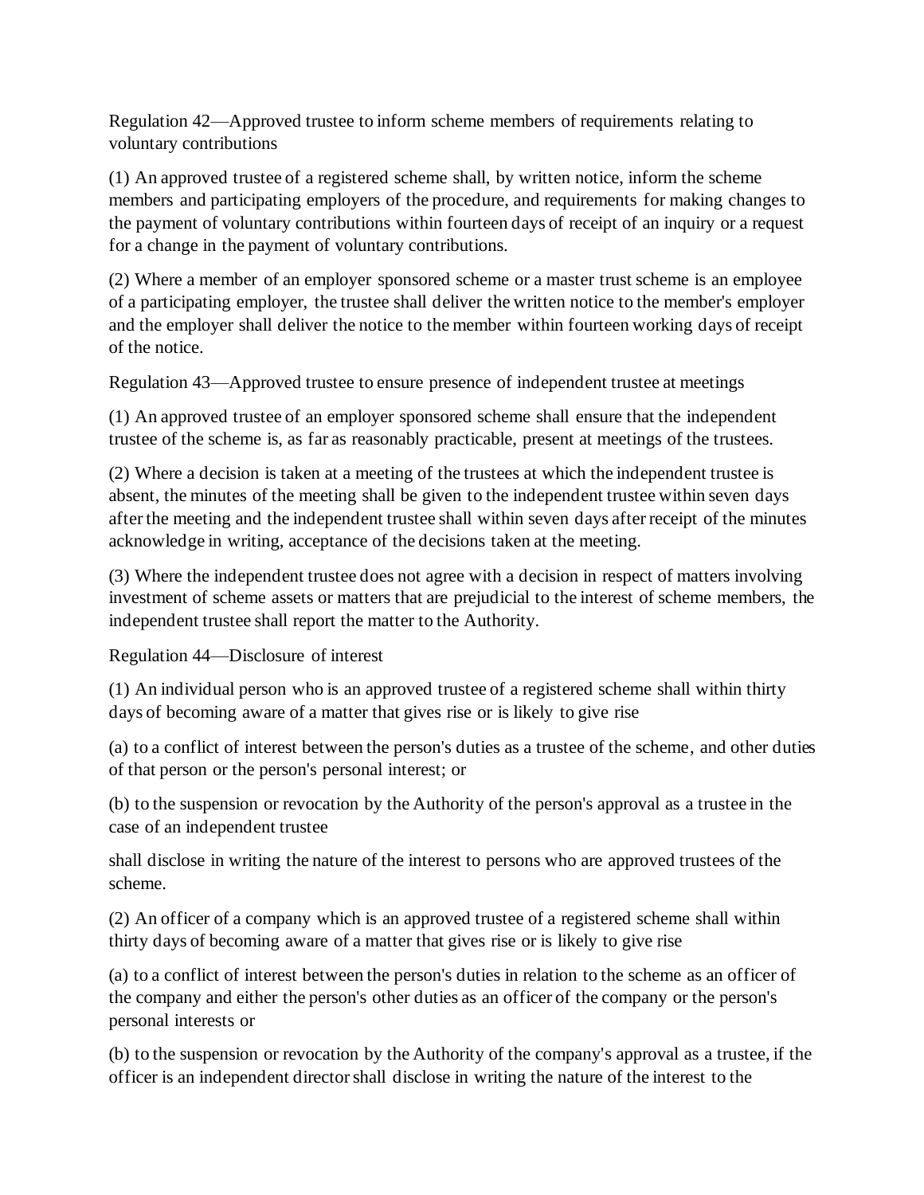Regulation 42—Approved trustee to inform scheme members of requirements relating to voluntary contributions

(1) An approved trustee of a registered scheme shall, by written notice, inform the scheme members and participating employers of the procedure, and requirements for making changes to the payment of voluntary contributions within fourteen days of receipt of an inquiry or a request for a change in the payment of voluntary contributions.

(2) Where a member of an employer sponsored scheme or a master trust scheme is an employee of a participating employer, the trustee shall deliver the written notice to the member's employer and the employer shall deliver the notice to the member within fourteen working days of receipt of the notice.

Regulation 43—Approved trustee to ensure presence of independent trustee at meetings

(1) An approved trustee of an employer sponsored scheme shall ensure that the independent trustee of the scheme is, as far as reasonably practicable, present at meetings of the trustees.

(2) Where a decision is taken at a meeting of the trustees at which the independent trustee is absent, the minutes of the meeting shall be given to the independent trustee within seven days after the meeting and the independent trustee shall within seven days after receipt of the minutes acknowledge in writing, acceptance of the decisions taken at the meeting.

(3) Where the independent trustee does not agree with a decision in respect of matters involving investment of scheme assets or matters that are prejudicial to the interest of scheme members, the independent trustee shall report the matter to the Authority.

Regulation 44—Disclosure of interest

(1) An individual person who is an approved trustee of a registered scheme shall within thirty days of becoming aware of a matter that gives rise or is likely to give rise

(a) to a conflict of interest between the person's duties as a trustee of the scheme, and other duties of that person or the person's personal interest; or

(b) to the suspension or revocation by the Authority of the person's approval as a trustee in the case of an independent trustee

shall disclose in writing the nature of the interest to persons who are approved trustees of the scheme.

(2) An officer of a company which is an approved trustee of a registered scheme shall within thirty days of becoming aware of a matter that gives rise or is likely to give rise

(a) to a conflict of interest between the person's duties in relation to the scheme as an officer of the company and either the person's other duties as an officer of the company or the person's personal interests or

(b) to the suspension or revocation by the Authority of the company's approval as a trustee, if the officer is an independent director shall disclose in writing the nature of the interest to the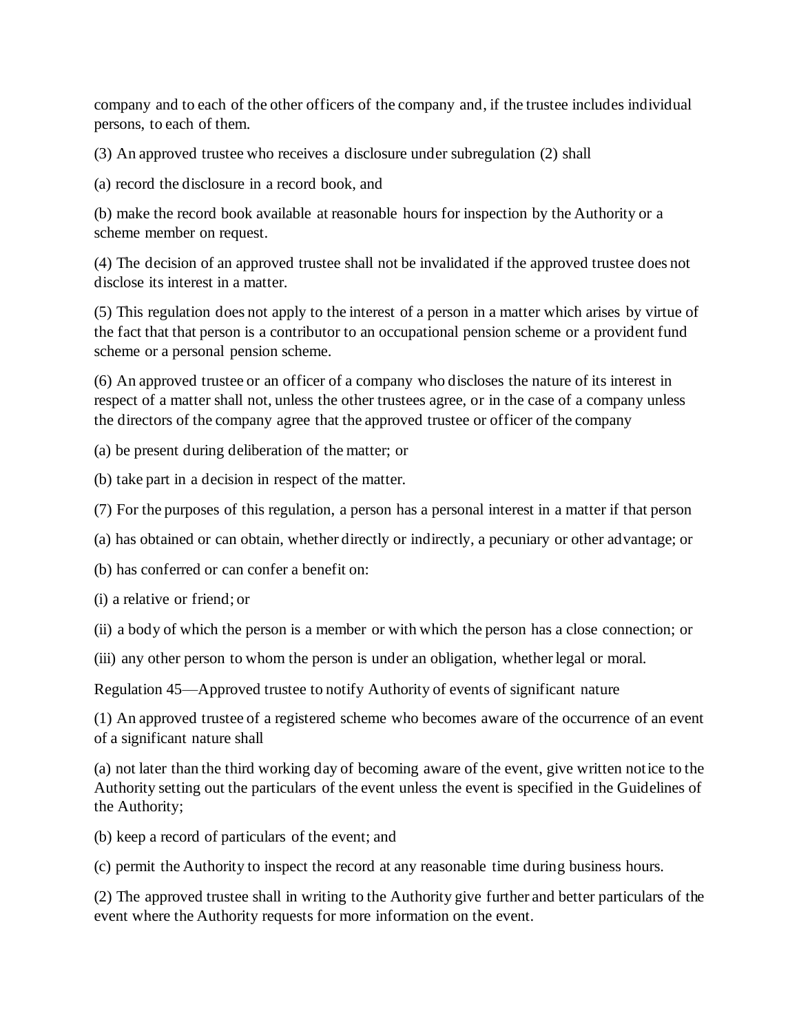company and to each of the other officers of the company and, if the trustee includes individual persons, to each of them.

(3) An approved trustee who receives a disclosure under subregulation (2) shall

(a) record the disclosure in a record book, and

(b) make the record book available at reasonable hours for inspection by the Authority or a scheme member on request.

(4) The decision of an approved trustee shall not be invalidated if the approved trustee does not disclose its interest in a matter.

(5) This regulation does not apply to the interest of a person in a matter which arises by virtue of the fact that that person is a contributor to an occupational pension scheme or a provident fund scheme or a personal pension scheme.

(6) An approved trustee or an officer of a company who discloses the nature of its interest in respect of a matter shall not, unless the other trustees agree, or in the case of a company unless the directors of the company agree that the approved trustee or officer of the company

(a) be present during deliberation of the matter; or

(b) take part in a decision in respect of the matter.

(7) For the purposes of this regulation, a person has a personal interest in a matter if that person

(a) has obtained or can obtain, whether directly or indirectly, a pecuniary or other advantage; or

(b) has conferred or can confer a benefit on:

(i) a relative or friend; or

(ii) a body of which the person is a member or with which the person has a close connection; or

(iii) any other person to whom the person is under an obligation, whether legal or moral.

Regulation 45—Approved trustee to notify Authority of events of significant nature

(1) An approved trustee of a registered scheme who becomes aware of the occurrence of an event of a significant nature shall

(a) not later than the third working day of becoming aware of the event, give written notice to the Authority setting out the particulars of the event unless the event is specified in the Guidelines of the Authority;

(b) keep a record of particulars of the event; and

(c) permit the Authority to inspect the record at any reasonable time during business hours.

(2) The approved trustee shall in writing to the Authority give further and better particulars of the event where the Authority requests for more information on the event.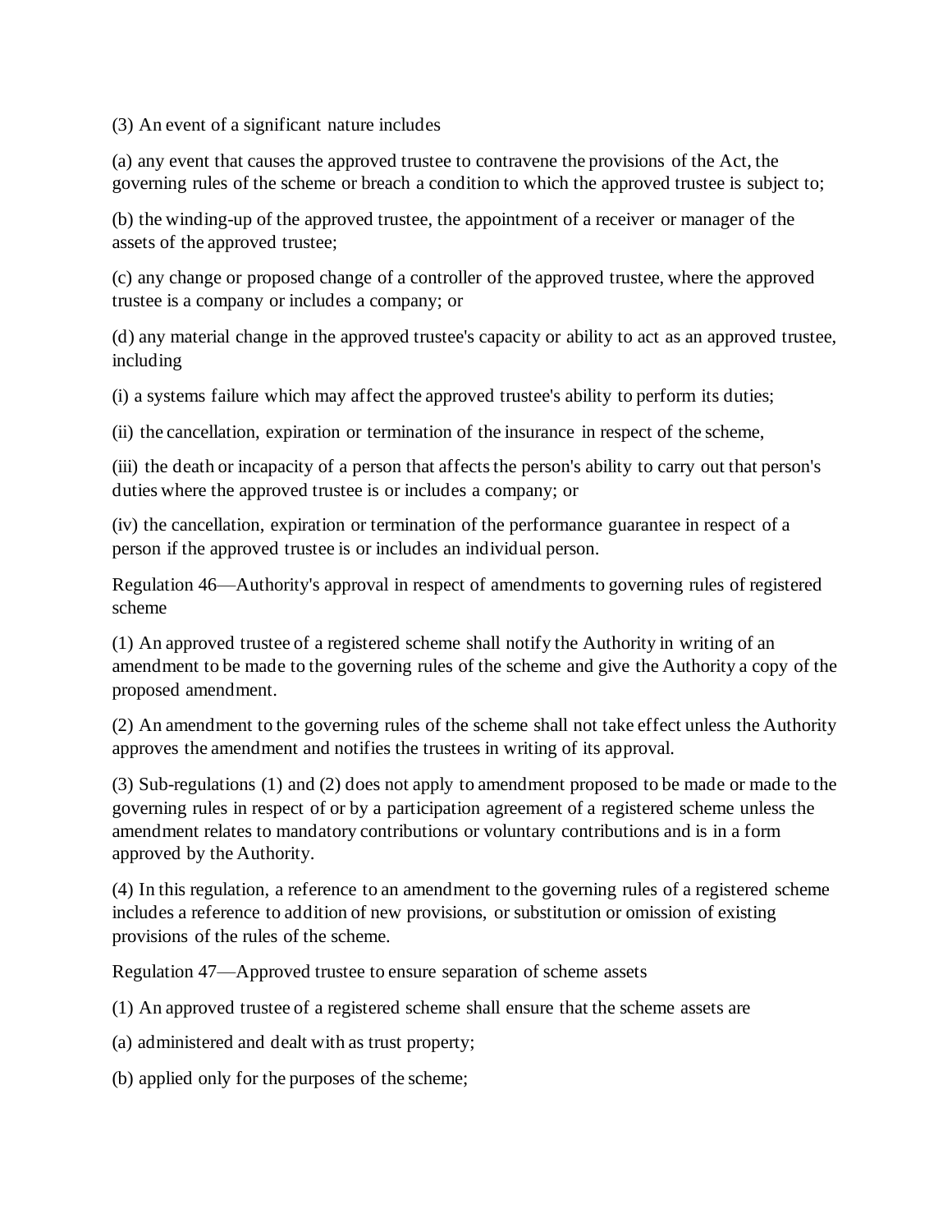(3) An event of a significant nature includes

(a) any event that causes the approved trustee to contravene the provisions of the Act, the governing rules of the scheme or breach a condition to which the approved trustee is subject to;

(b) the winding-up of the approved trustee, the appointment of a receiver or manager of the assets of the approved trustee;

(c) any change or proposed change of a controller of the approved trustee, where the approved trustee is a company or includes a company; or

(d) any material change in the approved trustee's capacity or ability to act as an approved trustee, including

(i) a systems failure which may affect the approved trustee's ability to perform its duties;

(ii) the cancellation, expiration or termination of the insurance in respect of the scheme,

(iii) the death or incapacity of a person that affects the person's ability to carry out that person's duties where the approved trustee is or includes a company; or

(iv) the cancellation, expiration or termination of the performance guarantee in respect of a person if the approved trustee is or includes an individual person.

Regulation 46—Authority's approval in respect of amendments to governing rules of registered scheme

(1) An approved trustee of a registered scheme shall notify the Authority in writing of an amendment to be made to the governing rules of the scheme and give the Authority a copy of the proposed amendment.

(2) An amendment to the governing rules of the scheme shall not take effect unless the Authority approves the amendment and notifies the trustees in writing of its approval.

(3) Sub-regulations (1) and (2) does not apply to amendment proposed to be made or made to the governing rules in respect of or by a participation agreement of a registered scheme unless the amendment relates to mandatory contributions or voluntary contributions and is in a form approved by the Authority.

(4) In this regulation, a reference to an amendment to the governing rules of a registered scheme includes a reference to addition of new provisions, or substitution or omission of existing provisions of the rules of the scheme.

Regulation 47—Approved trustee to ensure separation of scheme assets

(1) An approved trustee of a registered scheme shall ensure that the scheme assets are

(a) administered and dealt with as trust property;

(b) applied only for the purposes of the scheme;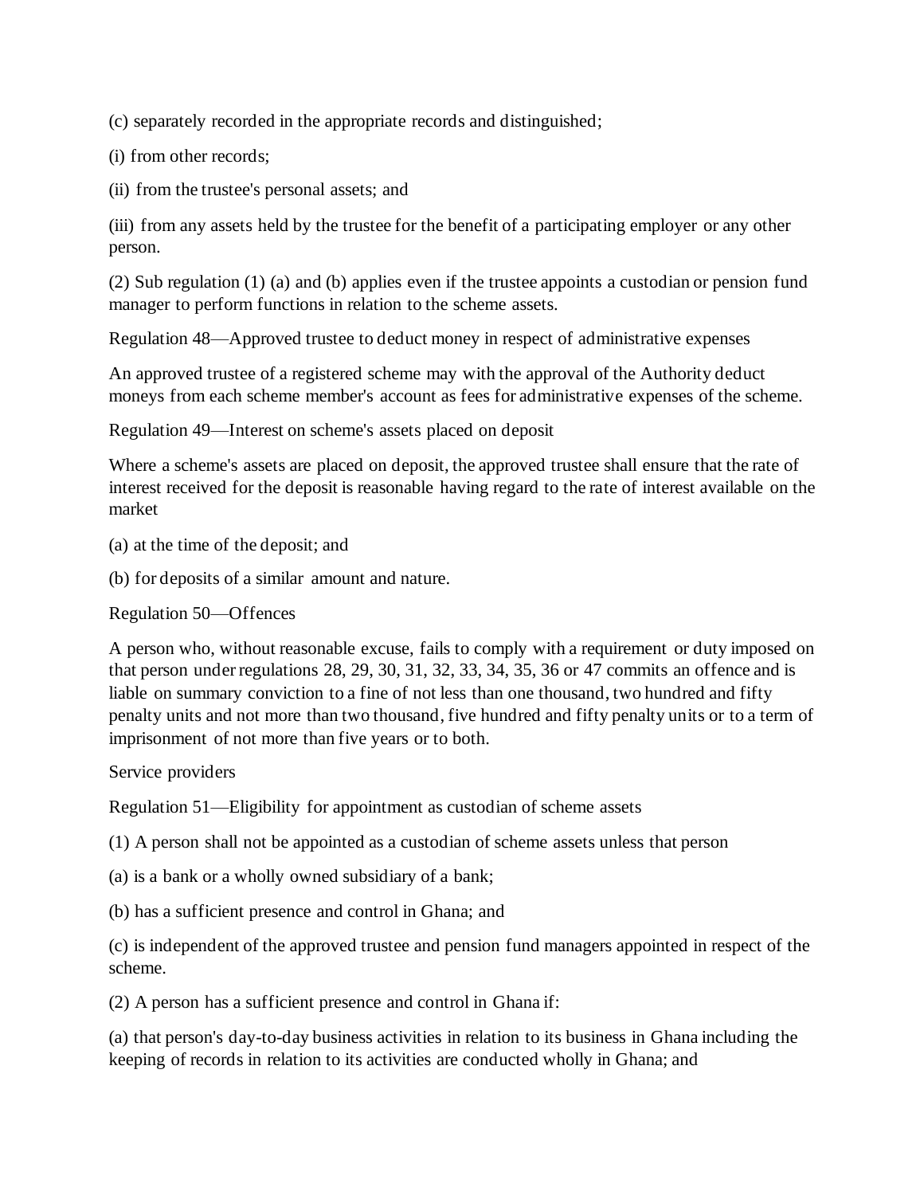(c) separately recorded in the appropriate records and distinguished;

(i) from other records;

(ii) from the trustee's personal assets; and

(iii) from any assets held by the trustee for the benefit of a participating employer or any other person.

(2) Sub regulation (1) (a) and (b) applies even if the trustee appoints a custodian or pension fund manager to perform functions in relation to the scheme assets.

Regulation 48—Approved trustee to deduct money in respect of administrative expenses

An approved trustee of a registered scheme may with the approval of the Authority deduct moneys from each scheme member's account as fees for administrative expenses of the scheme.

Regulation 49—Interest on scheme's assets placed on deposit

Where a scheme's assets are placed on deposit, the approved trustee shall ensure that the rate of interest received for the deposit is reasonable having regard to the rate of interest available on the market

(a) at the time of the deposit; and

(b) for deposits of a similar amount and nature.

Regulation 50—Offences

A person who, without reasonable excuse, fails to comply with a requirement or duty imposed on that person under regulations 28, 29, 30, 31, 32, 33, 34, 35, 36 or 47 commits an offence and is liable on summary conviction to a fine of not less than one thousand, two hundred and fifty penalty units and not more than two thousand, five hundred and fifty penalty units or to a term of imprisonment of not more than five years or to both.

Service providers

Regulation 51—Eligibility for appointment as custodian of scheme assets

(1) A person shall not be appointed as a custodian of scheme assets unless that person

(a) is a bank or a wholly owned subsidiary of a bank;

(b) has a sufficient presence and control in Ghana; and

(c) is independent of the approved trustee and pension fund managers appointed in respect of the scheme.

(2) A person has a sufficient presence and control in Ghana if:

(a) that person's day-to-day business activities in relation to its business in Ghana including the keeping of records in relation to its activities are conducted wholly in Ghana; and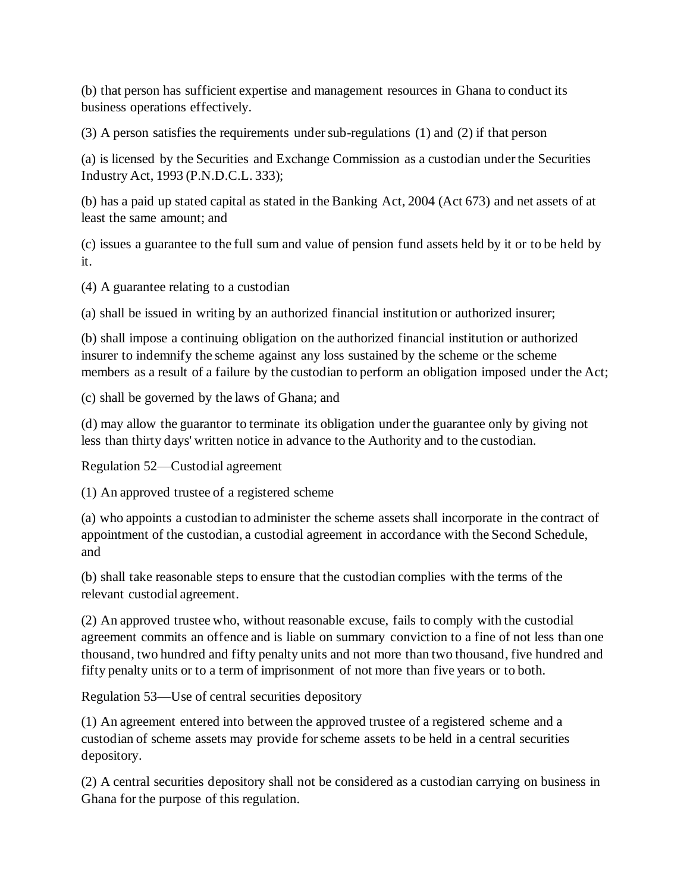(b) that person has sufficient expertise and management resources in Ghana to conduct its business operations effectively.

(3) A person satisfies the requirements under sub-regulations (1) and (2) if that person

(a) is licensed by the Securities and Exchange Commission as a custodian under the Securities Industry Act, 1993 (P.N.D.C.L. 333);

(b) has a paid up stated capital as stated in the Banking Act, 2004 (Act 673) and net assets of at least the same amount; and

(c) issues a guarantee to the full sum and value of pension fund assets held by it or to be held by it.

(4) A guarantee relating to a custodian

(a) shall be issued in writing by an authorized financial institution or authorized insurer;

(b) shall impose a continuing obligation on the authorized financial institution or authorized insurer to indemnify the scheme against any loss sustained by the scheme or the scheme members as a result of a failure by the custodian to perform an obligation imposed under the Act;

(c) shall be governed by the laws of Ghana; and

(d) may allow the guarantor to terminate its obligation under the guarantee only by giving not less than thirty days' written notice in advance to the Authority and to the custodian.

Regulation 52—Custodial agreement

(1) An approved trustee of a registered scheme

(a) who appoints a custodian to administer the scheme assets shall incorporate in the contract of appointment of the custodian, a custodial agreement in accordance with the Second Schedule, and

(b) shall take reasonable steps to ensure that the custodian complies with the terms of the relevant custodial agreement.

(2) An approved trustee who, without reasonable excuse, fails to comply with the custodial agreement commits an offence and is liable on summary conviction to a fine of not less than one thousand, two hundred and fifty penalty units and not more than two thousand, five hundred and fifty penalty units or to a term of imprisonment of not more than five years or to both.

Regulation 53—Use of central securities depository

(1) An agreement entered into between the approved trustee of a registered scheme and a custodian of scheme assets may provide for scheme assets to be held in a central securities depository.

(2) A central securities depository shall not be considered as a custodian carrying on business in Ghana for the purpose of this regulation.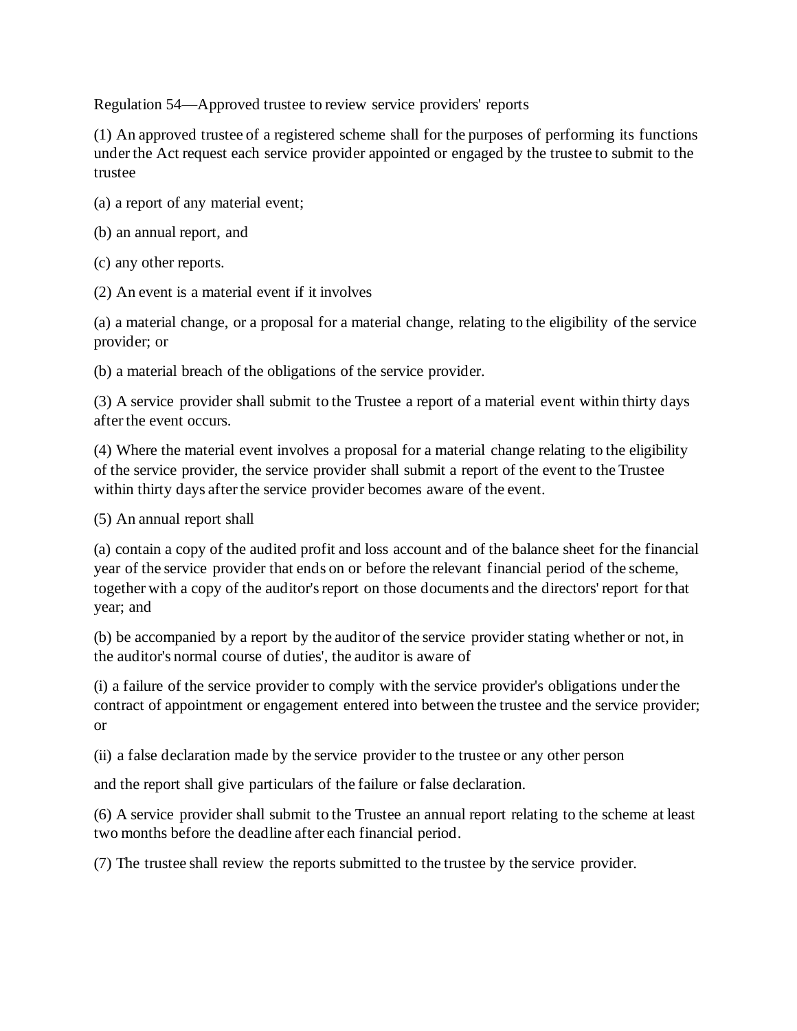Regulation 54—Approved trustee to review service providers' reports

(1) An approved trustee of a registered scheme shall for the purposes of performing its functions under the Act request each service provider appointed or engaged by the trustee to submit to the trustee

(a) a report of any material event;

(b) an annual report, and

(c) any other reports.

(2) An event is a material event if it involves

(a) a material change, or a proposal for a material change, relating to the eligibility of the service provider; or

(b) a material breach of the obligations of the service provider.

(3) A service provider shall submit to the Trustee a report of a material event within thirty days after the event occurs.

(4) Where the material event involves a proposal for a material change relating to the eligibility of the service provider, the service provider shall submit a report of the event to the Trustee within thirty days after the service provider becomes aware of the event.

(5) An annual report shall

(a) contain a copy of the audited profit and loss account and of the balance sheet for the financial year of the service provider that ends on or before the relevant financial period of the scheme, together with a copy of the auditor's report on those documents and the directors' report for that year; and

(b) be accompanied by a report by the auditor of the service provider stating whether or not, in the auditor's normal course of duties', the auditor is aware of

(i) a failure of the service provider to comply with the service provider's obligations under the contract of appointment or engagement entered into between the trustee and the service provider; or

(ii) a false declaration made by the service provider to the trustee or any other person

and the report shall give particulars of the failure or false declaration.

(6) A service provider shall submit to the Trustee an annual report relating to the scheme at least two months before the deadline after each financial period.

(7) The trustee shall review the reports submitted to the trustee by the service provider.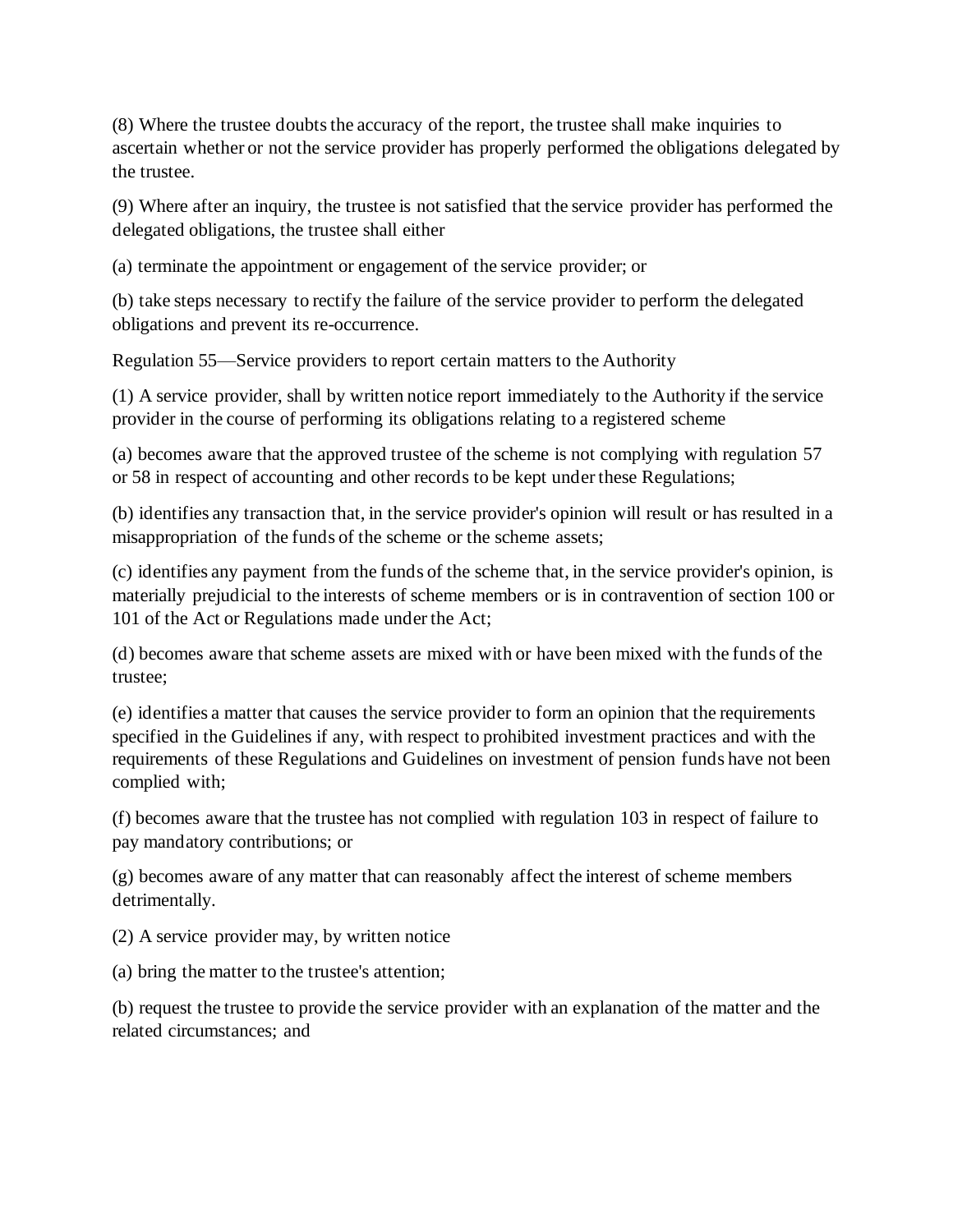(8) Where the trustee doubts the accuracy of the report, the trustee shall make inquiries to ascertain whether or not the service provider has properly performed the obligations delegated by the trustee.

(9) Where after an inquiry, the trustee is not satisfied that the service provider has performed the delegated obligations, the trustee shall either

(a) terminate the appointment or engagement of the service provider; or

(b) take steps necessary to rectify the failure of the service provider to perform the delegated obligations and prevent its re-occurrence.

Regulation 55—Service providers to report certain matters to the Authority

(1) A service provider, shall by written notice report immediately to the Authority if the service provider in the course of performing its obligations relating to a registered scheme

(a) becomes aware that the approved trustee of the scheme is not complying with regulation 57 or 58 in respect of accounting and other records to be kept under these Regulations;

(b) identifies any transaction that, in the service provider's opinion will result or has resulted in a misappropriation of the funds of the scheme or the scheme assets;

(c) identifies any payment from the funds of the scheme that, in the service provider's opinion, is materially prejudicial to the interests of scheme members or is in contravention of section 100 or 101 of the Act or Regulations made under the Act;

(d) becomes aware that scheme assets are mixed with or have been mixed with the funds of the trustee;

(e) identifies a matter that causes the service provider to form an opinion that the requirements specified in the Guidelines if any, with respect to prohibited investment practices and with the requirements of these Regulations and Guidelines on investment of pension funds have not been complied with;

(f) becomes aware that the trustee has not complied with regulation 103 in respect of failure to pay mandatory contributions; or

(g) becomes aware of any matter that can reasonably affect the interest of scheme members detrimentally.

(2) A service provider may, by written notice

(a) bring the matter to the trustee's attention;

(b) request the trustee to provide the service provider with an explanation of the matter and the related circumstances; and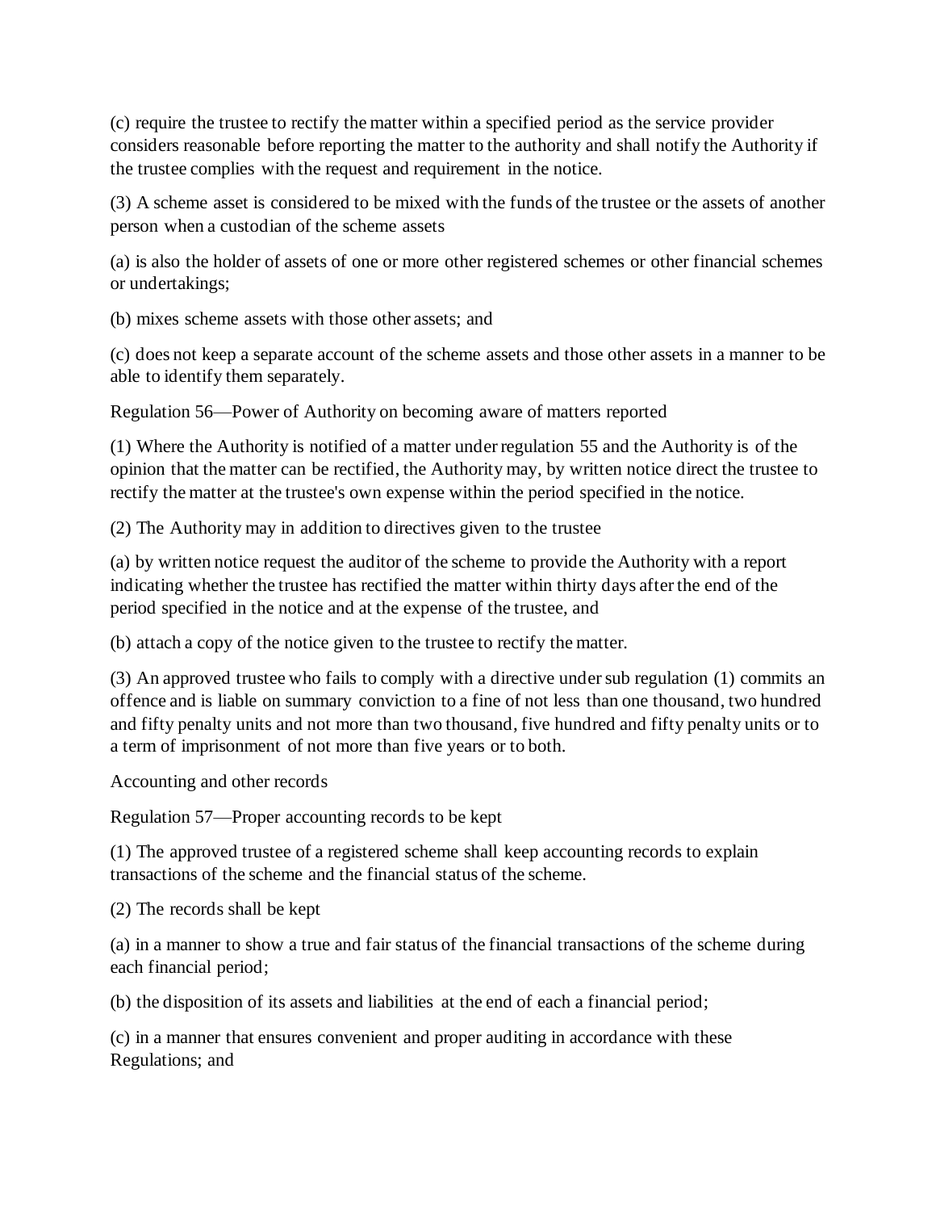(c) require the trustee to rectify the matter within a specified period as the service provider considers reasonable before reporting the matter to the authority and shall notify the Authority if the trustee complies with the request and requirement in the notice.

(3) A scheme asset is considered to be mixed with the funds of the trustee or the assets of another person when a custodian of the scheme assets

(a) is also the holder of assets of one or more other registered schemes or other financial schemes or undertakings;

(b) mixes scheme assets with those other assets; and

(c) does not keep a separate account of the scheme assets and those other assets in a manner to be able to identify them separately.

Regulation 56—Power of Authority on becoming aware of matters reported

(1) Where the Authority is notified of a matter under regulation 55 and the Authority is of the opinion that the matter can be rectified, the Authority may, by written notice direct the trustee to rectify the matter at the trustee's own expense within the period specified in the notice.

(2) The Authority may in addition to directives given to the trustee

(a) by written notice request the auditor of the scheme to provide the Authority with a report indicating whether the trustee has rectified the matter within thirty days after the end of the period specified in the notice and at the expense of the trustee, and

(b) attach a copy of the notice given to the trustee to rectify the matter.

(3) An approved trustee who fails to comply with a directive under sub regulation (1) commits an offence and is liable on summary conviction to a fine of not less than one thousand, two hundred and fifty penalty units and not more than two thousand, five hundred and fifty penalty units or to a term of imprisonment of not more than five years or to both.

Accounting and other records

Regulation 57—Proper accounting records to be kept

(1) The approved trustee of a registered scheme shall keep accounting records to explain transactions of the scheme and the financial status of the scheme.

(2) The records shall be kept

(a) in a manner to show a true and fair status of the financial transactions of the scheme during each financial period;

(b) the disposition of its assets and liabilities at the end of each a financial period;

(c) in a manner that ensures convenient and proper auditing in accordance with these Regulations; and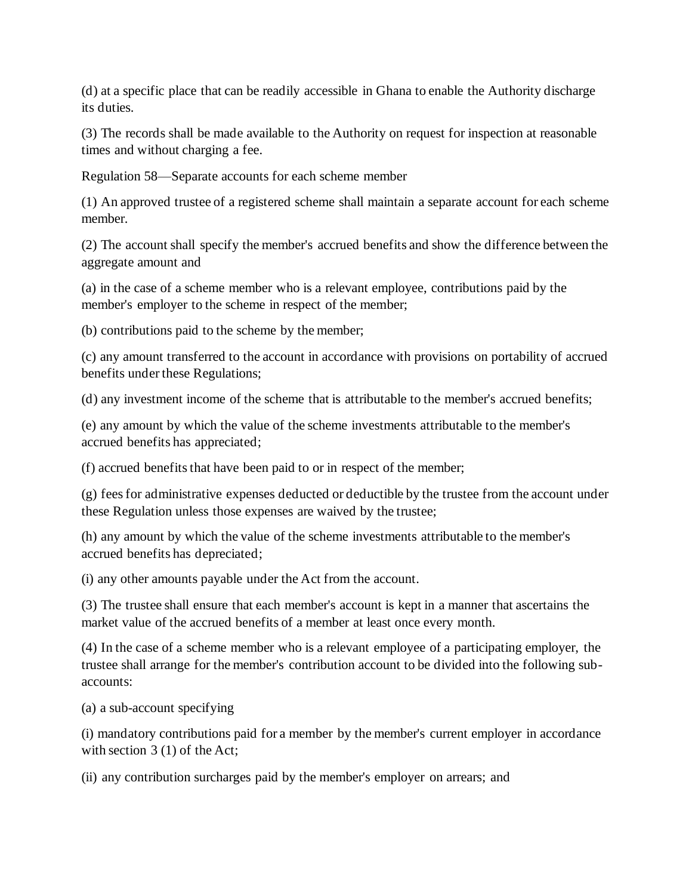(d) at a specific place that can be readily accessible in Ghana to enable the Authority discharge its duties.

(3) The records shall be made available to the Authority on request for inspection at reasonable times and without charging a fee.

Regulation 58—Separate accounts for each scheme member

(1) An approved trustee of a registered scheme shall maintain a separate account for each scheme member.

(2) The account shall specify the member's accrued benefits and show the difference between the aggregate amount and

(a) in the case of a scheme member who is a relevant employee, contributions paid by the member's employer to the scheme in respect of the member;

(b) contributions paid to the scheme by the member;

(c) any amount transferred to the account in accordance with provisions on portability of accrued benefits under these Regulations;

(d) any investment income of the scheme that is attributable to the member's accrued benefits;

(e) any amount by which the value of the scheme investments attributable to the member's accrued benefits has appreciated;

(f) accrued benefits that have been paid to or in respect of the member;

(g) fees for administrative expenses deducted or deductible by the trustee from the account under these Regulation unless those expenses are waived by the trustee;

(h) any amount by which the value of the scheme investments attributable to the member's accrued benefits has depreciated;

(i) any other amounts payable under the Act from the account.

(3) The trustee shall ensure that each member's account is kept in a manner that ascertains the market value of the accrued benefits of a member at least once every month.

(4) In the case of a scheme member who is a relevant employee of a participating employer, the trustee shall arrange for the member's contribution account to be divided into the following sub-accounts:

(a) a sub-account specifying

(i) mandatory contributions paid for a member by the member's current employer in accordance with section 3 (1) of the Act;

(ii) any contribution surcharges paid by the member's employer on arrears; and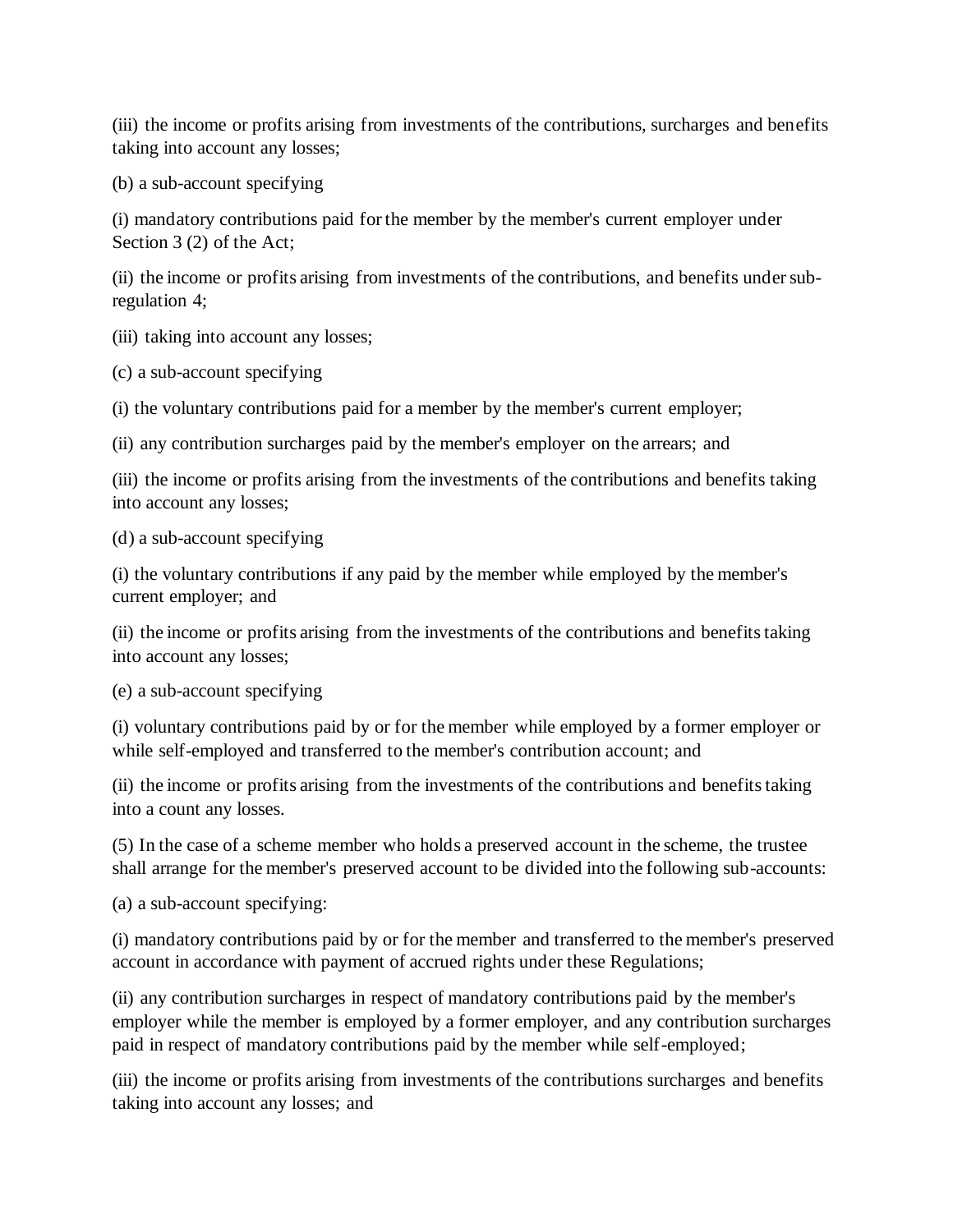(iii) the income or profits arising from investments of the contributions, surcharges and benefits taking into account any losses;

(b) a sub-account specifying

(i) mandatory contributions paid for the member by the member's current employer under Section 3 (2) of the Act;

(ii) the income or profits arising from investments of the contributions, and benefits under sub-regulation 4;

(iii) taking into account any losses;

(c) a sub-account specifying

(i) the voluntary contributions paid for a member by the member's current employer;

(ii) any contribution surcharges paid by the member's employer on the arrears; and

(iii) the income or profits arising from the investments of the contributions and benefits taking into account any losses;

(d) a sub-account specifying

(i) the voluntary contributions if any paid by the member while employed by the member's current employer; and

(ii) the income or profits arising from the investments of the contributions and benefits taking into account any losses;

(e) a sub-account specifying

(i) voluntary contributions paid by or for the member while employed by a former employer or while self-employed and transferred to the member's contribution account; and

(ii) the income or profits arising from the investments of the contributions and benefits taking into a count any losses.

(5) In the case of a scheme member who holds a preserved account in the scheme, the trustee shall arrange for the member's preserved account to be divided into the following sub-accounts:

(a) a sub-account specifying:

(i) mandatory contributions paid by or for the member and transferred to the member's preserved account in accordance with payment of accrued rights under these Regulations;

(ii) any contribution surcharges in respect of mandatory contributions paid by the member's employer while the member is employed by a former employer, and any contribution surcharges paid in respect of mandatory contributions paid by the member while self-employed;

(iii) the income or profits arising from investments of the contributions surcharges and benefits taking into account any losses; and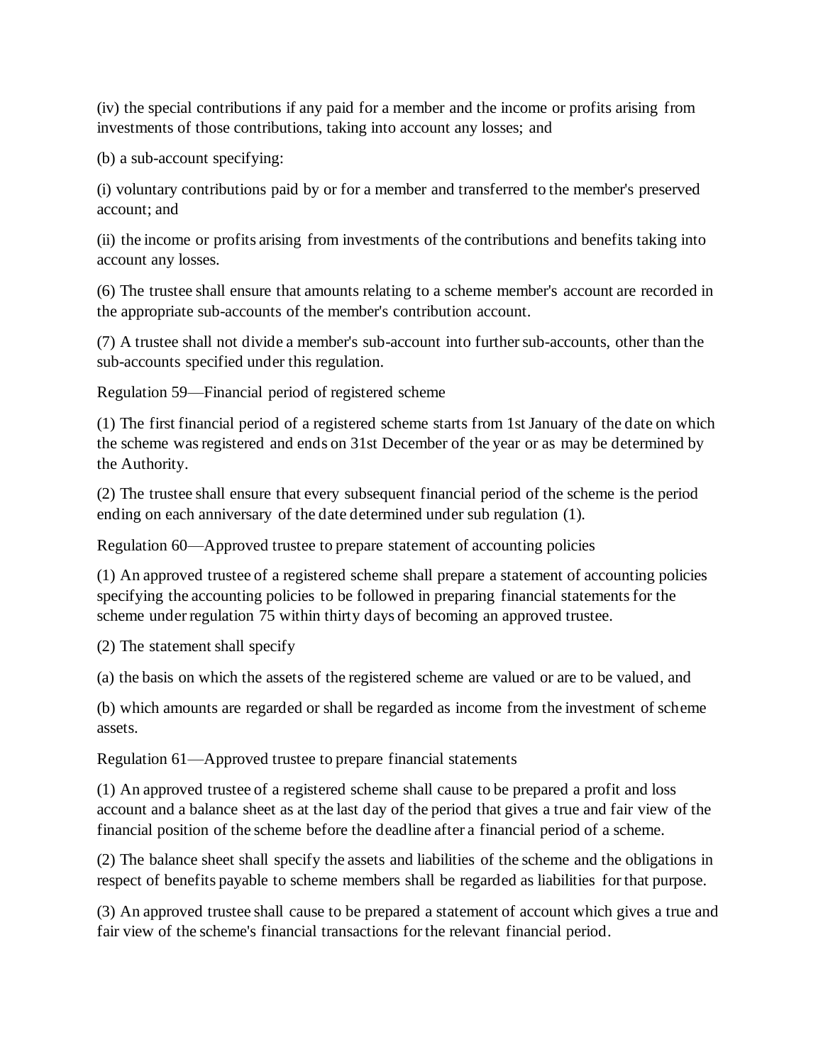(iv) the special contributions if any paid for a member and the income or profits arising from investments of those contributions, taking into account any losses; and

(b) a sub-account specifying:

(i) voluntary contributions paid by or for a member and transferred to the member's preserved account; and

(ii) the income or profits arising from investments of the contributions and benefits taking into account any losses.

(6) The trustee shall ensure that amounts relating to a scheme member's account are recorded in the appropriate sub-accounts of the member's contribution account.

(7) A trustee shall not divide a member's sub-account into further sub-accounts, other than the sub-accounts specified under this regulation.

Regulation 59—Financial period of registered scheme

(1) The first financial period of a registered scheme starts from 1st January of the date on which the scheme was registered and ends on 31st December of the year or as may be determined by the Authority.

(2) The trustee shall ensure that every subsequent financial period of the scheme is the period ending on each anniversary of the date determined under sub regulation (1).

Regulation 60—Approved trustee to prepare statement of accounting policies

(1) An approved trustee of a registered scheme shall prepare a statement of accounting policies specifying the accounting policies to be followed in preparing financial statements for the scheme under regulation 75 within thirty days of becoming an approved trustee.

(2) The statement shall specify

(a) the basis on which the assets of the registered scheme are valued or are to be valued, and

(b) which amounts are regarded or shall be regarded as income from the investment of scheme assets.

Regulation 61—Approved trustee to prepare financial statements

(1) An approved trustee of a registered scheme shall cause to be prepared a profit and loss account and a balance sheet as at the last day of the period that gives a true and fair view of the financial position of the scheme before the deadline after a financial period of a scheme.

(2) The balance sheet shall specify the assets and liabilities of the scheme and the obligations in respect of benefits payable to scheme members shall be regarded as liabilities for that purpose.

(3) An approved trustee shall cause to be prepared a statement of account which gives a true and fair view of the scheme's financial transactions for the relevant financial period.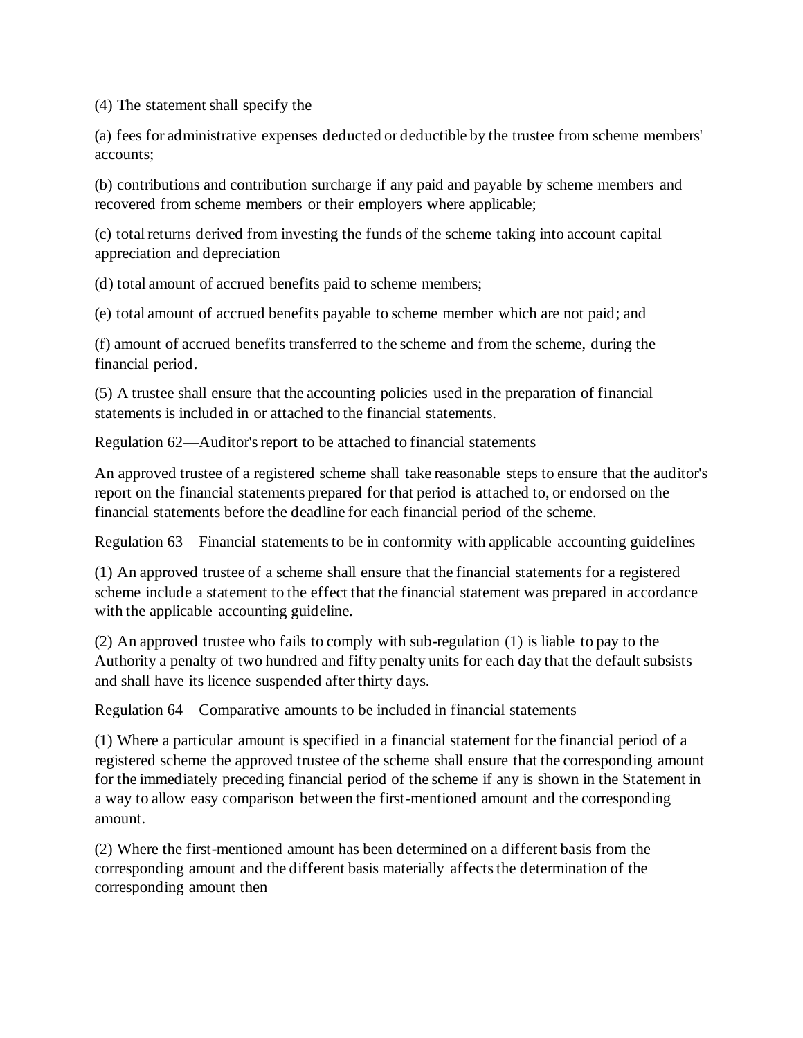(4) The statement shall specify the

(a) fees for administrative expenses deducted or deductible by the trustee from scheme members' accounts;

(b) contributions and contribution surcharge if any paid and payable by scheme members and recovered from scheme members or their employers where applicable;

(c) total returns derived from investing the funds of the scheme taking into account capital appreciation and depreciation

(d) total amount of accrued benefits paid to scheme members;

(e) total amount of accrued benefits payable to scheme member which are not paid; and

(f) amount of accrued benefits transferred to the scheme and from the scheme, during the financial period.

(5) A trustee shall ensure that the accounting policies used in the preparation of financial statements is included in or attached to the financial statements.

Regulation 62—Auditor's report to be attached to financial statements

An approved trustee of a registered scheme shall take reasonable steps to ensure that the auditor's report on the financial statements prepared for that period is attached to, or endorsed on the financial statements before the deadline for each financial period of the scheme.

Regulation 63—Financial statements to be in conformity with applicable accounting guidelines

(1) An approved trustee of a scheme shall ensure that the financial statements for a registered scheme include a statement to the effect that the financial statement was prepared in accordance with the applicable accounting guideline.

(2) An approved trustee who fails to comply with sub-regulation (1) is liable to pay to the Authority a penalty of two hundred and fifty penalty units for each day that the default subsists and shall have its licence suspended after thirty days.

Regulation 64—Comparative amounts to be included in financial statements

(1) Where a particular amount is specified in a financial statement for the financial period of a registered scheme the approved trustee of the scheme shall ensure that the corresponding amount for the immediately preceding financial period of the scheme if any is shown in the Statement in a way to allow easy comparison between the first-mentioned amount and the corresponding amount.

(2) Where the first-mentioned amount has been determined on a different basis from the corresponding amount and the different basis materially affects the determination of the corresponding amount then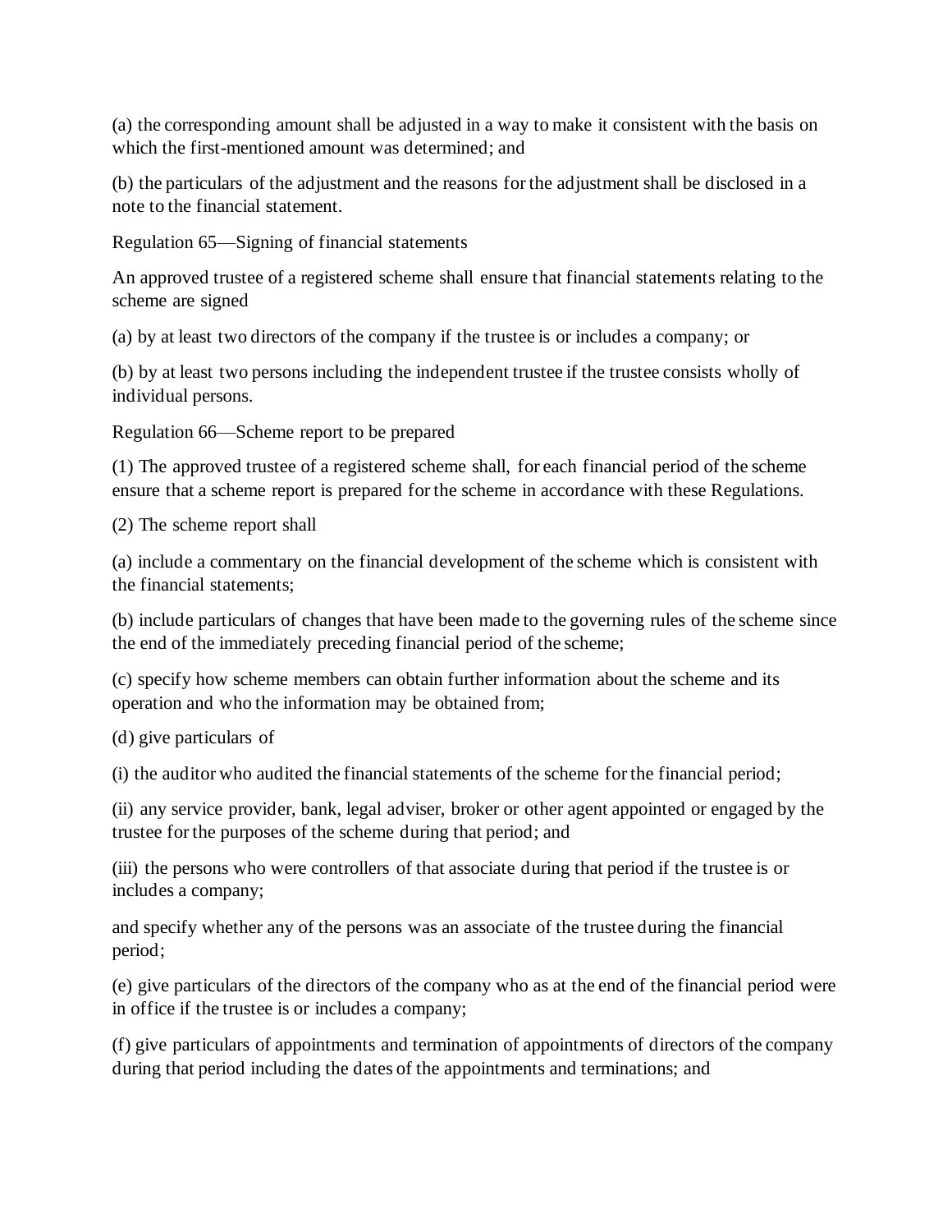(a) the corresponding amount shall be adjusted in a way to make it consistent with the basis on which the first-mentioned amount was determined; and

(b) the particulars of the adjustment and the reasons for the adjustment shall be disclosed in a note to the financial statement.

Regulation 65—Signing of financial statements

An approved trustee of a registered scheme shall ensure that financial statements relating to the scheme are signed

(a) by at least two directors of the company if the trustee is or includes a company; or

(b) by at least two persons including the independent trustee if the trustee consists wholly of individual persons.

Regulation 66—Scheme report to be prepared

(1) The approved trustee of a registered scheme shall, for each financial period of the scheme ensure that a scheme report is prepared for the scheme in accordance with these Regulations.

(2) The scheme report shall

(a) include a commentary on the financial development of the scheme which is consistent with the financial statements;

(b) include particulars of changes that have been made to the governing rules of the scheme since the end of the immediately preceding financial period of the scheme;

(c) specify how scheme members can obtain further information about the scheme and its operation and who the information may be obtained from;

(d) give particulars of

(i) the auditor who audited the financial statements of the scheme for the financial period;

(ii) any service provider, bank, legal adviser, broker or other agent appointed or engaged by the trustee for the purposes of the scheme during that period; and

(iii) the persons who were controllers of that associate during that period if the trustee is or includes a company;

and specify whether any of the persons was an associate of the trustee during the financial period;

(e) give particulars of the directors of the company who as at the end of the financial period were in office if the trustee is or includes a company;

(f) give particulars of appointments and termination of appointments of directors of the company during that period including the dates of the appointments and terminations; and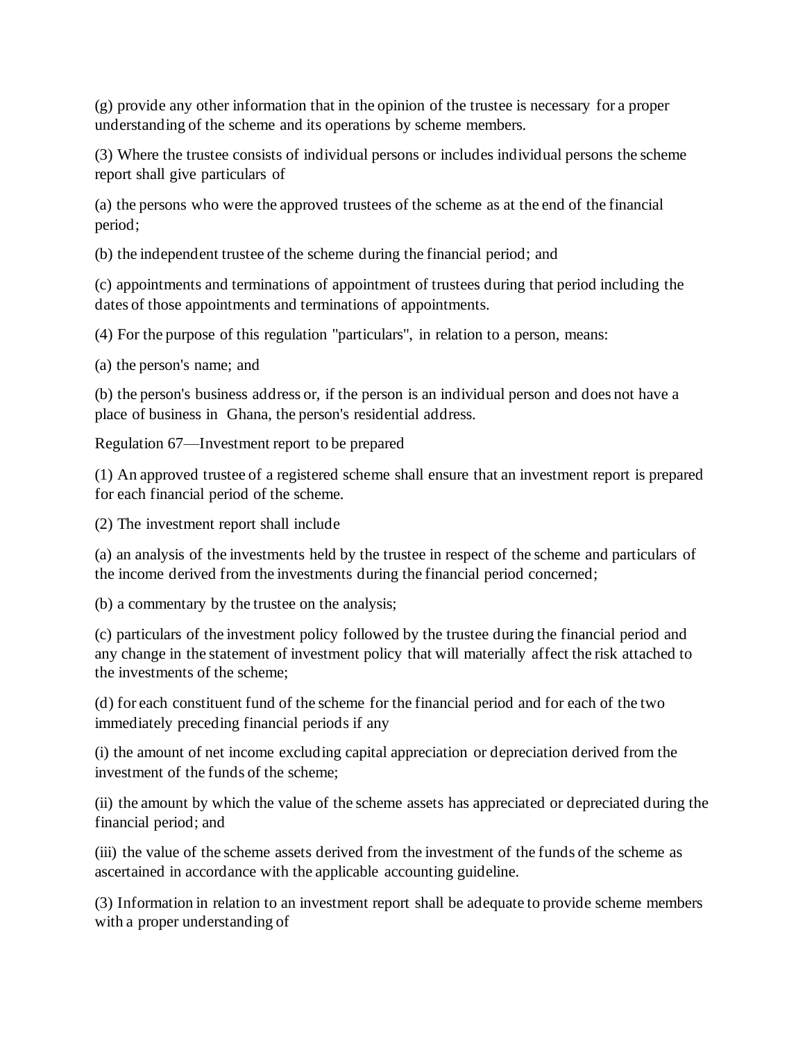(g) provide any other information that in the opinion of the trustee is necessary for a proper understanding of the scheme and its operations by scheme members.

(3) Where the trustee consists of individual persons or includes individual persons the scheme report shall give particulars of

(a) the persons who were the approved trustees of the scheme as at the end of the financial period;

(b) the independent trustee of the scheme during the financial period; and

(c) appointments and terminations of appointment of trustees during that period including the dates of those appointments and terminations of appointments.

(4) For the purpose of this regulation "particulars", in relation to a person, means:

(a) the person's name; and

(b) the person's business address or, if the person is an individual person and does not have a place of business in Ghana, the person's residential address.

Regulation 67—Investment report to be prepared

(1) An approved trustee of a registered scheme shall ensure that an investment report is prepared for each financial period of the scheme.

(2) The investment report shall include

(a) an analysis of the investments held by the trustee in respect of the scheme and particulars of the income derived from the investments during the financial period concerned;

(b) a commentary by the trustee on the analysis;

(c) particulars of the investment policy followed by the trustee during the financial period and any change in the statement of investment policy that will materially affect the risk attached to the investments of the scheme;

(d) for each constituent fund of the scheme for the financial period and for each of the two immediately preceding financial periods if any

(i) the amount of net income excluding capital appreciation or depreciation derived from the investment of the funds of the scheme;

(ii) the amount by which the value of the scheme assets has appreciated or depreciated during the financial period; and

(iii) the value of the scheme assets derived from the investment of the funds of the scheme as ascertained in accordance with the applicable accounting guideline.

(3) Information in relation to an investment report shall be adequate to provide scheme members with a proper understanding of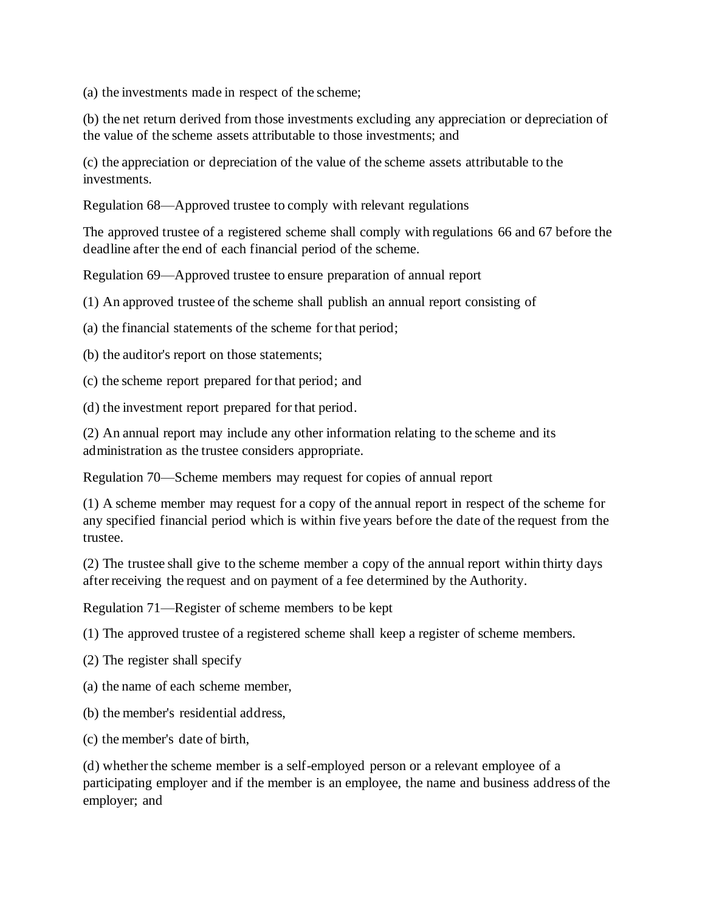(a) the investments made in respect of the scheme;

(b) the net return derived from those investments excluding any appreciation or depreciation of the value of the scheme assets attributable to those investments; and

(c) the appreciation or depreciation of the value of the scheme assets attributable to the investments.

Regulation 68—Approved trustee to comply with relevant regulations

The approved trustee of a registered scheme shall comply with regulations 66 and 67 before the deadline after the end of each financial period of the scheme.

Regulation 69—Approved trustee to ensure preparation of annual report

(1) An approved trustee of the scheme shall publish an annual report consisting of

(a) the financial statements of the scheme for that period;

(b) the auditor's report on those statements;

(c) the scheme report prepared for that period; and

(d) the investment report prepared for that period.

(2) An annual report may include any other information relating to the scheme and its administration as the trustee considers appropriate.

Regulation 70—Scheme members may request for copies of annual report

(1) A scheme member may request for a copy of the annual report in respect of the scheme for any specified financial period which is within five years before the date of the request from the trustee.

(2) The trustee shall give to the scheme member a copy of the annual report within thirty days after receiving the request and on payment of a fee determined by the Authority.

Regulation 71—Register of scheme members to be kept

(1) The approved trustee of a registered scheme shall keep a register of scheme members.

(2) The register shall specify

(a) the name of each scheme member,

(b) the member's residential address,

(c) the member's date of birth,

(d) whether the scheme member is a self-employed person or a relevant employee of a participating employer and if the member is an employee, the name and business address of the employer; and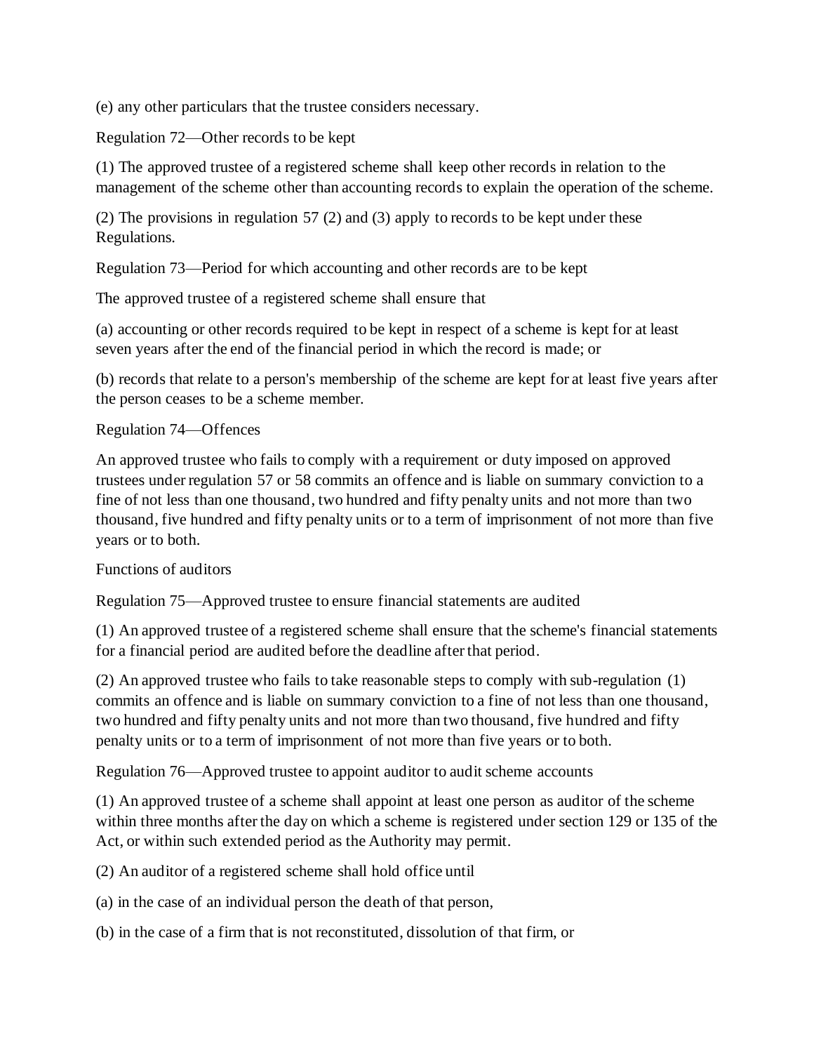(e) any other particulars that the trustee considers necessary.

Regulation 72—Other records to be kept

(1) The approved trustee of a registered scheme shall keep other records in relation to the management of the scheme other than accounting records to explain the operation of the scheme.

(2) The provisions in regulation 57 (2) and (3) apply to records to be kept under these Regulations.

Regulation 73—Period for which accounting and other records are to be kept

The approved trustee of a registered scheme shall ensure that

(a) accounting or other records required to be kept in respect of a scheme is kept for at least seven years after the end of the financial period in which the record is made; or

(b) records that relate to a person's membership of the scheme are kept for at least five years after the person ceases to be a scheme member.

Regulation 74—Offences

An approved trustee who fails to comply with a requirement or duty imposed on approved trustees under regulation 57 or 58 commits an offence and is liable on summary conviction to a fine of not less than one thousand, two hundred and fifty penalty units and not more than two thousand, five hundred and fifty penalty units or to a term of imprisonment of not more than five years or to both.

Functions of auditors

Regulation 75—Approved trustee to ensure financial statements are audited

(1) An approved trustee of a registered scheme shall ensure that the scheme's financial statements for a financial period are audited before the deadline after that period.

(2) An approved trustee who fails to take reasonable steps to comply with sub-regulation (1) commits an offence and is liable on summary conviction to a fine of not less than one thousand, two hundred and fifty penalty units and not more than two thousand, five hundred and fifty penalty units or to a term of imprisonment of not more than five years or to both.

Regulation 76—Approved trustee to appoint auditor to audit scheme accounts

(1) An approved trustee of a scheme shall appoint at least one person as auditor of the scheme within three months after the day on which a scheme is registered under section 129 or 135 of the Act, or within such extended period as the Authority may permit.

(2) An auditor of a registered scheme shall hold office until

(a) in the case of an individual person the death of that person,

(b) in the case of a firm that is not reconstituted, dissolution of that firm, or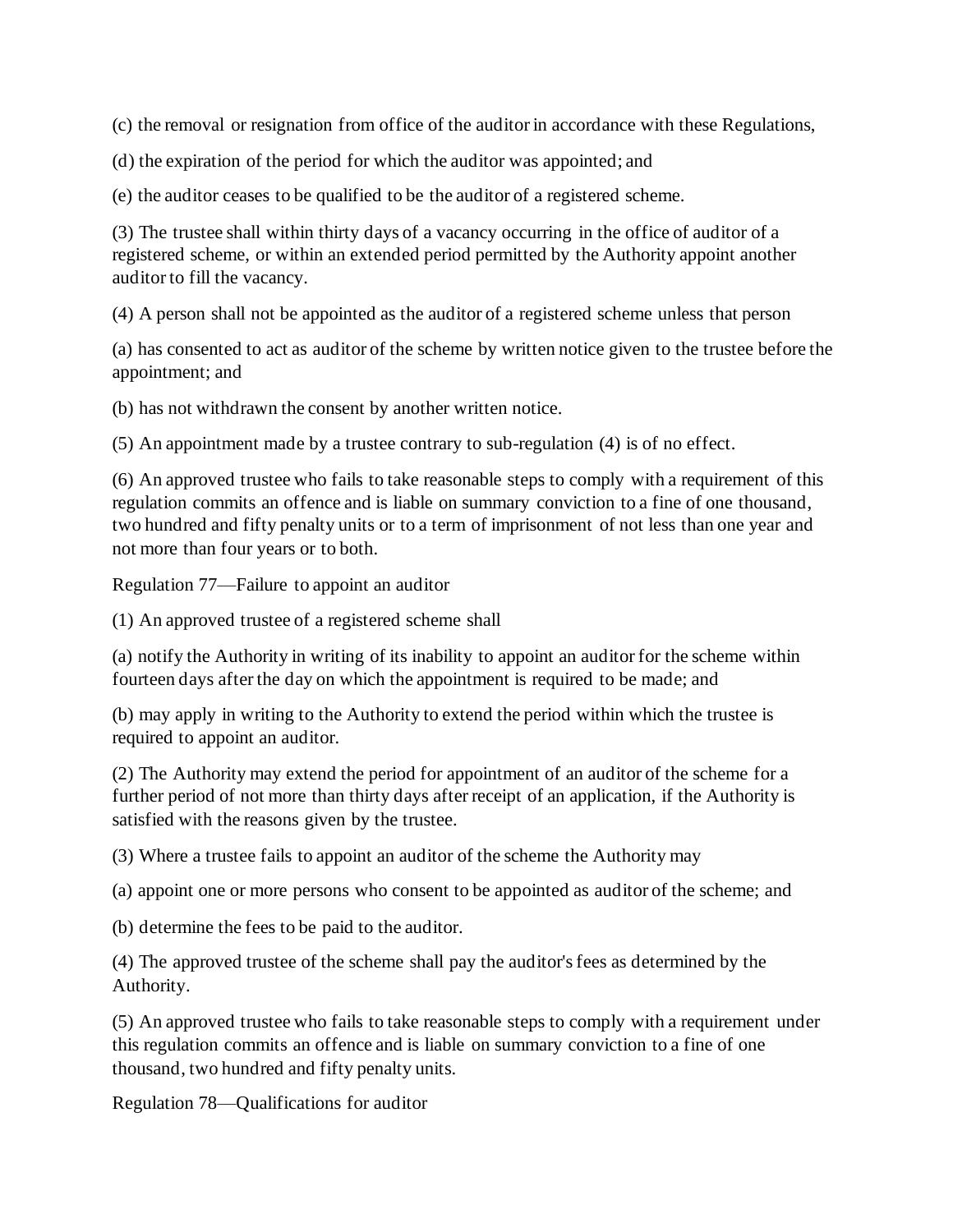(c) the removal or resignation from office of the auditor in accordance with these Regulations,

(d) the expiration of the period for which the auditor was appointed; and

(e) the auditor ceases to be qualified to be the auditor of a registered scheme.

(3) The trustee shall within thirty days of a vacancy occurring in the office of auditor of a registered scheme, or within an extended period permitted by the Authority appoint another auditor to fill the vacancy.

(4) A person shall not be appointed as the auditor of a registered scheme unless that person

(a) has consented to act as auditor of the scheme by written notice given to the trustee before the appointment; and

(b) has not withdrawn the consent by another written notice.

(5) An appointment made by a trustee contrary to sub-regulation (4) is of no effect.

(6) An approved trustee who fails to take reasonable steps to comply with a requirement of this regulation commits an offence and is liable on summary conviction to a fine of one thousand, two hundred and fifty penalty units or to a term of imprisonment of not less than one year and not more than four years or to both.

Regulation 77—Failure to appoint an auditor

(1) An approved trustee of a registered scheme shall

(a) notify the Authority in writing of its inability to appoint an auditor for the scheme within fourteen days after the day on which the appointment is required to be made; and

(b) may apply in writing to the Authority to extend the period within which the trustee is required to appoint an auditor.

(2) The Authority may extend the period for appointment of an auditor of the scheme for a further period of not more than thirty days after receipt of an application, if the Authority is satisfied with the reasons given by the trustee.

(3) Where a trustee fails to appoint an auditor of the scheme the Authority may

(a) appoint one or more persons who consent to be appointed as auditor of the scheme; and

(b) determine the fees to be paid to the auditor.

(4) The approved trustee of the scheme shall pay the auditor's fees as determined by the Authority.

(5) An approved trustee who fails to take reasonable steps to comply with a requirement under this regulation commits an offence and is liable on summary conviction to a fine of one thousand, two hundred and fifty penalty units.

Regulation 78—Qualifications for auditor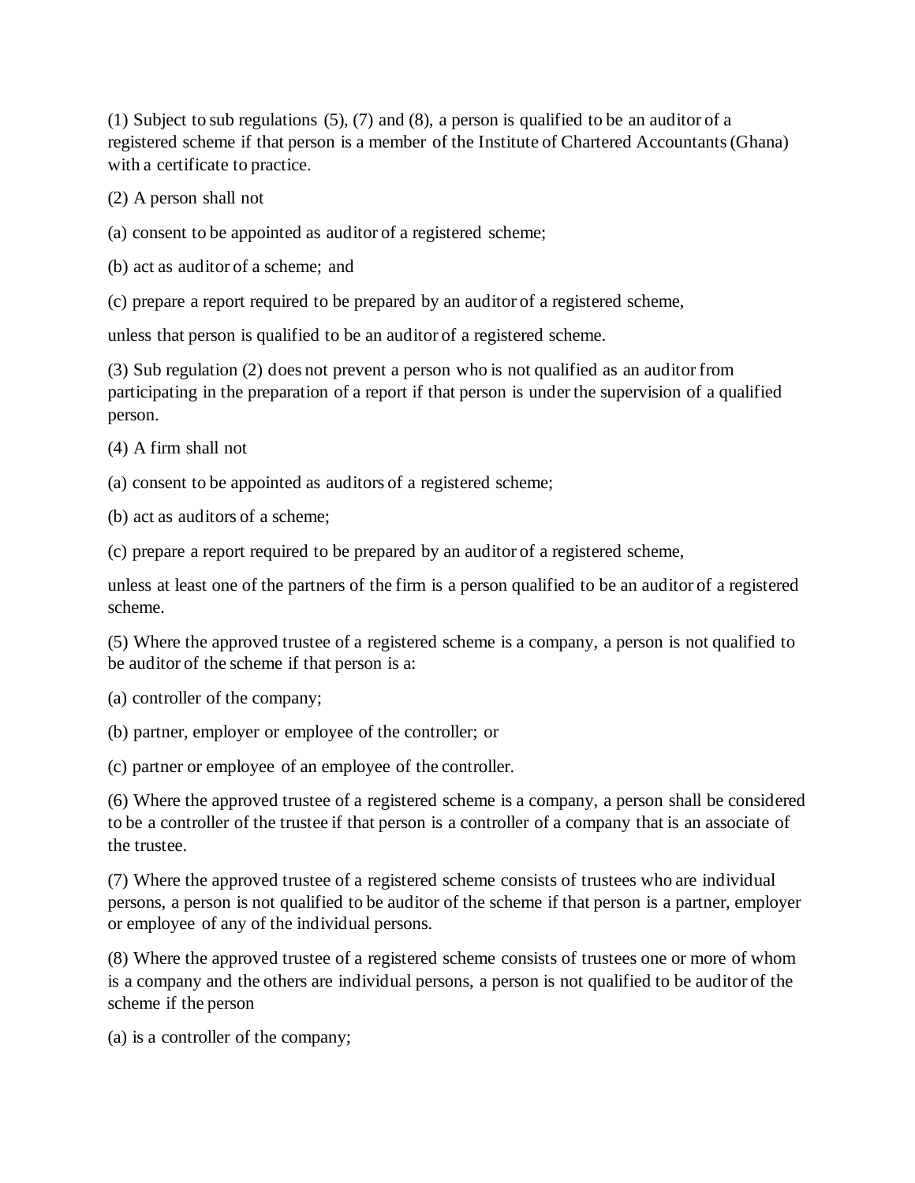(1) Subject to sub regulations (5), (7) and (8), a person is qualified to be an auditor of a registered scheme if that person is a member of the Institute of Chartered Accountants (Ghana) with a certificate to practice.

(2) A person shall not

(a) consent to be appointed as auditor of a registered scheme;

(b) act as auditor of a scheme; and

(c) prepare a report required to be prepared by an auditor of a registered scheme,

unless that person is qualified to be an auditor of a registered scheme.

(3) Sub regulation (2) does not prevent a person who is not qualified as an auditor from participating in the preparation of a report if that person is under the supervision of a qualified person.

(4) A firm shall not

(a) consent to be appointed as auditors of a registered scheme;

(b) act as auditors of a scheme;

(c) prepare a report required to be prepared by an auditor of a registered scheme,

unless at least one of the partners of the firm is a person qualified to be an auditor of a registered scheme.

(5) Where the approved trustee of a registered scheme is a company, a person is not qualified to be auditor of the scheme if that person is a:

(a) controller of the company;

(b) partner, employer or employee of the controller; or

(c) partner or employee of an employee of the controller.

(6) Where the approved trustee of a registered scheme is a company, a person shall be considered to be a controller of the trustee if that person is a controller of a company that is an associate of the trustee.

(7) Where the approved trustee of a registered scheme consists of trustees who are individual persons, a person is not qualified to be auditor of the scheme if that person is a partner, employer or employee of any of the individual persons.

(8) Where the approved trustee of a registered scheme consists of trustees one or more of whom is a company and the others are individual persons, a person is not qualified to be auditor of the scheme if the person

(a) is a controller of the company;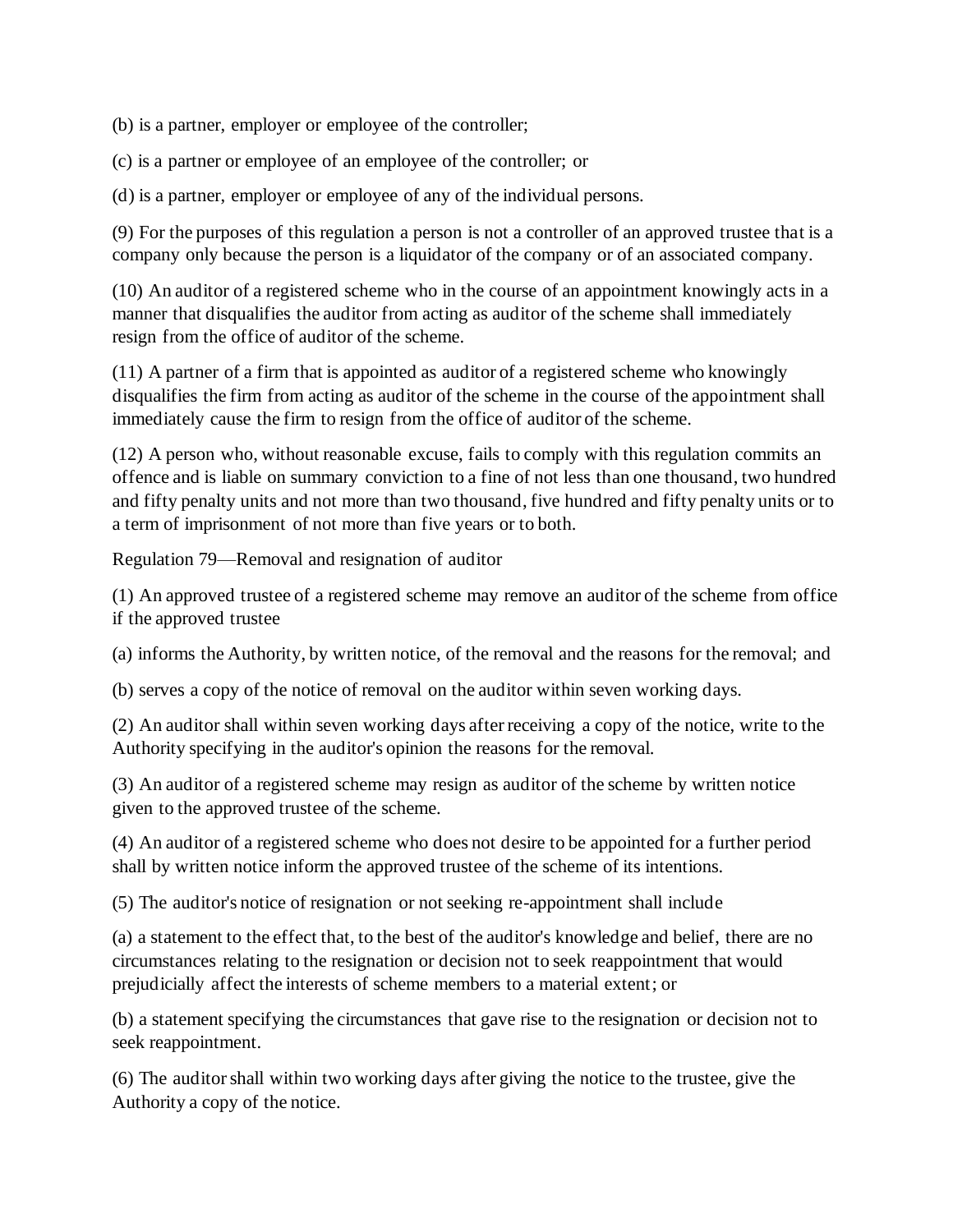(b) is a partner, employer or employee of the controller;

(c) is a partner or employee of an employee of the controller; or

(d) is a partner, employer or employee of any of the individual persons.

(9) For the purposes of this regulation a person is not a controller of an approved trustee that is a company only because the person is a liquidator of the company or of an associated company.

(10) An auditor of a registered scheme who in the course of an appointment knowingly acts in a manner that disqualifies the auditor from acting as auditor of the scheme shall immediately resign from the office of auditor of the scheme.

(11) A partner of a firm that is appointed as auditor of a registered scheme who knowingly disqualifies the firm from acting as auditor of the scheme in the course of the appointment shall immediately cause the firm to resign from the office of auditor of the scheme.

(12) A person who, without reasonable excuse, fails to comply with this regulation commits an offence and is liable on summary conviction to a fine of not less than one thousand, two hundred and fifty penalty units and not more than two thousand, five hundred and fifty penalty units or to a term of imprisonment of not more than five years or to both.

Regulation 79—Removal and resignation of auditor

(1) An approved trustee of a registered scheme may remove an auditor of the scheme from office if the approved trustee

(a) informs the Authority, by written notice, of the removal and the reasons for the removal; and

(b) serves a copy of the notice of removal on the auditor within seven working days.

(2) An auditor shall within seven working days after receiving a copy of the notice, write to the Authority specifying in the auditor's opinion the reasons for the removal.

(3) An auditor of a registered scheme may resign as auditor of the scheme by written notice given to the approved trustee of the scheme.

(4) An auditor of a registered scheme who does not desire to be appointed for a further period shall by written notice inform the approved trustee of the scheme of its intentions.

(5) The auditor's notice of resignation or not seeking re-appointment shall include

(a) a statement to the effect that, to the best of the auditor's knowledge and belief, there are no circumstances relating to the resignation or decision not to seek reappointment that would prejudicially affect the interests of scheme members to a material extent; or

(b) a statement specifying the circumstances that gave rise to the resignation or decision not to seek reappointment.

(6) The auditor shall within two working days after giving the notice to the trustee, give the Authority a copy of the notice.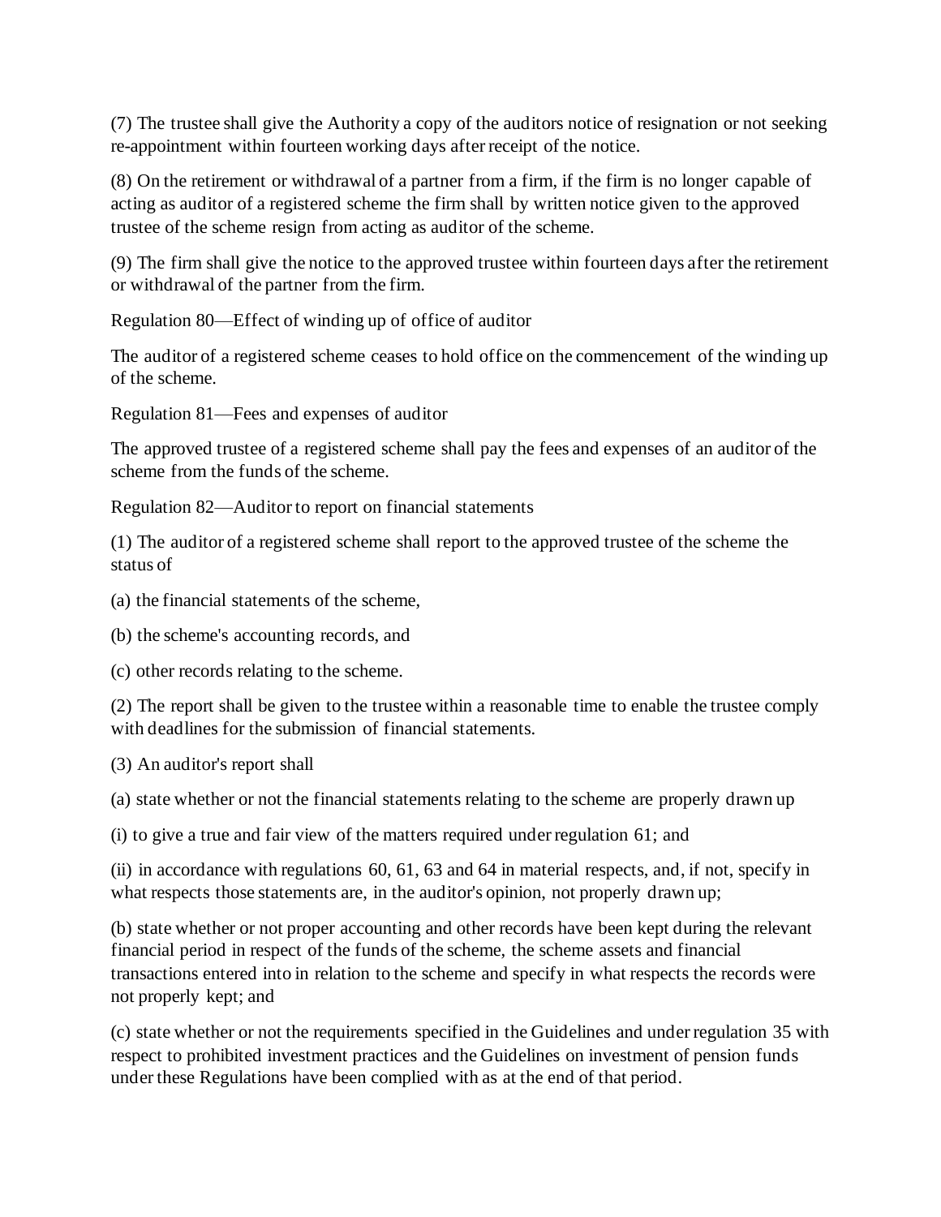(7) The trustee shall give the Authority a copy of the auditors notice of resignation or not seeking re-appointment within fourteen working days after receipt of the notice.

(8) On the retirement or withdrawal of a partner from a firm, if the firm is no longer capable of acting as auditor of a registered scheme the firm shall by written notice given to the approved trustee of the scheme resign from acting as auditor of the scheme.

(9) The firm shall give the notice to the approved trustee within fourteen days after the retirement or withdrawal of the partner from the firm.

Regulation 80—Effect of winding up of office of auditor

The auditor of a registered scheme ceases to hold office on the commencement of the winding up of the scheme.

Regulation 81—Fees and expenses of auditor

The approved trustee of a registered scheme shall pay the fees and expenses of an auditor of the scheme from the funds of the scheme.

Regulation 82—Auditor to report on financial statements

(1) The auditor of a registered scheme shall report to the approved trustee of the scheme the status of

(a) the financial statements of the scheme,

(b) the scheme's accounting records, and

(c) other records relating to the scheme.

(2) The report shall be given to the trustee within a reasonable time to enable the trustee comply with deadlines for the submission of financial statements.

(3) An auditor's report shall

(a) state whether or not the financial statements relating to the scheme are properly drawn up

(i) to give a true and fair view of the matters required under regulation 61; and

(ii) in accordance with regulations 60, 61, 63 and 64 in material respects, and, if not, specify in what respects those statements are, in the auditor's opinion, not properly drawn up;

(b) state whether or not proper accounting and other records have been kept during the relevant financial period in respect of the funds of the scheme, the scheme assets and financial transactions entered into in relation to the scheme and specify in what respects the records were not properly kept; and

(c) state whether or not the requirements specified in the Guidelines and under regulation 35 with respect to prohibited investment practices and the Guidelines on investment of pension funds under these Regulations have been complied with as at the end of that period.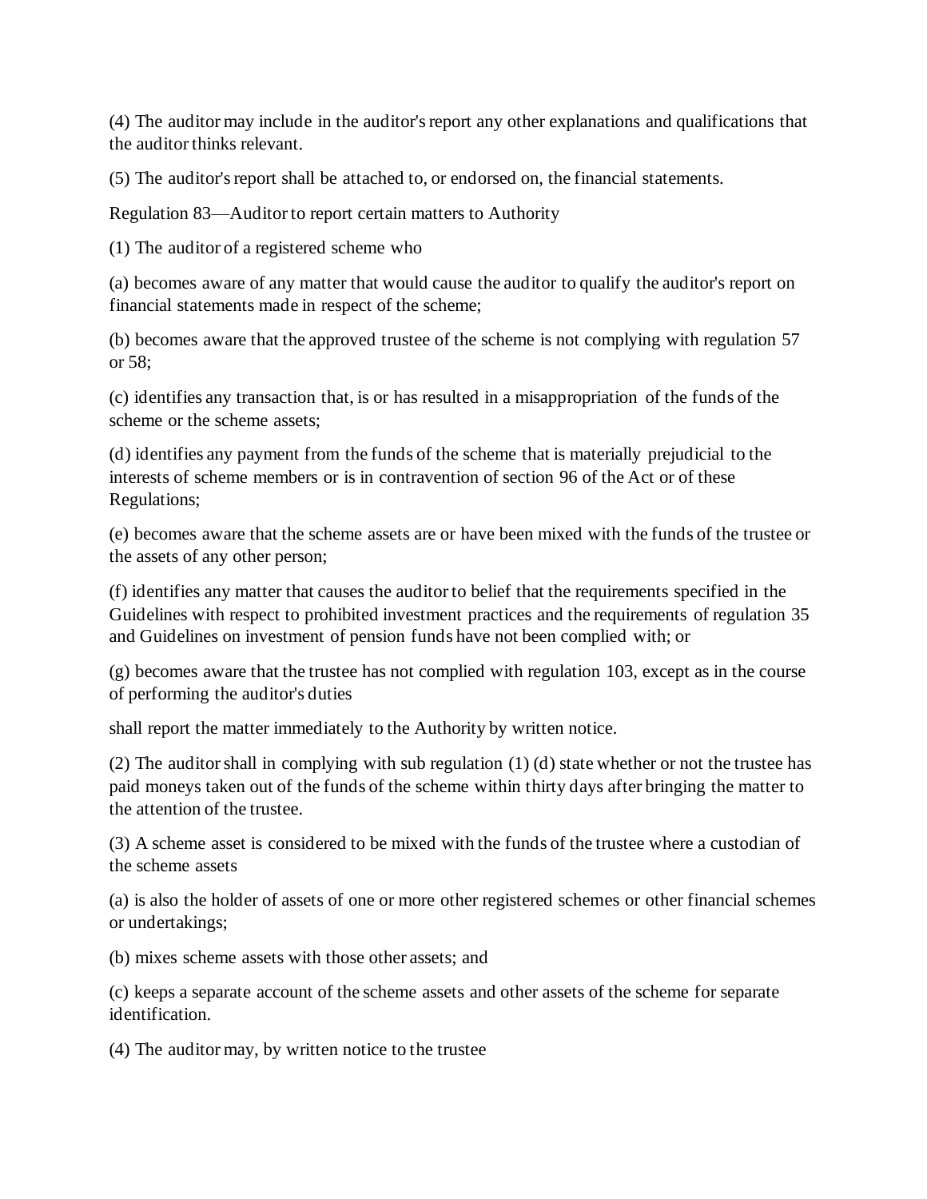(4) The auditor may include in the auditor's report any other explanations and qualifications that the auditor thinks relevant.

(5) The auditor's report shall be attached to, or endorsed on, the financial statements.

Regulation 83—Auditor to report certain matters to Authority

(1) The auditor of a registered scheme who

(a) becomes aware of any matter that would cause the auditor to qualify the auditor's report on financial statements made in respect of the scheme;

(b) becomes aware that the approved trustee of the scheme is not complying with regulation 57 or 58;

(c) identifies any transaction that, is or has resulted in a misappropriation of the funds of the scheme or the scheme assets;

(d) identifies any payment from the funds of the scheme that is materially prejudicial to the interests of scheme members or is in contravention of section 96 of the Act or of these Regulations;

(e) becomes aware that the scheme assets are or have been mixed with the funds of the trustee or the assets of any other person;

(f) identifies any matter that causes the auditor to belief that the requirements specified in the Guidelines with respect to prohibited investment practices and the requirements of regulation 35 and Guidelines on investment of pension funds have not been complied with; or

(g) becomes aware that the trustee has not complied with regulation 103, except as in the course of performing the auditor's duties

shall report the matter immediately to the Authority by written notice.

(2) The auditor shall in complying with sub regulation (1) (d) state whether or not the trustee has paid moneys taken out of the funds of the scheme within thirty days after bringing the matter to the attention of the trustee.

(3) A scheme asset is considered to be mixed with the funds of the trustee where a custodian of the scheme assets

(a) is also the holder of assets of one or more other registered schemes or other financial schemes or undertakings;

(b) mixes scheme assets with those other assets; and

(c) keeps a separate account of the scheme assets and other assets of the scheme for separate identification.

(4) The auditor may, by written notice to the trustee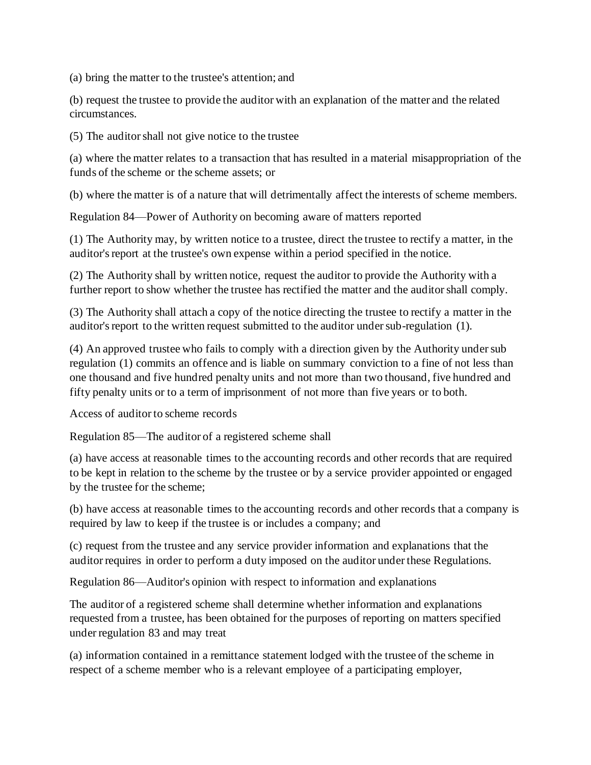(a) bring the matter to the trustee's attention; and

(b) request the trustee to provide the auditor with an explanation of the matter and the related circumstances.

(5) The auditor shall not give notice to the trustee

(a) where the matter relates to a transaction that has resulted in a material misappropriation of the funds of the scheme or the scheme assets; or

(b) where the matter is of a nature that will detrimentally affect the interests of scheme members.

Regulation 84—Power of Authority on becoming aware of matters reported

(1) The Authority may, by written notice to a trustee, direct the trustee to rectify a matter, in the auditor's report at the trustee's own expense within a period specified in the notice.

(2) The Authority shall by written notice, request the auditor to provide the Authority with a further report to show whether the trustee has rectified the matter and the auditor shall comply.

(3) The Authority shall attach a copy of the notice directing the trustee to rectify a matter in the auditor's report to the written request submitted to the auditor under sub-regulation (1).

(4) An approved trustee who fails to comply with a direction given by the Authority under sub regulation (1) commits an offence and is liable on summary conviction to a fine of not less than one thousand and five hundred penalty units and not more than two thousand, five hundred and fifty penalty units or to a term of imprisonment of not more than five years or to both.

Access of auditor to scheme records

Regulation 85—The auditor of a registered scheme shall

(a) have access at reasonable times to the accounting records and other records that are required to be kept in relation to the scheme by the trustee or by a service provider appointed or engaged by the trustee for the scheme;

(b) have access at reasonable times to the accounting records and other records that a company is required by law to keep if the trustee is or includes a company; and

(c) request from the trustee and any service provider information and explanations that the auditor requires in order to perform a duty imposed on the auditor under these Regulations.

Regulation 86—Auditor's opinion with respect to information and explanations

The auditor of a registered scheme shall determine whether information and explanations requested from a trustee, has been obtained for the purposes of reporting on matters specified under regulation 83 and may treat

(a) information contained in a remittance statement lodged with the trustee of the scheme in respect of a scheme member who is a relevant employee of a participating employer,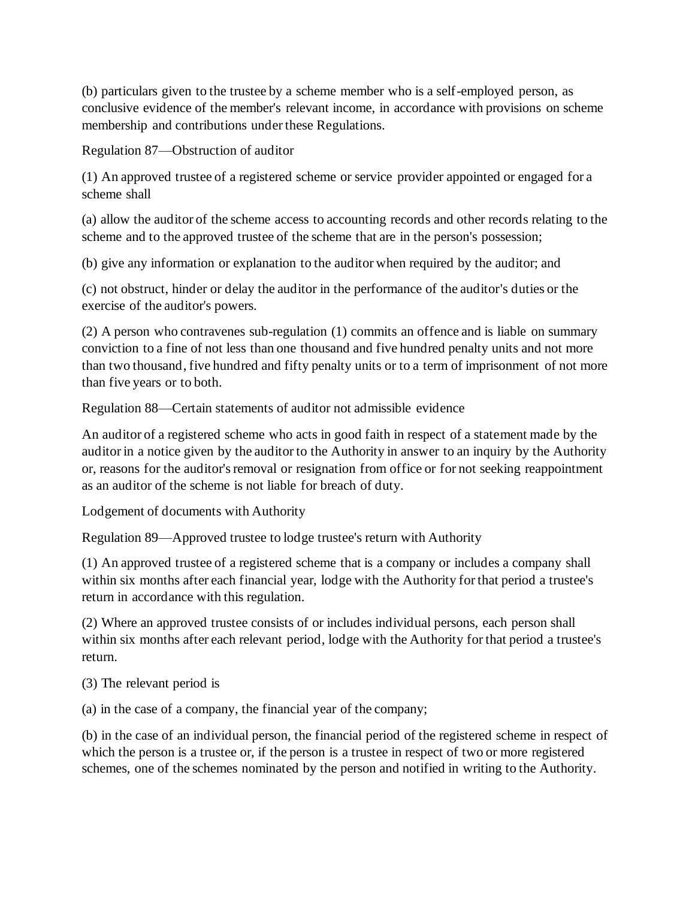(b) particulars given to the trustee by a scheme member who is a self-employed person, as conclusive evidence of the member's relevant income, in accordance with provisions on scheme membership and contributions under these Regulations.

Regulation 87—Obstruction of auditor

(1) An approved trustee of a registered scheme or service provider appointed or engaged for a scheme shall

(a) allow the auditor of the scheme access to accounting records and other records relating to the scheme and to the approved trustee of the scheme that are in the person's possession;

(b) give any information or explanation to the auditor when required by the auditor; and

(c) not obstruct, hinder or delay the auditor in the performance of the auditor's duties or the exercise of the auditor's powers.

(2) A person who contravenes sub-regulation (1) commits an offence and is liable on summary conviction to a fine of not less than one thousand and five hundred penalty units and not more than two thousand, five hundred and fifty penalty units or to a term of imprisonment of not more than five years or to both.

Regulation 88—Certain statements of auditor not admissible evidence

An auditor of a registered scheme who acts in good faith in respect of a statement made by the auditor in a notice given by the auditor to the Authority in answer to an inquiry by the Authority or, reasons for the auditor's removal or resignation from office or for not seeking reappointment as an auditor of the scheme is not liable for breach of duty.

Lodgement of documents with Authority

Regulation 89—Approved trustee to lodge trustee's return with Authority

(1) An approved trustee of a registered scheme that is a company or includes a company shall within six months after each financial year, lodge with the Authority for that period a trustee's return in accordance with this regulation.

(2) Where an approved trustee consists of or includes individual persons, each person shall within six months after each relevant period, lodge with the Authority for that period a trustee's return.

(3) The relevant period is

(a) in the case of a company, the financial year of the company;

(b) in the case of an individual person, the financial period of the registered scheme in respect of which the person is a trustee or, if the person is a trustee in respect of two or more registered schemes, one of the schemes nominated by the person and notified in writing to the Authority.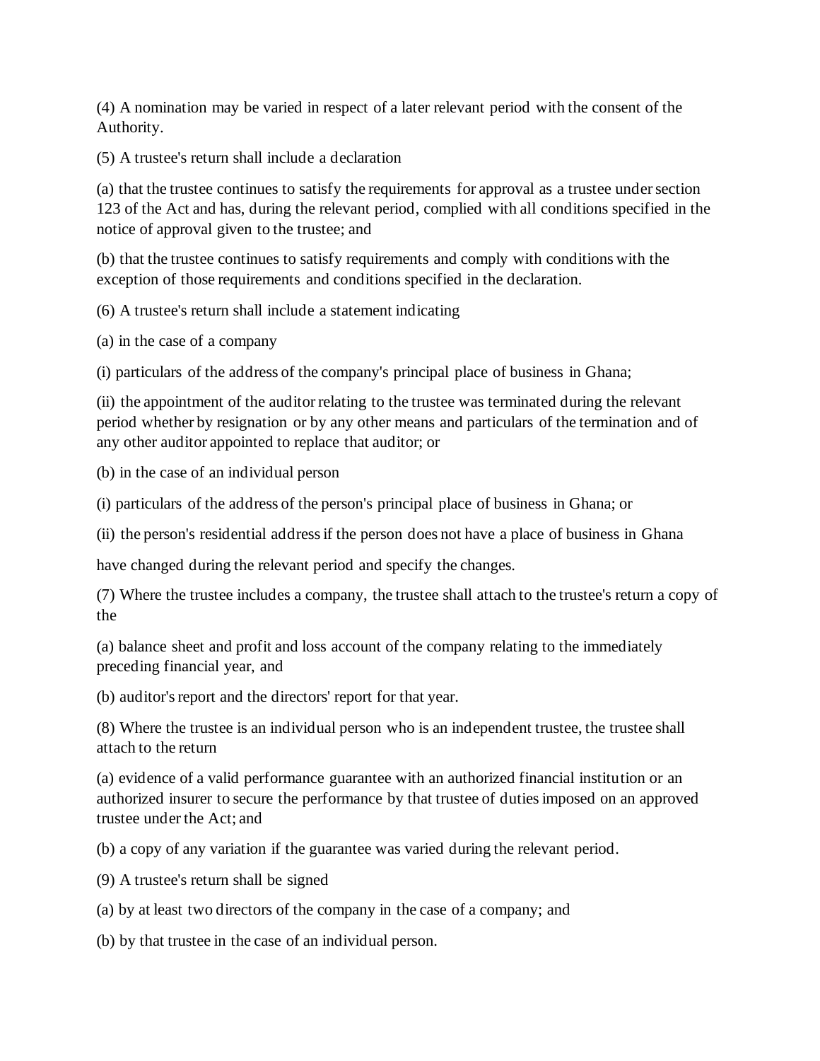(4) A nomination may be varied in respect of a later relevant period with the consent of the Authority.

(5) A trustee's return shall include a declaration

(a) that the trustee continues to satisfy the requirements for approval as a trustee under section 123 of the Act and has, during the relevant period, complied with all conditions specified in the notice of approval given to the trustee; and

(b) that the trustee continues to satisfy requirements and comply with conditions with the exception of those requirements and conditions specified in the declaration.

(6) A trustee's return shall include a statement indicating

(a) in the case of a company

(i) particulars of the address of the company's principal place of business in Ghana;

(ii) the appointment of the auditor relating to the trustee was terminated during the relevant period whether by resignation or by any other means and particulars of the termination and of any other auditor appointed to replace that auditor; or

(b) in the case of an individual person

(i) particulars of the address of the person's principal place of business in Ghana; or

(ii) the person's residential address if the person does not have a place of business in Ghana

have changed during the relevant period and specify the changes.

(7) Where the trustee includes a company, the trustee shall attach to the trustee's return a copy of the

(a) balance sheet and profit and loss account of the company relating to the immediately preceding financial year, and

(b) auditor's report and the directors' report for that year.

(8) Where the trustee is an individual person who is an independent trustee, the trustee shall attach to the return

(a) evidence of a valid performance guarantee with an authorized financial institution or an authorized insurer to secure the performance by that trustee of duties imposed on an approved trustee under the Act; and

(b) a copy of any variation if the guarantee was varied during the relevant period.

(9) A trustee's return shall be signed

(a) by at least two directors of the company in the case of a company; and

(b) by that trustee in the case of an individual person.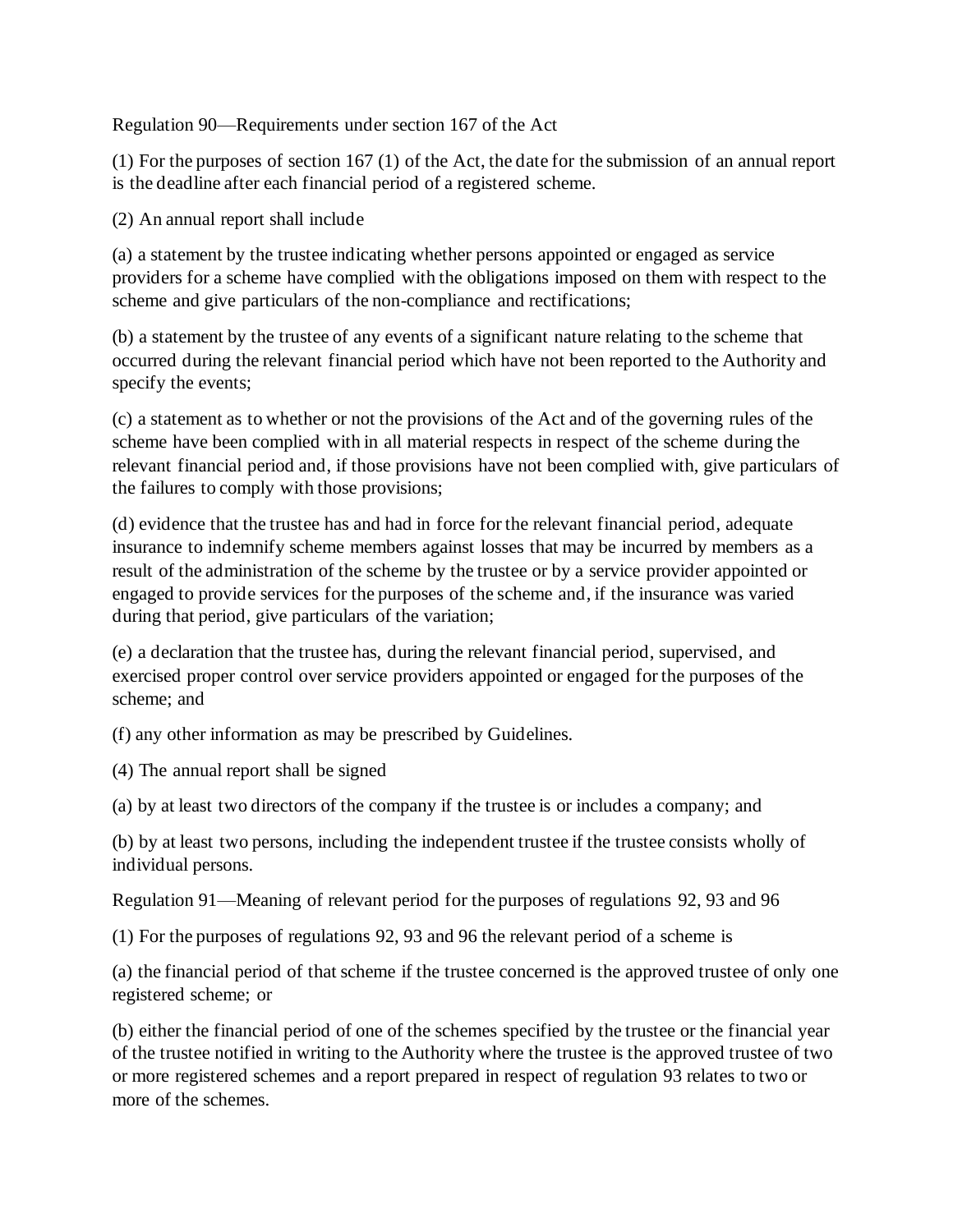Regulation 90—Requirements under section 167 of the Act

(1) For the purposes of section 167 (1) of the Act, the date for the submission of an annual report is the deadline after each financial period of a registered scheme.

(2) An annual report shall include

(a) a statement by the trustee indicating whether persons appointed or engaged as service providers for a scheme have complied with the obligations imposed on them with respect to the scheme and give particulars of the non-compliance and rectifications;

(b) a statement by the trustee of any events of a significant nature relating to the scheme that occurred during the relevant financial period which have not been reported to the Authority and specify the events;

(c) a statement as to whether or not the provisions of the Act and of the governing rules of the scheme have been complied with in all material respects in respect of the scheme during the relevant financial period and, if those provisions have not been complied with, give particulars of the failures to comply with those provisions;

(d) evidence that the trustee has and had in force for the relevant financial period, adequate insurance to indemnify scheme members against losses that may be incurred by members as a result of the administration of the scheme by the trustee or by a service provider appointed or engaged to provide services for the purposes of the scheme and, if the insurance was varied during that period, give particulars of the variation;

(e) a declaration that the trustee has, during the relevant financial period, supervised, and exercised proper control over service providers appointed or engaged for the purposes of the scheme; and

(f) any other information as may be prescribed by Guidelines.

(4) The annual report shall be signed

(a) by at least two directors of the company if the trustee is or includes a company; and

(b) by at least two persons, including the independent trustee if the trustee consists wholly of individual persons.

Regulation 91—Meaning of relevant period for the purposes of regulations 92, 93 and 96

(1) For the purposes of regulations 92, 93 and 96 the relevant period of a scheme is

(a) the financial period of that scheme if the trustee concerned is the approved trustee of only one registered scheme; or

(b) either the financial period of one of the schemes specified by the trustee or the financial year of the trustee notified in writing to the Authority where the trustee is the approved trustee of two or more registered schemes and a report prepared in respect of regulation 93 relates to two or more of the schemes.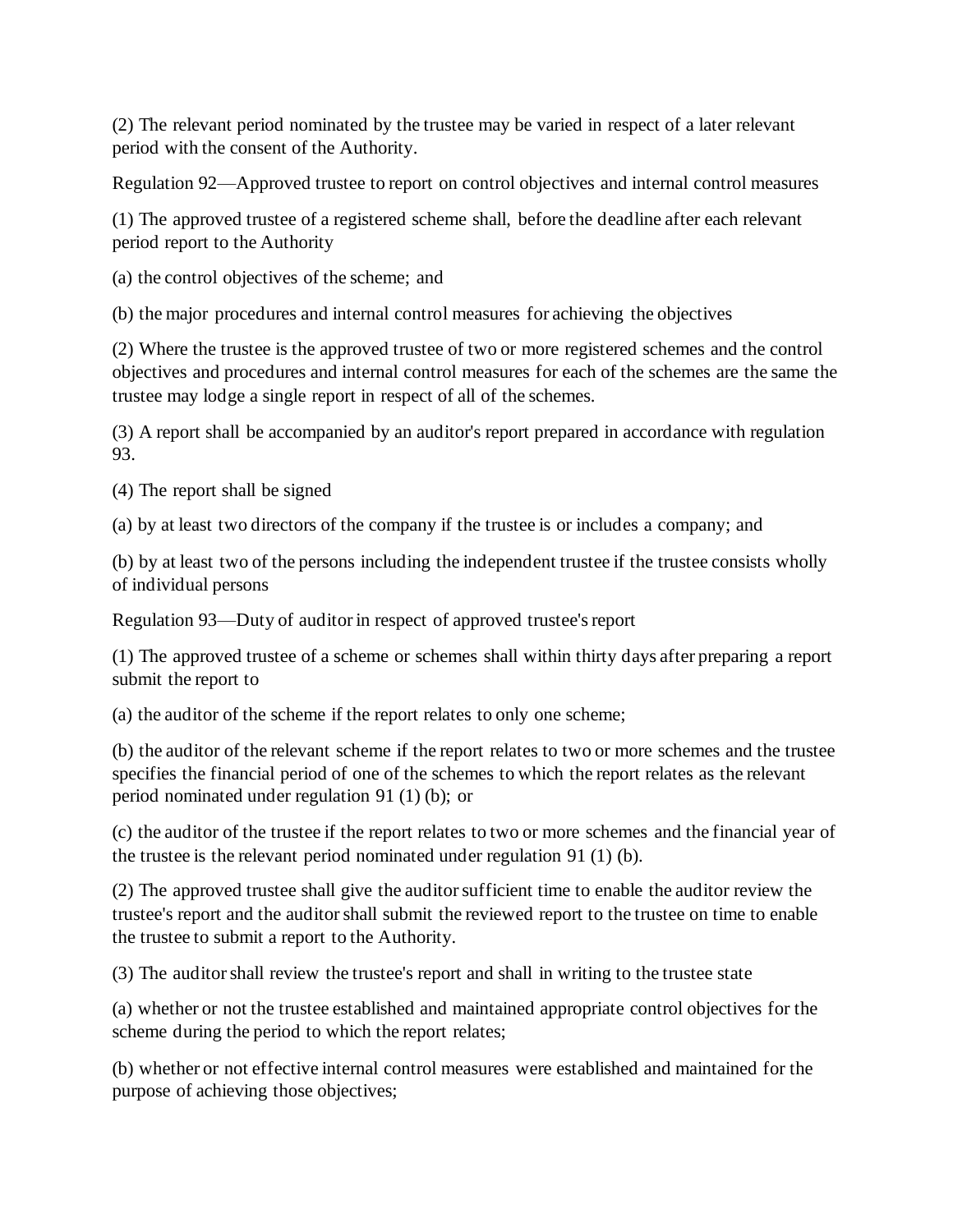(2) The relevant period nominated by the trustee may be varied in respect of a later relevant period with the consent of the Authority.

Regulation 92—Approved trustee to report on control objectives and internal control measures

(1) The approved trustee of a registered scheme shall, before the deadline after each relevant period report to the Authority

(a) the control objectives of the scheme; and

(b) the major procedures and internal control measures for achieving the objectives

(2) Where the trustee is the approved trustee of two or more registered schemes and the control objectives and procedures and internal control measures for each of the schemes are the same the trustee may lodge a single report in respect of all of the schemes.

(3) A report shall be accompanied by an auditor's report prepared in accordance with regulation 93.

(4) The report shall be signed

(a) by at least two directors of the company if the trustee is or includes a company; and

(b) by at least two of the persons including the independent trustee if the trustee consists wholly of individual persons

Regulation 93—Duty of auditor in respect of approved trustee's report

(1) The approved trustee of a scheme or schemes shall within thirty days after preparing a report submit the report to

(a) the auditor of the scheme if the report relates to only one scheme;

(b) the auditor of the relevant scheme if the report relates to two or more schemes and the trustee specifies the financial period of one of the schemes to which the report relates as the relevant period nominated under regulation 91 (1) (b); or

(c) the auditor of the trustee if the report relates to two or more schemes and the financial year of the trustee is the relevant period nominated under regulation 91 (1) (b).

(2) The approved trustee shall give the auditor sufficient time to enable the auditor review the trustee's report and the auditor shall submit the reviewed report to the trustee on time to enable the trustee to submit a report to the Authority.

(3) The auditor shall review the trustee's report and shall in writing to the trustee state

(a) whether or not the trustee established and maintained appropriate control objectives for the scheme during the period to which the report relates;

(b) whether or not effective internal control measures were established and maintained for the purpose of achieving those objectives;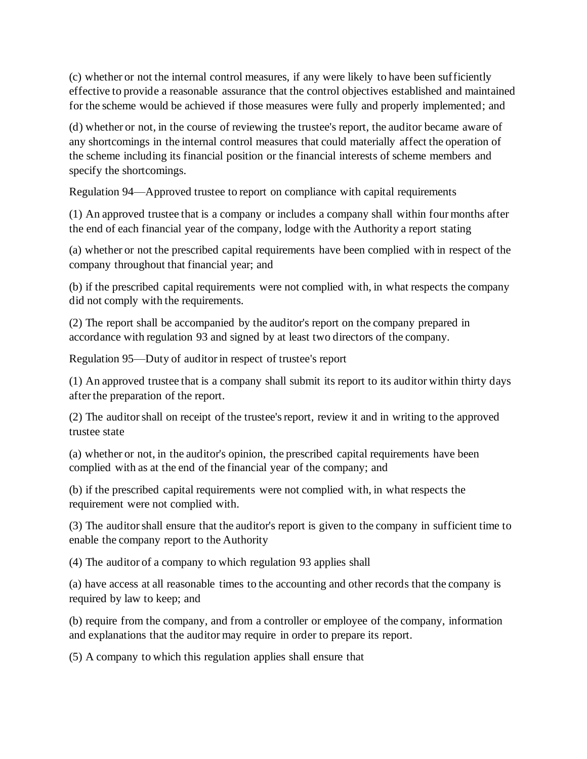(c) whether or not the internal control measures, if any were likely to have been sufficiently effective to provide a reasonable assurance that the control objectives established and maintained for the scheme would be achieved if those measures were fully and properly implemented; and

(d) whether or not, in the course of reviewing the trustee's report, the auditor became aware of any shortcomings in the internal control measures that could materially affect the operation of the scheme including its financial position or the financial interests of scheme members and specify the shortcomings.

Regulation 94—Approved trustee to report on compliance with capital requirements

(1) An approved trustee that is a company or includes a company shall within four months after the end of each financial year of the company, lodge with the Authority a report stating

(a) whether or not the prescribed capital requirements have been complied with in respect of the company throughout that financial year; and

(b) if the prescribed capital requirements were not complied with, in what respects the company did not comply with the requirements.

(2) The report shall be accompanied by the auditor's report on the company prepared in accordance with regulation 93 and signed by at least two directors of the company.

Regulation 95—Duty of auditor in respect of trustee's report

(1) An approved trustee that is a company shall submit its report to its auditor within thirty days after the preparation of the report.

(2) The auditor shall on receipt of the trustee's report, review it and in writing to the approved trustee state

(a) whether or not, in the auditor's opinion, the prescribed capital requirements have been complied with as at the end of the financial year of the company; and

(b) if the prescribed capital requirements were not complied with, in what respects the requirement were not complied with.

(3) The auditor shall ensure that the auditor's report is given to the company in sufficient time to enable the company report to the Authority

(4) The auditor of a company to which regulation 93 applies shall

(a) have access at all reasonable times to the accounting and other records that the company is required by law to keep; and

(b) require from the company, and from a controller or employee of the company, information and explanations that the auditor may require in order to prepare its report.

(5) A company to which this regulation applies shall ensure that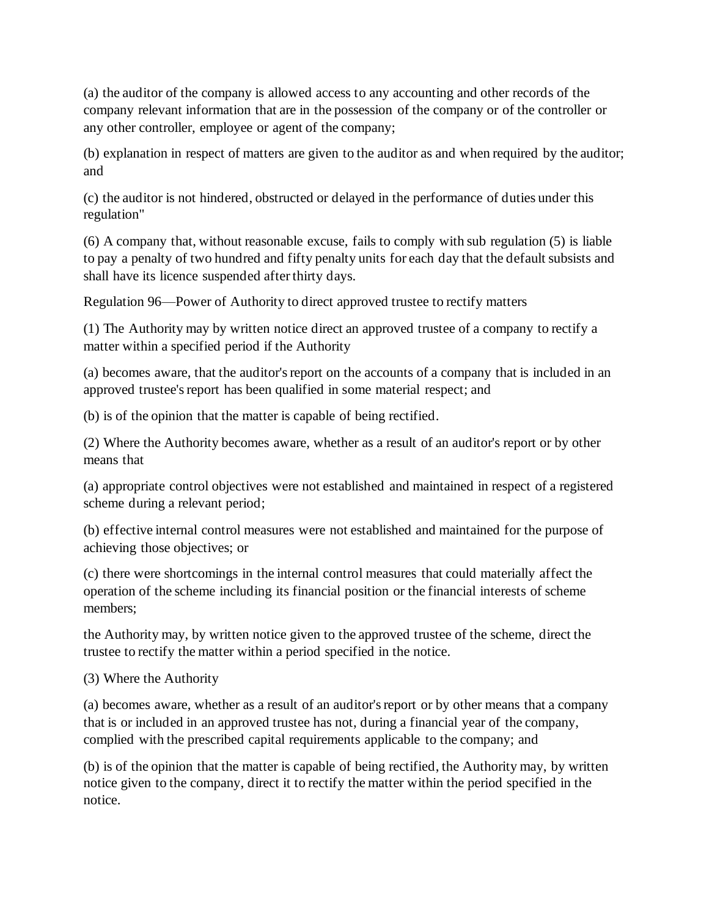(a) the auditor of the company is allowed access to any accounting and other records of the company relevant information that are in the possession of the company or of the controller or any other controller, employee or agent of the company;

(b) explanation in respect of matters are given to the auditor as and when required by the auditor; and

(c) the auditor is not hindered, obstructed or delayed in the performance of duties under this regulation"

(6) A company that, without reasonable excuse, fails to comply with sub regulation (5) is liable to pay a penalty of two hundred and fifty penalty units for each day that the default subsists and shall have its licence suspended after thirty days.

Regulation 96—Power of Authority to direct approved trustee to rectify matters

(1) The Authority may by written notice direct an approved trustee of a company to rectify a matter within a specified period if the Authority

(a) becomes aware, that the auditor's report on the accounts of a company that is included in an approved trustee's report has been qualified in some material respect; and

(b) is of the opinion that the matter is capable of being rectified.

(2) Where the Authority becomes aware, whether as a result of an auditor's report or by other means that

(a) appropriate control objectives were not established and maintained in respect of a registered scheme during a relevant period;

(b) effective internal control measures were not established and maintained for the purpose of achieving those objectives; or

(c) there were shortcomings in the internal control measures that could materially affect the operation of the scheme including its financial position or the financial interests of scheme members;

the Authority may, by written notice given to the approved trustee of the scheme, direct the trustee to rectify the matter within a period specified in the notice.

(3) Where the Authority

(a) becomes aware, whether as a result of an auditor's report or by other means that a company that is or included in an approved trustee has not, during a financial year of the company, complied with the prescribed capital requirements applicable to the company; and

(b) is of the opinion that the matter is capable of being rectified, the Authority may, by written notice given to the company, direct it to rectify the matter within the period specified in the notice.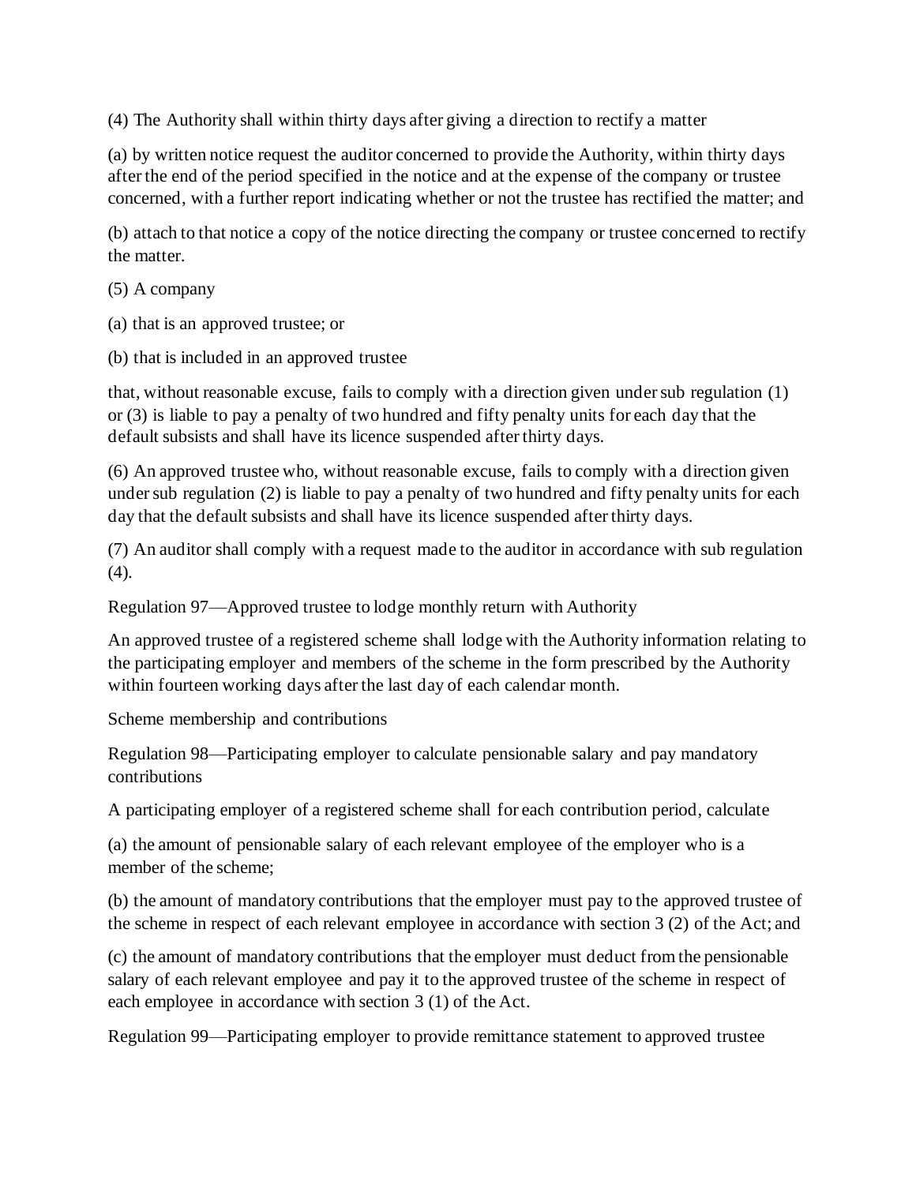(4) The Authority shall within thirty days after giving a direction to rectify a matter

(a) by written notice request the auditor concerned to provide the Authority, within thirty days after the end of the period specified in the notice and at the expense of the company or trustee concerned, with a further report indicating whether or not the trustee has rectified the matter; and

(b) attach to that notice a copy of the notice directing the company or trustee concerned to rectify the matter.

(5) A company

(a) that is an approved trustee; or

(b) that is included in an approved trustee

that, without reasonable excuse, fails to comply with a direction given under sub regulation (1) or (3) is liable to pay a penalty of two hundred and fifty penalty units for each day that the default subsists and shall have its licence suspended after thirty days.

(6) An approved trustee who, without reasonable excuse, fails to comply with a direction given under sub regulation (2) is liable to pay a penalty of two hundred and fifty penalty units for each day that the default subsists and shall have its licence suspended after thirty days.

(7) An auditor shall comply with a request made to the auditor in accordance with sub regulation (4).

Regulation 97—Approved trustee to lodge monthly return with Authority

An approved trustee of a registered scheme shall lodge with the Authority information relating to the participating employer and members of the scheme in the form prescribed by the Authority within fourteen working days after the last day of each calendar month.

Scheme membership and contributions

Regulation 98—Participating employer to calculate pensionable salary and pay mandatory contributions

A participating employer of a registered scheme shall for each contribution period, calculate

(a) the amount of pensionable salary of each relevant employee of the employer who is a member of the scheme;

(b) the amount of mandatory contributions that the employer must pay to the approved trustee of the scheme in respect of each relevant employee in accordance with section 3 (2) of the Act; and

(c) the amount of mandatory contributions that the employer must deduct from the pensionable salary of each relevant employee and pay it to the approved trustee of the scheme in respect of each employee in accordance with section 3 (1) of the Act.

Regulation 99—Participating employer to provide remittance statement to approved trustee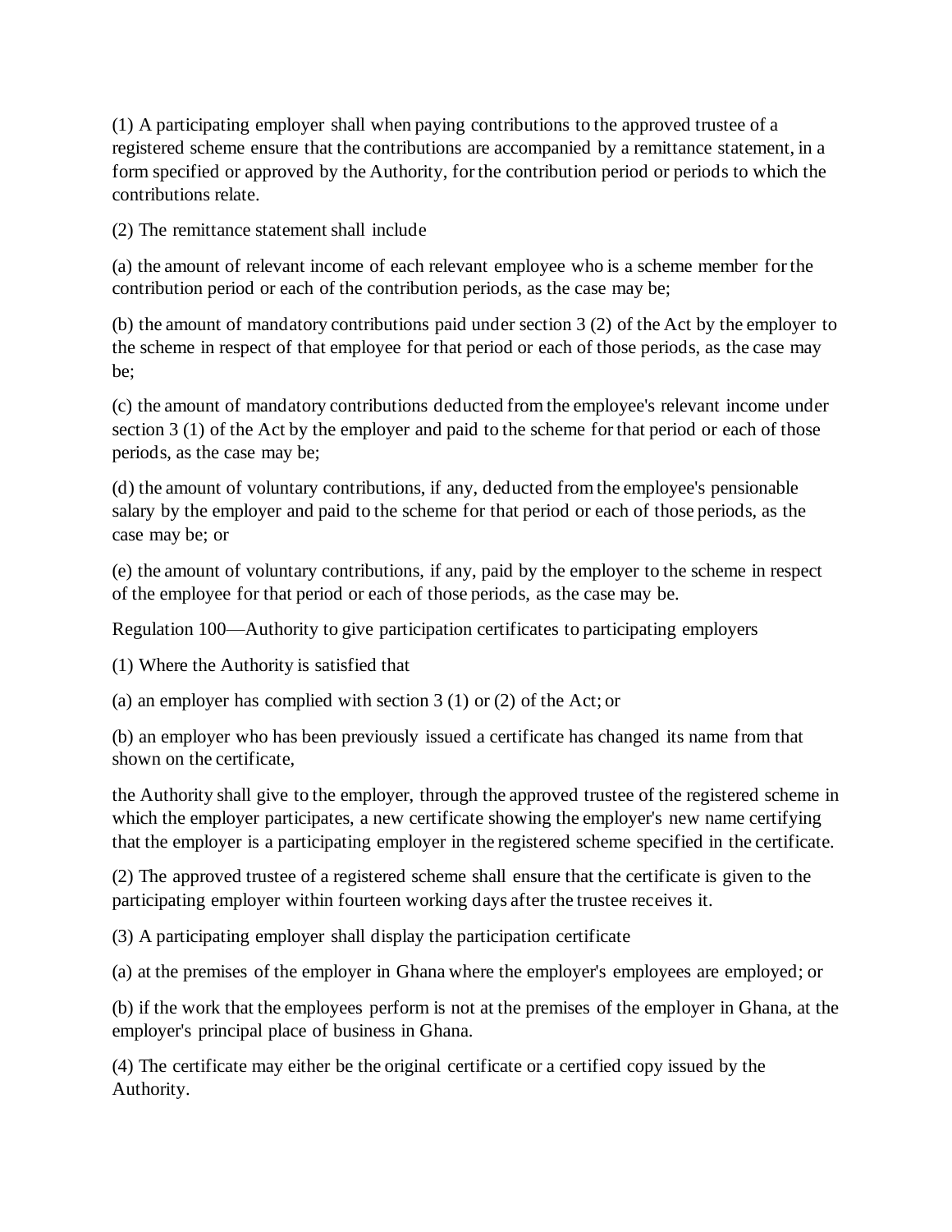(1) A participating employer shall when paying contributions to the approved trustee of a registered scheme ensure that the contributions are accompanied by a remittance statement, in a form specified or approved by the Authority, for the contribution period or periods to which the contributions relate.

(2) The remittance statement shall include

(a) the amount of relevant income of each relevant employee who is a scheme member for the contribution period or each of the contribution periods, as the case may be;

(b) the amount of mandatory contributions paid under section 3 (2) of the Act by the employer to the scheme in respect of that employee for that period or each of those periods, as the case may be;

(c) the amount of mandatory contributions deducted from the employee's relevant income under section 3 (1) of the Act by the employer and paid to the scheme for that period or each of those periods, as the case may be;

(d) the amount of voluntary contributions, if any, deducted from the employee's pensionable salary by the employer and paid to the scheme for that period or each of those periods, as the case may be; or

(e) the amount of voluntary contributions, if any, paid by the employer to the scheme in respect of the employee for that period or each of those periods, as the case may be.

Regulation 100—Authority to give participation certificates to participating employers

(1) Where the Authority is satisfied that

(a) an employer has complied with section 3 (1) or (2) of the Act; or

(b) an employer who has been previously issued a certificate has changed its name from that shown on the certificate,

the Authority shall give to the employer, through the approved trustee of the registered scheme in which the employer participates, a new certificate showing the employer's new name certifying that the employer is a participating employer in the registered scheme specified in the certificate.

(2) The approved trustee of a registered scheme shall ensure that the certificate is given to the participating employer within fourteen working days after the trustee receives it.

(3) A participating employer shall display the participation certificate

(a) at the premises of the employer in Ghana where the employer's employees are employed; or

(b) if the work that the employees perform is not at the premises of the employer in Ghana, at the employer's principal place of business in Ghana.

(4) The certificate may either be the original certificate or a certified copy issued by the Authority.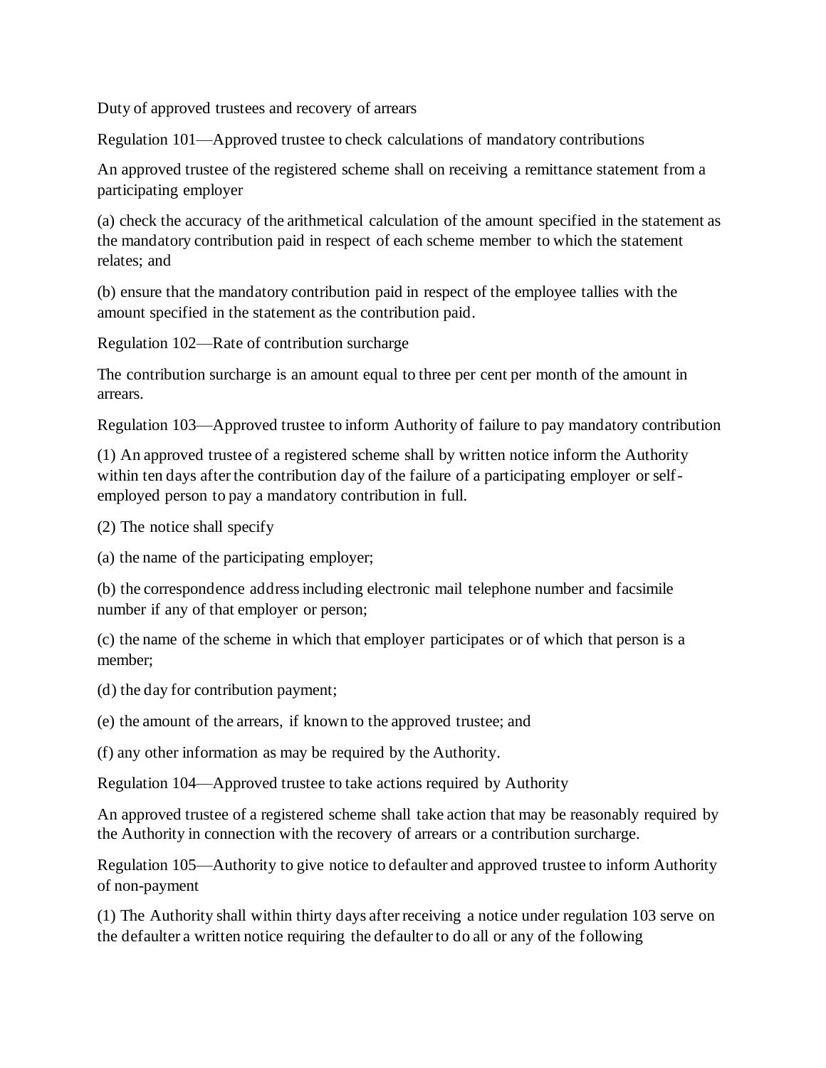## Duty of approved trustees and recovery of arrears

### Regulation 101—Approved trustee to check calculations of mandatory contributions

An approved trustee of the registered scheme shall on receiving a remittance statement from a participating employer

(a) check the accuracy of the arithmetical calculation of the amount specified in the statement as the mandatory contribution paid in respect of each scheme member to which the statement relates; and

(b) ensure that the mandatory contribution paid in respect of the employee tallies with the amount specified in the statement as the contribution paid.

### Regulation 102—Rate of contribution surcharge

The contribution surcharge is an amount equal to three per cent per month of the amount in arrears.

### Regulation 103—Approved trustee to inform Authority of failure to pay mandatory contribution

(1) An approved trustee of a registered scheme shall by written notice inform the Authority within ten days after the contribution day of the failure of a participating employer or self-employed person to pay a mandatory contribution in full.

(2) The notice shall specify

(a) the name of the participating employer;

(b) the correspondence address including electronic mail telephone number and facsimile number if any of that employer or person;

(c) the name of the scheme in which that employer participates or of which that person is a member;

(d) the day for contribution payment;

(e) the amount of the arrears, if known to the approved trustee; and

(f) any other information as may be required by the Authority.

### Regulation 104—Approved trustee to take actions required by Authority

An approved trustee of a registered scheme shall take action that may be reasonably required by the Authority in connection with the recovery of arrears or a contribution surcharge.

### Regulation 105—Authority to give notice to defaulter and approved trustee to inform Authority of non-payment

(1) The Authority shall within thirty days after receiving a notice under regulation 103 serve on the defaulter a written notice requiring the defaulter to do all or any of the following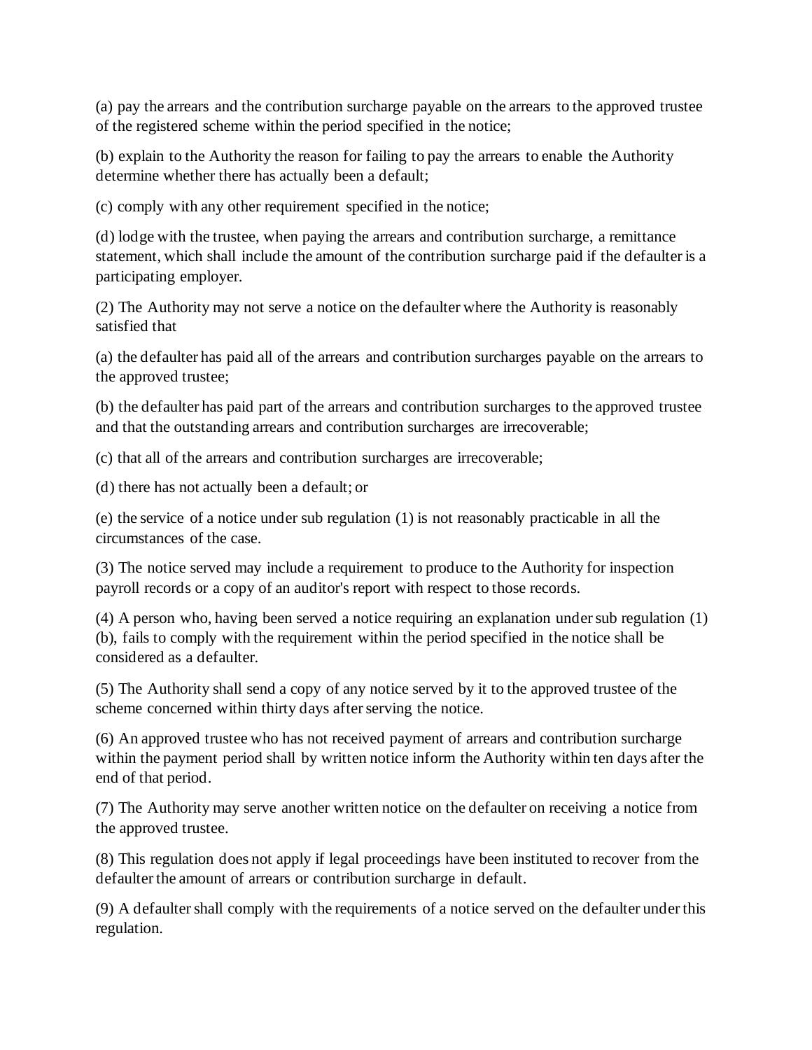(a) pay the arrears and the contribution surcharge payable on the arrears to the approved trustee of the registered scheme within the period specified in the notice;

(b) explain to the Authority the reason for failing to pay the arrears to enable the Authority determine whether there has actually been a default;

(c) comply with any other requirement specified in the notice;

(d) lodge with the trustee, when paying the arrears and contribution surcharge, a remittance statement, which shall include the amount of the contribution surcharge paid if the defaulter is a participating employer.

(2) The Authority may not serve a notice on the defaulter where the Authority is reasonably satisfied that

(a) the defaulter has paid all of the arrears and contribution surcharges payable on the arrears to the approved trustee;

(b) the defaulter has paid part of the arrears and contribution surcharges to the approved trustee and that the outstanding arrears and contribution surcharges are irrecoverable;

(c) that all of the arrears and contribution surcharges are irrecoverable;

(d) there has not actually been a default; or

(e) the service of a notice under sub regulation (1) is not reasonably practicable in all the circumstances of the case.

(3) The notice served may include a requirement to produce to the Authority for inspection payroll records or a copy of an auditor's report with respect to those records.

(4) A person who, having been served a notice requiring an explanation under sub regulation (1)(b), fails to comply with the requirement within the period specified in the notice shall be considered as a defaulter.

(5) The Authority shall send a copy of any notice served by it to the approved trustee of the scheme concerned within thirty days after serving the notice.

(6) An approved trustee who has not received payment of arrears and contribution surcharge within the payment period shall by written notice inform the Authority within ten days after the end of that period.

(7) The Authority may serve another written notice on the defaulter on receiving a notice from the approved trustee.

(8) This regulation does not apply if legal proceedings have been instituted to recover from the defaulter the amount of arrears or contribution surcharge in default.

(9) A defaulter shall comply with the requirements of a notice served on the defaulter under this regulation.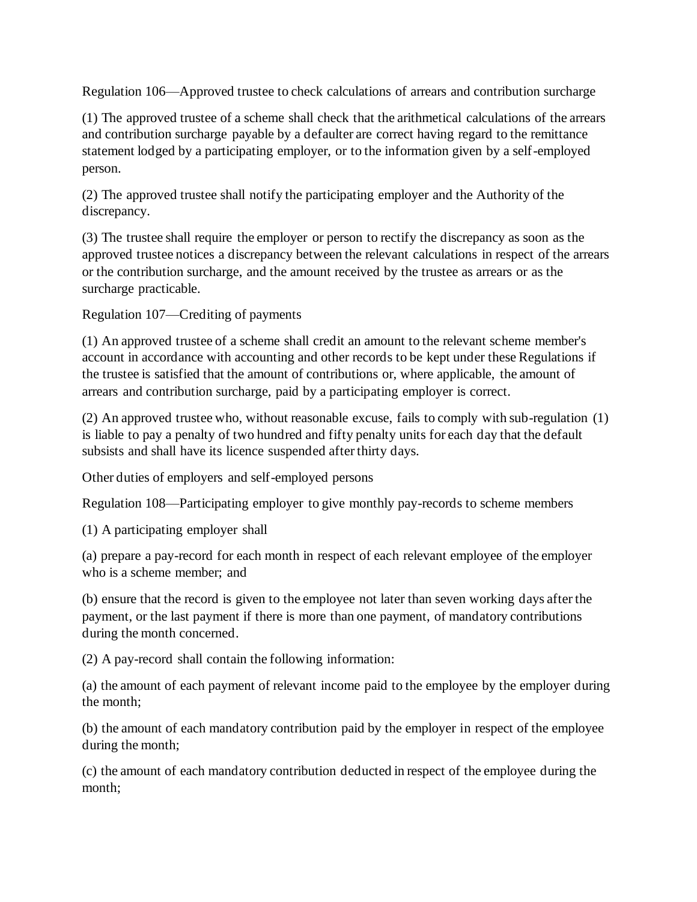Regulation 106—Approved trustee to check calculations of arrears and contribution surcharge

(1) The approved trustee of a scheme shall check that the arithmetical calculations of the arrears and contribution surcharge payable by a defaulter are correct having regard to the remittance statement lodged by a participating employer, or to the information given by a self-employed person.

(2) The approved trustee shall notify the participating employer and the Authority of the discrepancy.

(3) The trustee shall require the employer or person to rectify the discrepancy as soon as the approved trustee notices a discrepancy between the relevant calculations in respect of the arrears or the contribution surcharge, and the amount received by the trustee as arrears or as the surcharge practicable.

Regulation 107—Crediting of payments

(1) An approved trustee of a scheme shall credit an amount to the relevant scheme member's account in accordance with accounting and other records to be kept under these Regulations if the trustee is satisfied that the amount of contributions or, where applicable, the amount of arrears and contribution surcharge, paid by a participating employer is correct.

(2) An approved trustee who, without reasonable excuse, fails to comply with sub-regulation (1) is liable to pay a penalty of two hundred and fifty penalty units for each day that the default subsists and shall have its licence suspended after thirty days.

Other duties of employers and self-employed persons

Regulation 108—Participating employer to give monthly pay-records to scheme members

(1) A participating employer shall

(a) prepare a pay-record for each month in respect of each relevant employee of the employer who is a scheme member; and

(b) ensure that the record is given to the employee not later than seven working days after the payment, or the last payment if there is more than one payment, of mandatory contributions during the month concerned.

(2) A pay-record shall contain the following information:

(a) the amount of each payment of relevant income paid to the employee by the employer during the month;

(b) the amount of each mandatory contribution paid by the employer in respect of the employee during the month;

(c) the amount of each mandatory contribution deducted in respect of the employee during the month;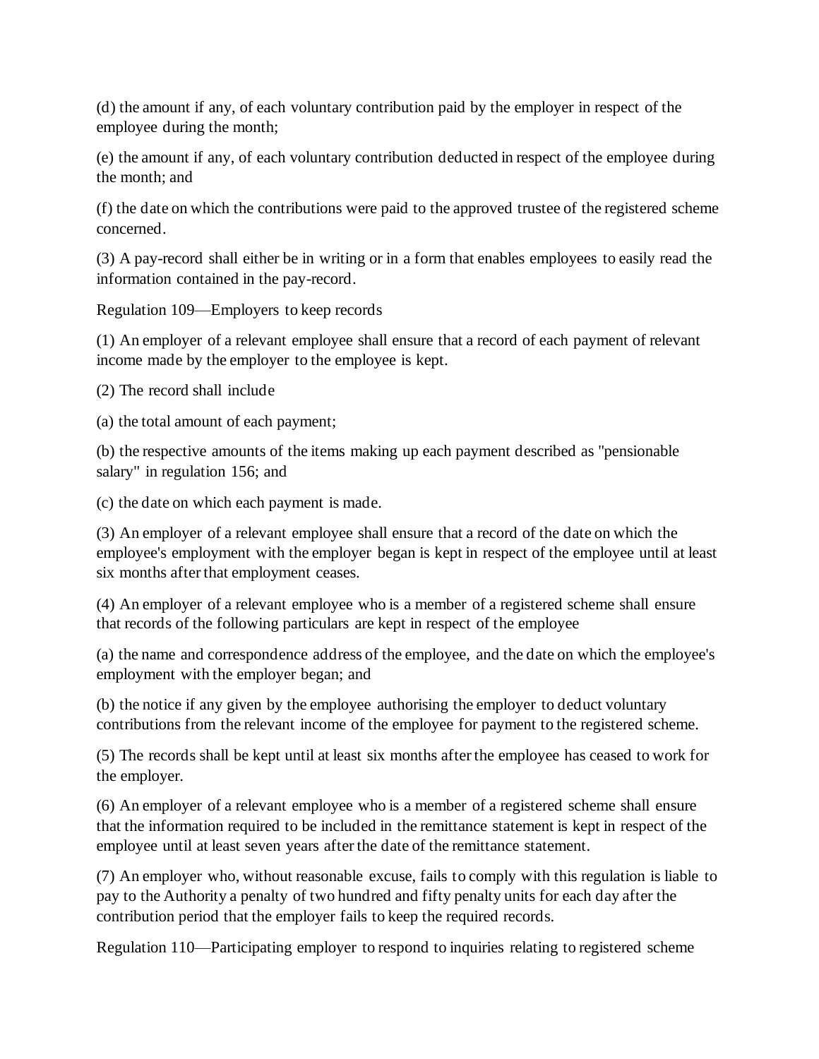(d) the amount if any, of each voluntary contribution paid by the employer in respect of the employee during the month;

(e) the amount if any, of each voluntary contribution deducted in respect of the employee during the month; and

(f) the date on which the contributions were paid to the approved trustee of the registered scheme concerned.

(3) A pay-record shall either be in writing or in a form that enables employees to easily read the information contained in the pay-record.

Regulation 109—Employers to keep records

(1) An employer of a relevant employee shall ensure that a record of each payment of relevant income made by the employer to the employee is kept.

(2) The record shall include

(a) the total amount of each payment;

(b) the respective amounts of the items making up each payment described as "pensionable salary" in regulation 156; and

(c) the date on which each payment is made.

(3) An employer of a relevant employee shall ensure that a record of the date on which the employee's employment with the employer began is kept in respect of the employee until at least six months after that employment ceases.

(4) An employer of a relevant employee who is a member of a registered scheme shall ensure that records of the following particulars are kept in respect of the employee

(a) the name and correspondence address of the employee, and the date on which the employee's employment with the employer began; and

(b) the notice if any given by the employee authorising the employer to deduct voluntary contributions from the relevant income of the employee for payment to the registered scheme.

(5) The records shall be kept until at least six months after the employee has ceased to work for the employer.

(6) An employer of a relevant employee who is a member of a registered scheme shall ensure that the information required to be included in the remittance statement is kept in respect of the employee until at least seven years after the date of the remittance statement.

(7) An employer who, without reasonable excuse, fails to comply with this regulation is liable to pay to the Authority a penalty of two hundred and fifty penalty units for each day after the contribution period that the employer fails to keep the required records.

Regulation 110—Participating employer to respond to inquiries relating to registered scheme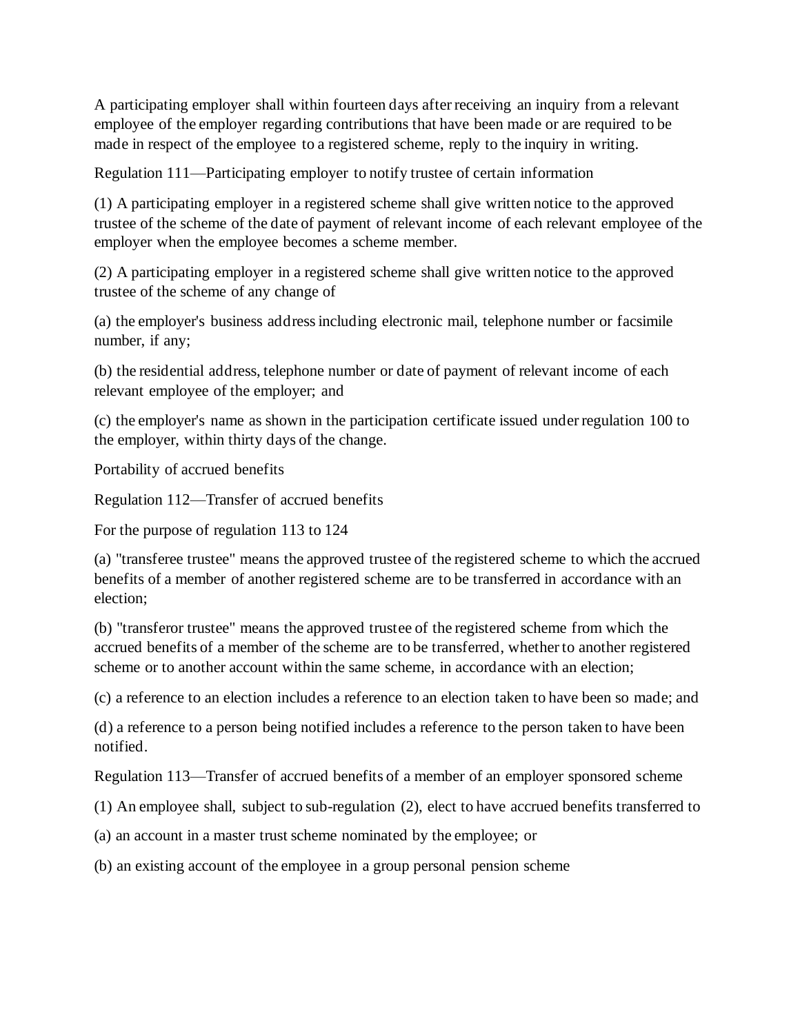A participating employer shall within fourteen days after receiving an inquiry from a relevant employee of the employer regarding contributions that have been made or are required to be made in respect of the employee to a registered scheme, reply to the inquiry in writing.

### Regulation 111—Participating employer to notify trustee of certain information

(1) A participating employer in a registered scheme shall give written notice to the approved trustee of the scheme of the date of payment of relevant income of each relevant employee of the employer when the employee becomes a scheme member.

(2) A participating employer in a registered scheme shall give written notice to the approved trustee of the scheme of any change of

(a) the employer's business address including electronic mail, telephone number or facsimile number, if any;

(b) the residential address, telephone number or date of payment of relevant income of each relevant employee of the employer; and

(c) the employer's name as shown in the participation certificate issued under regulation 100 to the employer, within thirty days of the change.

## Portability of accrued benefits

### Regulation 112—Transfer of accrued benefits

For the purpose of regulation 113 to 124

(a) "transferee trustee" means the approved trustee of the registered scheme to which the accrued benefits of a member of another registered scheme are to be transferred in accordance with an election;

(b) "transferor trustee" means the approved trustee of the registered scheme from which the accrued benefits of a member of the scheme are to be transferred, whether to another registered scheme or to another account within the same scheme, in accordance with an election;

(c) a reference to an election includes a reference to an election taken to have been so made; and

(d) a reference to a person being notified includes a reference to the person taken to have been notified.

### Regulation 113—Transfer of accrued benefits of a member of an employer sponsored scheme

(1) An employee shall, subject to sub-regulation (2), elect to have accrued benefits transferred to

(a) an account in a master trust scheme nominated by the employee; or

(b) an existing account of the employee in a group personal pension scheme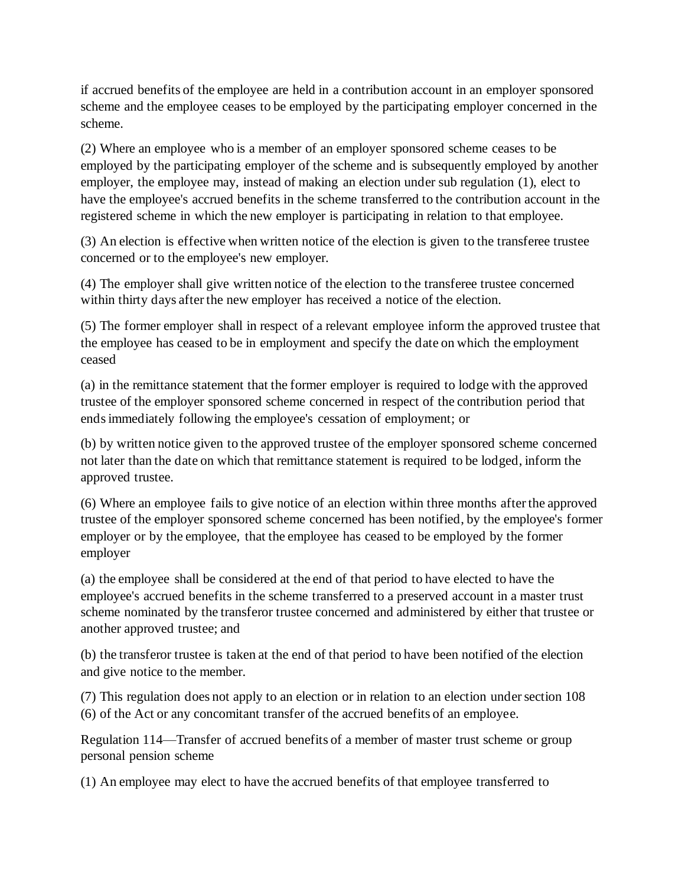if accrued benefits of the employee are held in a contribution account in an employer sponsored scheme and the employee ceases to be employed by the participating employer concerned in the scheme.

(2) Where an employee who is a member of an employer sponsored scheme ceases to be employed by the participating employer of the scheme and is subsequently employed by another employer, the employee may, instead of making an election under sub regulation (1), elect to have the employee's accrued benefits in the scheme transferred to the contribution account in the registered scheme in which the new employer is participating in relation to that employee.

(3) An election is effective when written notice of the election is given to the transferee trustee concerned or to the employee's new employer.

(4) The employer shall give written notice of the election to the transferee trustee concerned within thirty days after the new employer has received a notice of the election.

(5) The former employer shall in respect of a relevant employee inform the approved trustee that the employee has ceased to be in employment and specify the date on which the employment ceased

(a) in the remittance statement that the former employer is required to lodge with the approved trustee of the employer sponsored scheme concerned in respect of the contribution period that ends immediately following the employee's cessation of employment; or

(b) by written notice given to the approved trustee of the employer sponsored scheme concerned not later than the date on which that remittance statement is required to be lodged, inform the approved trustee.

(6) Where an employee fails to give notice of an election within three months after the approved trustee of the employer sponsored scheme concerned has been notified, by the employee's former employer or by the employee, that the employee has ceased to be employed by the former employer

(a) the employee shall be considered at the end of that period to have elected to have the employee's accrued benefits in the scheme transferred to a preserved account in a master trust scheme nominated by the transferor trustee concerned and administered by either that trustee or another approved trustee; and

(b) the transferor trustee is taken at the end of that period to have been notified of the election and give notice to the member.

(7) This regulation does not apply to an election or in relation to an election under section 108 (6) of the Act or any concomitant transfer of the accrued benefits of an employee.

Regulation 114—Transfer of accrued benefits of a member of master trust scheme or group personal pension scheme

(1) An employee may elect to have the accrued benefits of that employee transferred to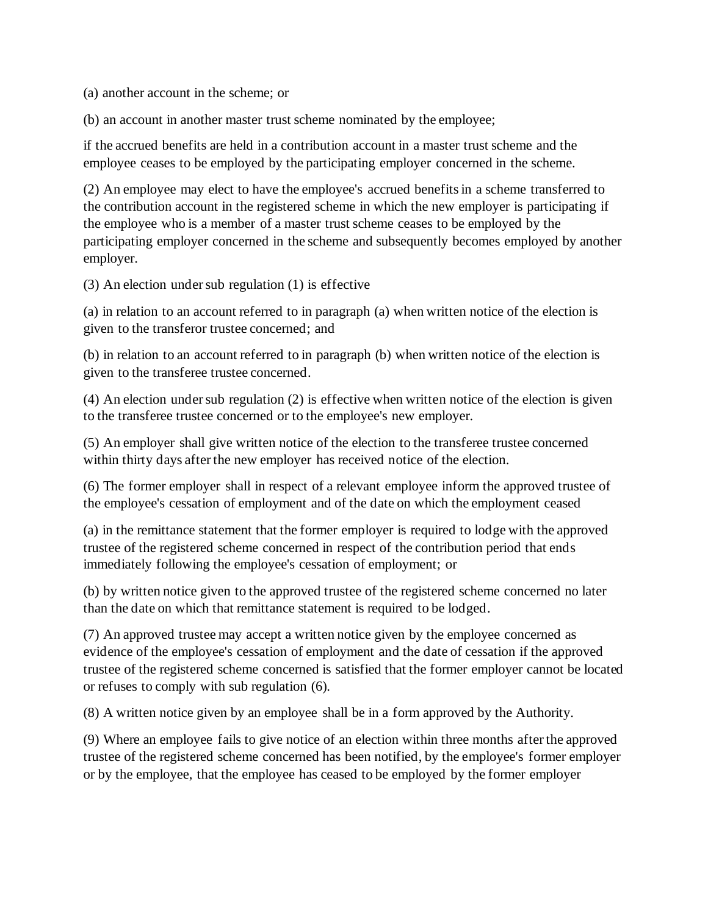(a) another account in the scheme; or

(b) an account in another master trust scheme nominated by the employee;

if the accrued benefits are held in a contribution account in a master trust scheme and the employee ceases to be employed by the participating employer concerned in the scheme.

(2) An employee may elect to have the employee's accrued benefits in a scheme transferred to the contribution account in the registered scheme in which the new employer is participating if the employee who is a member of a master trust scheme ceases to be employed by the participating employer concerned in the scheme and subsequently becomes employed by another employer.

(3) An election under sub regulation (1) is effective

(a) in relation to an account referred to in paragraph (a) when written notice of the election is given to the transferor trustee concerned; and

(b) in relation to an account referred to in paragraph (b) when written notice of the election is given to the transferee trustee concerned.

(4) An election under sub regulation (2) is effective when written notice of the election is given to the transferee trustee concerned or to the employee's new employer.

(5) An employer shall give written notice of the election to the transferee trustee concerned within thirty days after the new employer has received notice of the election.

(6) The former employer shall in respect of a relevant employee inform the approved trustee of the employee's cessation of employment and of the date on which the employment ceased

(a) in the remittance statement that the former employer is required to lodge with the approved trustee of the registered scheme concerned in respect of the contribution period that ends immediately following the employee's cessation of employment; or

(b) by written notice given to the approved trustee of the registered scheme concerned no later than the date on which that remittance statement is required to be lodged.

(7) An approved trustee may accept a written notice given by the employee concerned as evidence of the employee's cessation of employment and the date of cessation if the approved trustee of the registered scheme concerned is satisfied that the former employer cannot be located or refuses to comply with sub regulation (6).

(8) A written notice given by an employee shall be in a form approved by the Authority.

(9) Where an employee fails to give notice of an election within three months after the approved trustee of the registered scheme concerned has been notified, by the employee's former employer or by the employee, that the employee has ceased to be employed by the former employer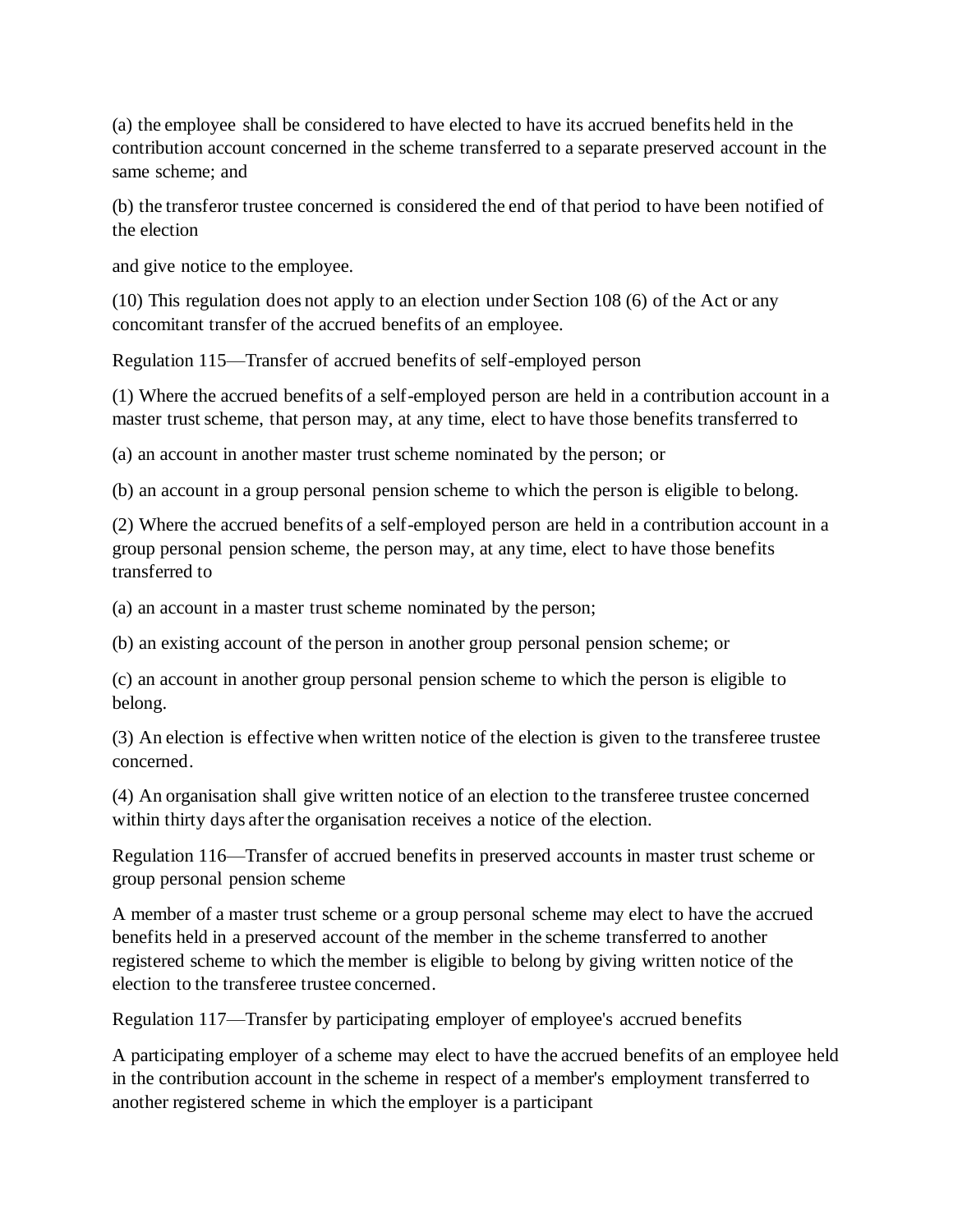(a) the employee shall be considered to have elected to have its accrued benefits held in the contribution account concerned in the scheme transferred to a separate preserved account in the same scheme; and

(b) the transferor trustee concerned is considered the end of that period to have been notified of the election

and give notice to the employee.

(10) This regulation does not apply to an election under Section 108 (6) of the Act or any concomitant transfer of the accrued benefits of an employee.

Regulation 115—Transfer of accrued benefits of self-employed person

(1) Where the accrued benefits of a self-employed person are held in a contribution account in a master trust scheme, that person may, at any time, elect to have those benefits transferred to

(a) an account in another master trust scheme nominated by the person; or

(b) an account in a group personal pension scheme to which the person is eligible to belong.

(2) Where the accrued benefits of a self-employed person are held in a contribution account in a group personal pension scheme, the person may, at any time, elect to have those benefits transferred to

(a) an account in a master trust scheme nominated by the person;

(b) an existing account of the person in another group personal pension scheme; or

(c) an account in another group personal pension scheme to which the person is eligible to belong.

(3) An election is effective when written notice of the election is given to the transferee trustee concerned.

(4) An organisation shall give written notice of an election to the transferee trustee concerned within thirty days after the organisation receives a notice of the election.

Regulation 116—Transfer of accrued benefits in preserved accounts in master trust scheme or group personal pension scheme

A member of a master trust scheme or a group personal scheme may elect to have the accrued benefits held in a preserved account of the member in the scheme transferred to another registered scheme to which the member is eligible to belong by giving written notice of the election to the transferee trustee concerned.

Regulation 117—Transfer by participating employer of employee's accrued benefits

A participating employer of a scheme may elect to have the accrued benefits of an employee held in the contribution account in the scheme in respect of a member's employment transferred to another registered scheme in which the employer is a participant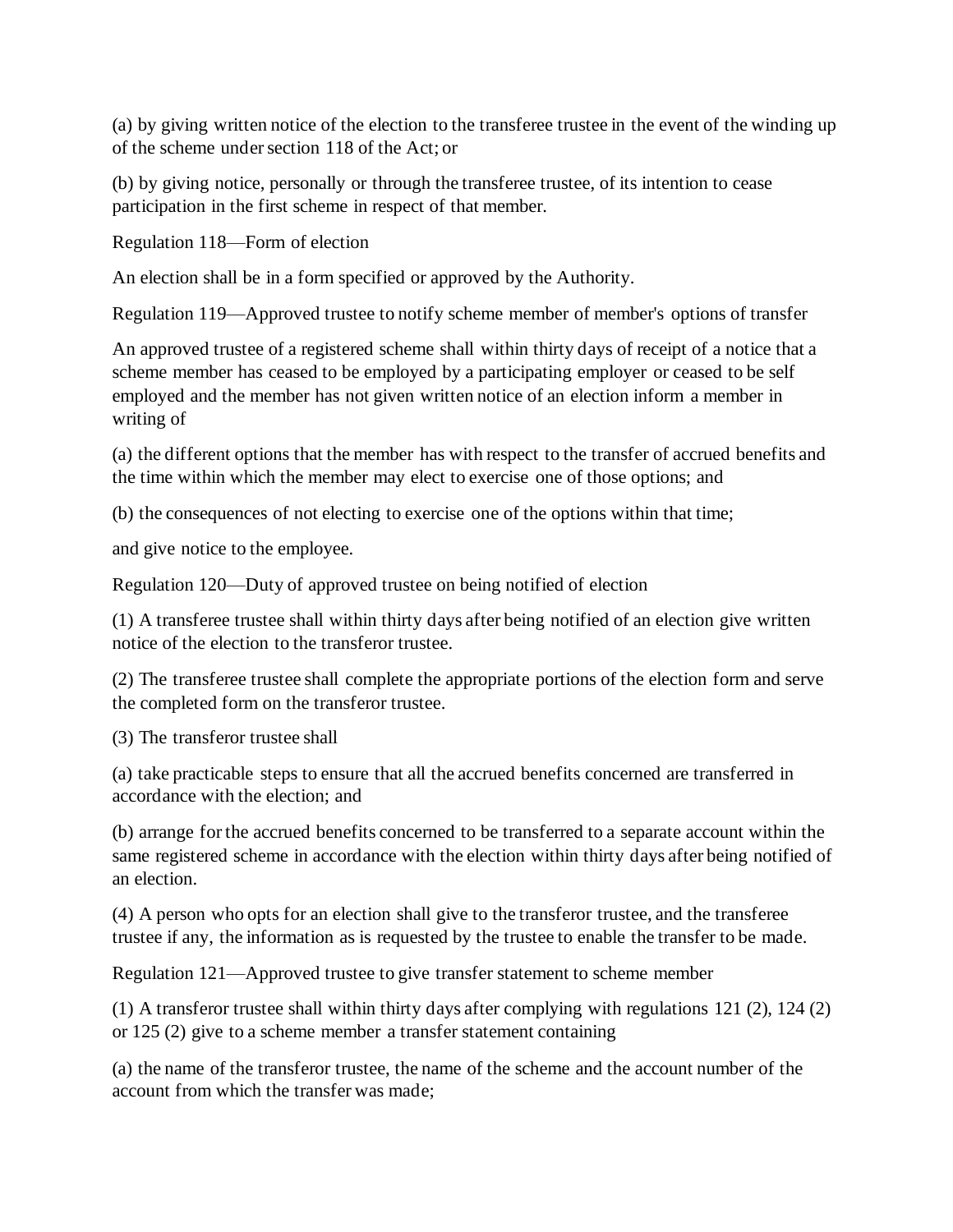(a) by giving written notice of the election to the transferee trustee in the event of the winding up of the scheme under section 118 of the Act; or

(b) by giving notice, personally or through the transferee trustee, of its intention to cease participation in the first scheme in respect of that member.

Regulation 118—Form of election

An election shall be in a form specified or approved by the Authority.

Regulation 119—Approved trustee to notify scheme member of member's options of transfer

An approved trustee of a registered scheme shall within thirty days of receipt of a notice that a scheme member has ceased to be employed by a participating employer or ceased to be self employed and the member has not given written notice of an election inform a member in writing of

(a) the different options that the member has with respect to the transfer of accrued benefits and the time within which the member may elect to exercise one of those options; and

(b) the consequences of not electing to exercise one of the options within that time;

and give notice to the employee.

Regulation 120—Duty of approved trustee on being notified of election

(1) A transferee trustee shall within thirty days after being notified of an election give written notice of the election to the transferor trustee.

(2) The transferee trustee shall complete the appropriate portions of the election form and serve the completed form on the transferor trustee.

(3) The transferor trustee shall

(a) take practicable steps to ensure that all the accrued benefits concerned are transferred in accordance with the election; and

(b) arrange for the accrued benefits concerned to be transferred to a separate account within the same registered scheme in accordance with the election within thirty days after being notified of an election.

(4) A person who opts for an election shall give to the transferor trustee, and the transferee trustee if any, the information as is requested by the trustee to enable the transfer to be made.

Regulation 121—Approved trustee to give transfer statement to scheme member

(1) A transferor trustee shall within thirty days after complying with regulations 121 (2), 124 (2) or 125 (2) give to a scheme member a transfer statement containing

(a) the name of the transferor trustee, the name of the scheme and the account number of the account from which the transfer was made;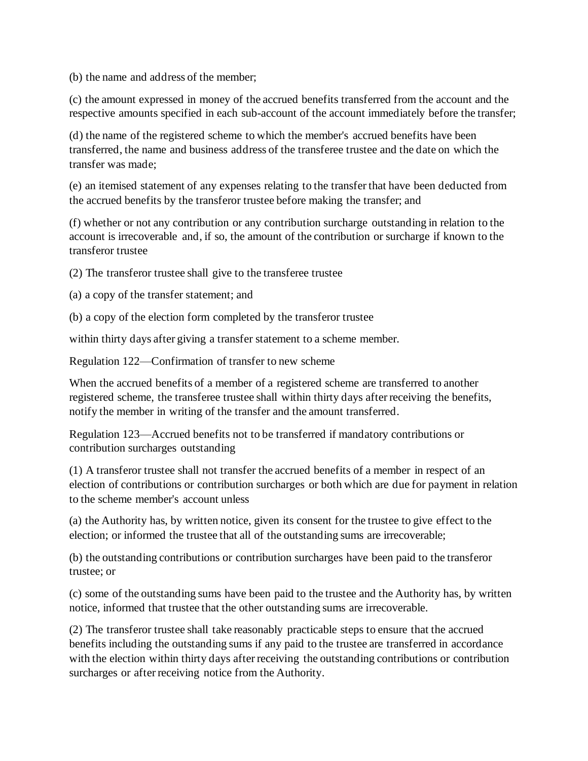(b) the name and address of the member;

(c) the amount expressed in money of the accrued benefits transferred from the account and the respective amounts specified in each sub-account of the account immediately before the transfer;

(d) the name of the registered scheme to which the member's accrued benefits have been transferred, the name and business address of the transferee trustee and the date on which the transfer was made;

(e) an itemised statement of any expenses relating to the transfer that have been deducted from the accrued benefits by the transferor trustee before making the transfer; and

(f) whether or not any contribution or any contribution surcharge outstanding in relation to the account is irrecoverable and, if so, the amount of the contribution or surcharge if known to the transferor trustee

(2) The transferor trustee shall give to the transferee trustee

(a) a copy of the transfer statement; and

(b) a copy of the election form completed by the transferor trustee

within thirty days after giving a transfer statement to a scheme member.

Regulation 122—Confirmation of transfer to new scheme

When the accrued benefits of a member of a registered scheme are transferred to another registered scheme, the transferee trustee shall within thirty days after receiving the benefits, notify the member in writing of the transfer and the amount transferred.

Regulation 123—Accrued benefits not to be transferred if mandatory contributions or contribution surcharges outstanding

(1) A transferor trustee shall not transfer the accrued benefits of a member in respect of an election of contributions or contribution surcharges or both which are due for payment in relation to the scheme member's account unless

(a) the Authority has, by written notice, given its consent for the trustee to give effect to the election; or informed the trustee that all of the outstanding sums are irrecoverable;

(b) the outstanding contributions or contribution surcharges have been paid to the transferor trustee; or

(c) some of the outstanding sums have been paid to the trustee and the Authority has, by written notice, informed that trustee that the other outstanding sums are irrecoverable.

(2) The transferor trustee shall take reasonably practicable steps to ensure that the accrued benefits including the outstanding sums if any paid to the trustee are transferred in accordance with the election within thirty days after receiving the outstanding contributions or contribution surcharges or after receiving notice from the Authority.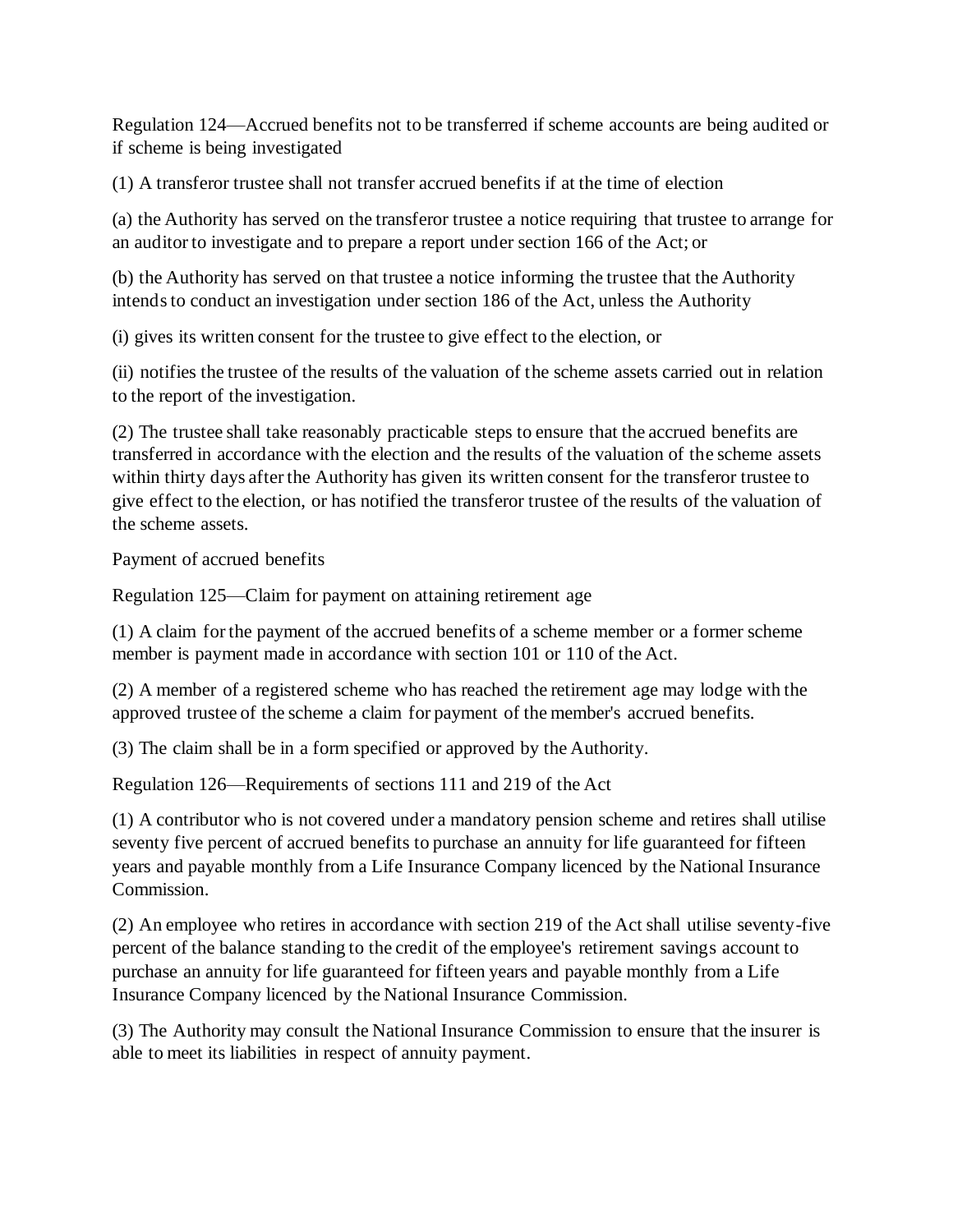Regulation 124—Accrued benefits not to be transferred if scheme accounts are being audited or if scheme is being investigated

(1) A transferor trustee shall not transfer accrued benefits if at the time of election

(a) the Authority has served on the transferor trustee a notice requiring that trustee to arrange for an auditor to investigate and to prepare a report under section 166 of the Act; or

(b) the Authority has served on that trustee a notice informing the trustee that the Authority intends to conduct an investigation under section 186 of the Act, unless the Authority

(i) gives its written consent for the trustee to give effect to the election, or

(ii) notifies the trustee of the results of the valuation of the scheme assets carried out in relation to the report of the investigation.

(2) The trustee shall take reasonably practicable steps to ensure that the accrued benefits are transferred in accordance with the election and the results of the valuation of the scheme assets within thirty days after the Authority has given its written consent for the transferor trustee to give effect to the election, or has notified the transferor trustee of the results of the valuation of the scheme assets.

Payment of accrued benefits

Regulation 125—Claim for payment on attaining retirement age

(1) A claim for the payment of the accrued benefits of a scheme member or a former scheme member is payment made in accordance with section 101 or 110 of the Act.

(2) A member of a registered scheme who has reached the retirement age may lodge with the approved trustee of the scheme a claim for payment of the member's accrued benefits.

(3) The claim shall be in a form specified or approved by the Authority.

Regulation 126—Requirements of sections 111 and 219 of the Act

(1) A contributor who is not covered under a mandatory pension scheme and retires shall utilise seventy five percent of accrued benefits to purchase an annuity for life guaranteed for fifteen years and payable monthly from a Life Insurance Company licenced by the National Insurance Commission.

(2) An employee who retires in accordance with section 219 of the Act shall utilise seventy-five percent of the balance standing to the credit of the employee's retirement savings account to purchase an annuity for life guaranteed for fifteen years and payable monthly from a Life Insurance Company licenced by the National Insurance Commission.

(3) The Authority may consult the National Insurance Commission to ensure that the insurer is able to meet its liabilities in respect of annuity payment.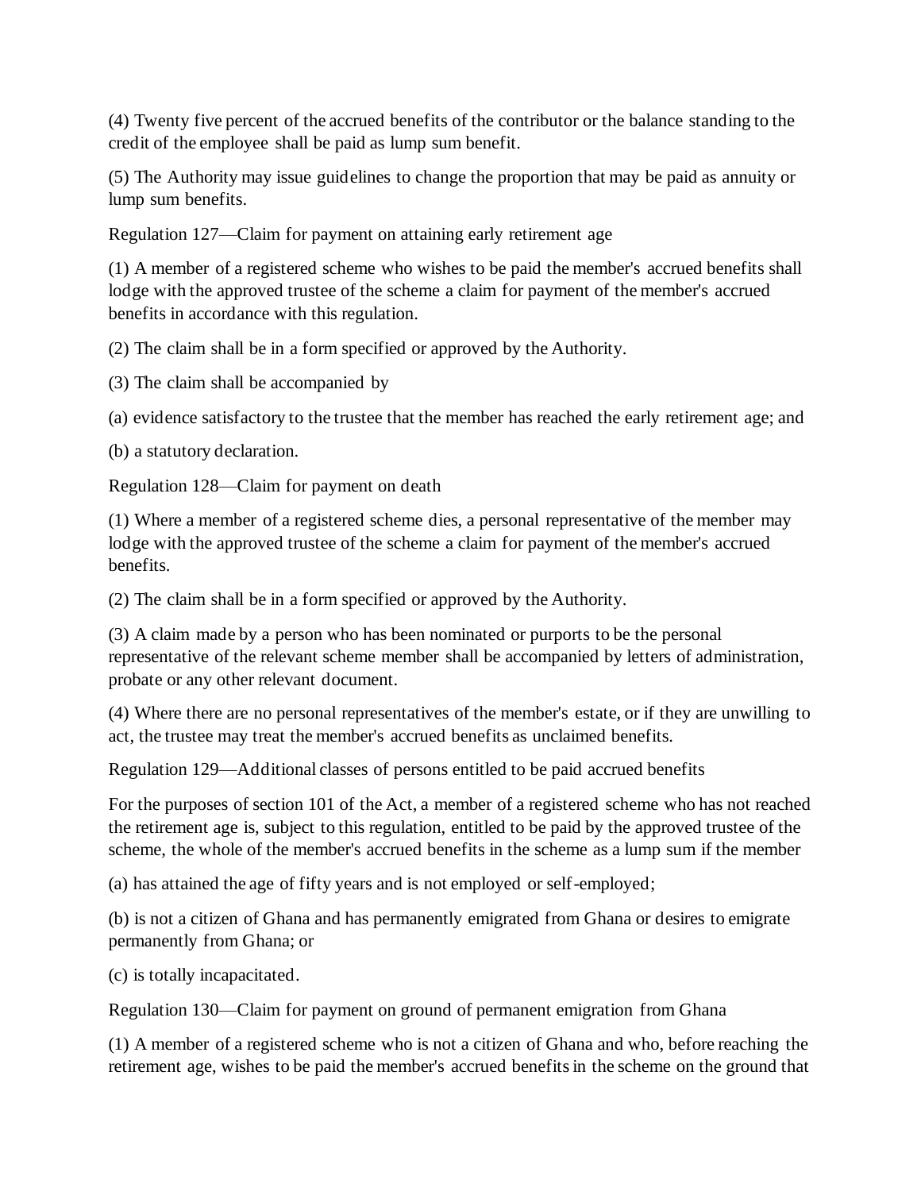(4) Twenty five percent of the accrued benefits of the contributor or the balance standing to the credit of the employee shall be paid as lump sum benefit.

(5) The Authority may issue guidelines to change the proportion that may be paid as annuity or lump sum benefits.

Regulation 127—Claim for payment on attaining early retirement age

(1) A member of a registered scheme who wishes to be paid the member's accrued benefits shall lodge with the approved trustee of the scheme a claim for payment of the member's accrued benefits in accordance with this regulation.

(2) The claim shall be in a form specified or approved by the Authority.

(3) The claim shall be accompanied by

(a) evidence satisfactory to the trustee that the member has reached the early retirement age; and

(b) a statutory declaration.

Regulation 128—Claim for payment on death

(1) Where a member of a registered scheme dies, a personal representative of the member may lodge with the approved trustee of the scheme a claim for payment of the member's accrued benefits.

(2) The claim shall be in a form specified or approved by the Authority.

(3) A claim made by a person who has been nominated or purports to be the personal representative of the relevant scheme member shall be accompanied by letters of administration, probate or any other relevant document.

(4) Where there are no personal representatives of the member's estate, or if they are unwilling to act, the trustee may treat the member's accrued benefits as unclaimed benefits.

Regulation 129—Additional classes of persons entitled to be paid accrued benefits

For the purposes of section 101 of the Act, a member of a registered scheme who has not reached the retirement age is, subject to this regulation, entitled to be paid by the approved trustee of the scheme, the whole of the member's accrued benefits in the scheme as a lump sum if the member

(a) has attained the age of fifty years and is not employed or self-employed;

(b) is not a citizen of Ghana and has permanently emigrated from Ghana or desires to emigrate permanently from Ghana; or

(c) is totally incapacitated.

Regulation 130—Claim for payment on ground of permanent emigration from Ghana

(1) A member of a registered scheme who is not a citizen of Ghana and who, before reaching the retirement age, wishes to be paid the member's accrued benefits in the scheme on the ground that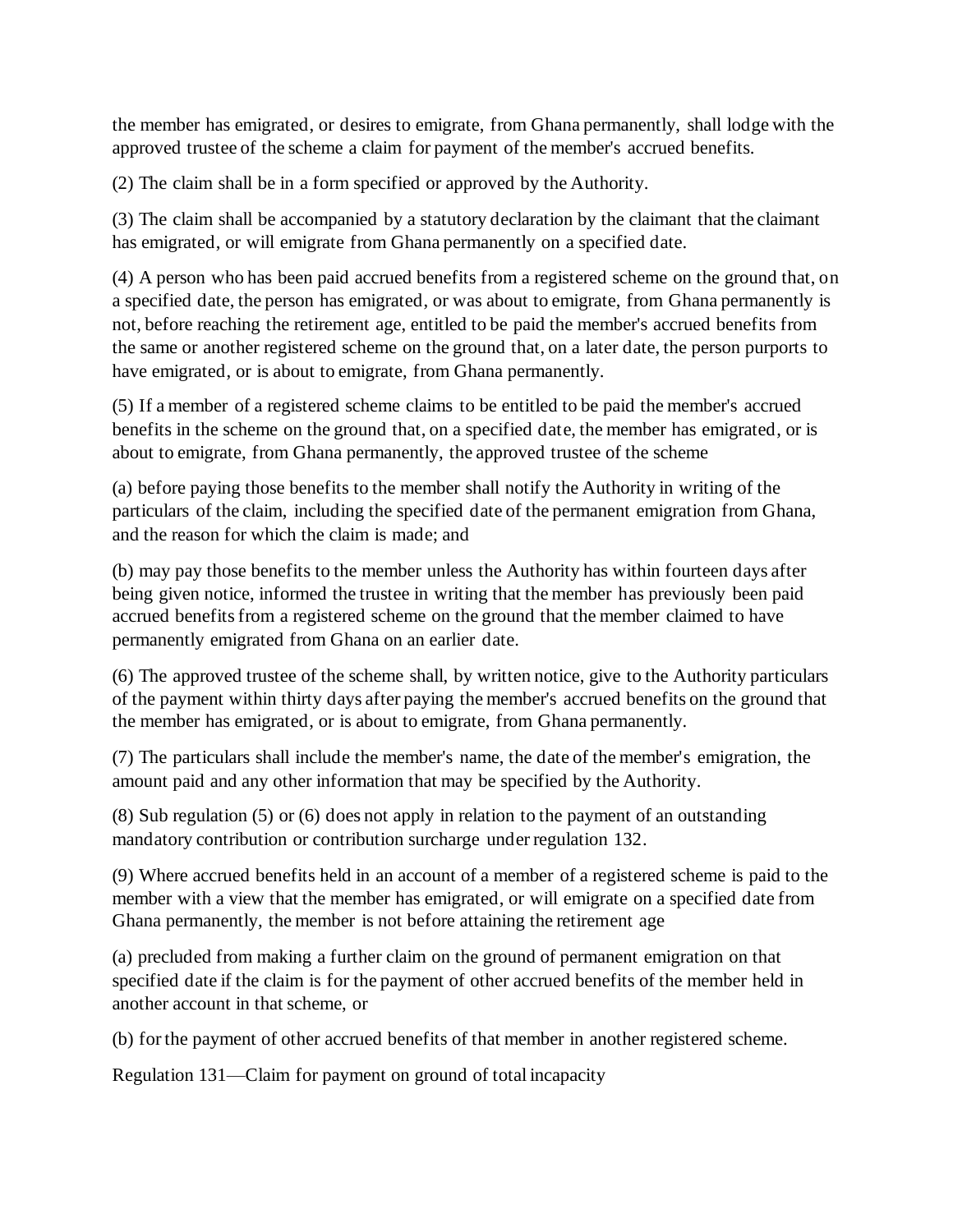the member has emigrated, or desires to emigrate, from Ghana permanently, shall lodge with the approved trustee of the scheme a claim for payment of the member's accrued benefits.

(2) The claim shall be in a form specified or approved by the Authority.

(3) The claim shall be accompanied by a statutory declaration by the claimant that the claimant has emigrated, or will emigrate from Ghana permanently on a specified date.

(4) A person who has been paid accrued benefits from a registered scheme on the ground that, on a specified date, the person has emigrated, or was about to emigrate, from Ghana permanently is not, before reaching the retirement age, entitled to be paid the member's accrued benefits from the same or another registered scheme on the ground that, on a later date, the person purports to have emigrated, or is about to emigrate, from Ghana permanently.

(5) If a member of a registered scheme claims to be entitled to be paid the member's accrued benefits in the scheme on the ground that, on a specified date, the member has emigrated, or is about to emigrate, from Ghana permanently, the approved trustee of the scheme

(a) before paying those benefits to the member shall notify the Authority in writing of the particulars of the claim, including the specified date of the permanent emigration from Ghana, and the reason for which the claim is made; and

(b) may pay those benefits to the member unless the Authority has within fourteen days after being given notice, informed the trustee in writing that the member has previously been paid accrued benefits from a registered scheme on the ground that the member claimed to have permanently emigrated from Ghana on an earlier date.

(6) The approved trustee of the scheme shall, by written notice, give to the Authority particulars of the payment within thirty days after paying the member's accrued benefits on the ground that the member has emigrated, or is about to emigrate, from Ghana permanently.

(7) The particulars shall include the member's name, the date of the member's emigration, the amount paid and any other information that may be specified by the Authority.

(8) Sub regulation (5) or (6) does not apply in relation to the payment of an outstanding mandatory contribution or contribution surcharge under regulation 132.

(9) Where accrued benefits held in an account of a member of a registered scheme is paid to the member with a view that the member has emigrated, or will emigrate on a specified date from Ghana permanently, the member is not before attaining the retirement age

(a) precluded from making a further claim on the ground of permanent emigration on that specified date if the claim is for the payment of other accrued benefits of the member held in another account in that scheme, or

(b) for the payment of other accrued benefits of that member in another registered scheme.

Regulation 131—Claim for payment on ground of total incapacity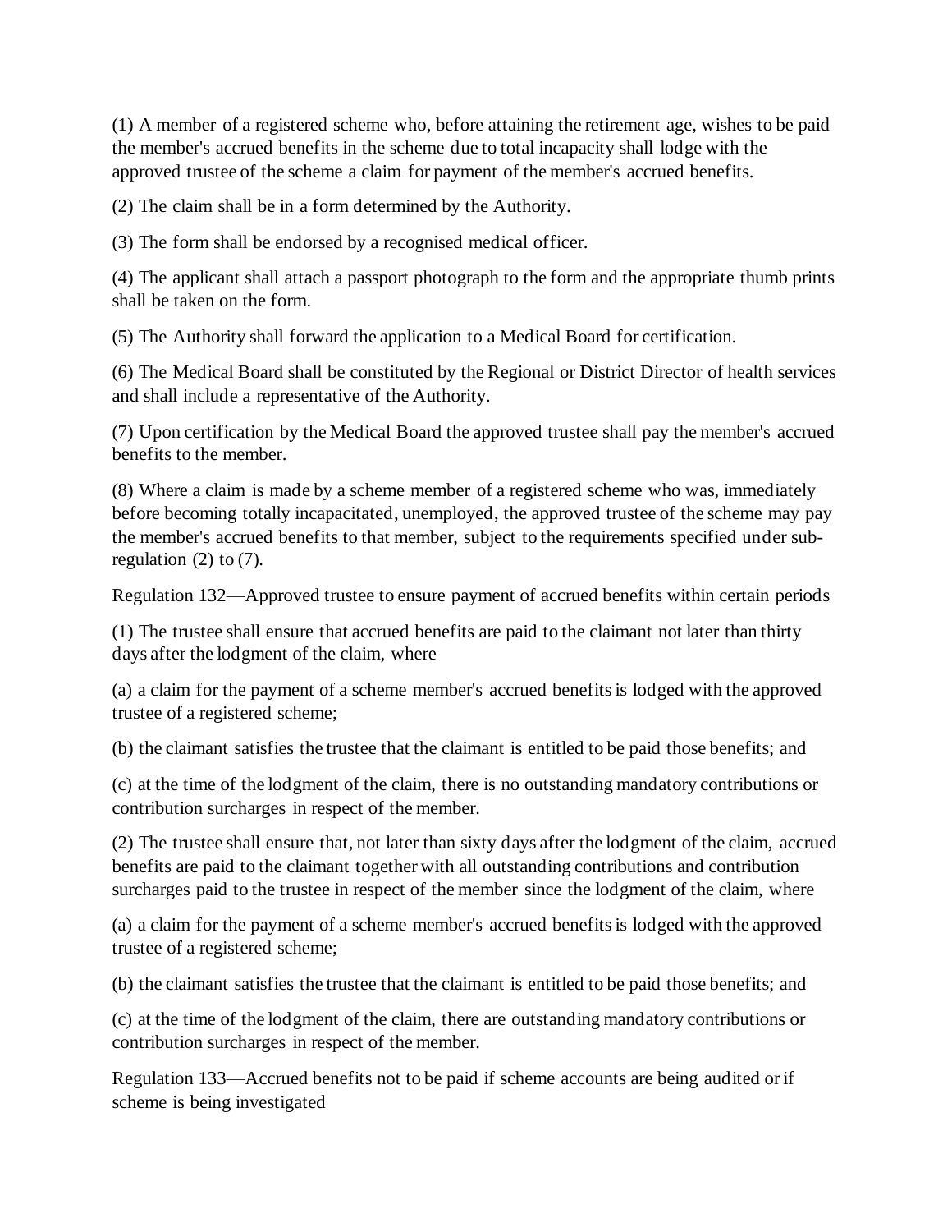(1) A member of a registered scheme who, before attaining the retirement age, wishes to be paid the member's accrued benefits in the scheme due to total incapacity shall lodge with the approved trustee of the scheme a claim for payment of the member's accrued benefits.

(2) The claim shall be in a form determined by the Authority.

(3) The form shall be endorsed by a recognised medical officer.

(4) The applicant shall attach a passport photograph to the form and the appropriate thumb prints shall be taken on the form.

(5) The Authority shall forward the application to a Medical Board for certification.

(6) The Medical Board shall be constituted by the Regional or District Director of health services and shall include a representative of the Authority.

(7) Upon certification by the Medical Board the approved trustee shall pay the member's accrued benefits to the member.

(8) Where a claim is made by a scheme member of a registered scheme who was, immediately before becoming totally incapacitated, unemployed, the approved trustee of the scheme may pay the member's accrued benefits to that member, subject to the requirements specified under sub-regulation (2) to (7).

Regulation 132—Approved trustee to ensure payment of accrued benefits within certain periods

(1) The trustee shall ensure that accrued benefits are paid to the claimant not later than thirty days after the lodgment of the claim, where

(a) a claim for the payment of a scheme member's accrued benefits is lodged with the approved trustee of a registered scheme;

(b) the claimant satisfies the trustee that the claimant is entitled to be paid those benefits; and

(c) at the time of the lodgment of the claim, there is no outstanding mandatory contributions or contribution surcharges in respect of the member.

(2) The trustee shall ensure that, not later than sixty days after the lodgment of the claim, accrued benefits are paid to the claimant together with all outstanding contributions and contribution surcharges paid to the trustee in respect of the member since the lodgment of the claim, where

(a) a claim for the payment of a scheme member's accrued benefits is lodged with the approved trustee of a registered scheme;

(b) the claimant satisfies the trustee that the claimant is entitled to be paid those benefits; and

(c) at the time of the lodgment of the claim, there are outstanding mandatory contributions or contribution surcharges in respect of the member.

Regulation 133—Accrued benefits not to be paid if scheme accounts are being audited or if scheme is being investigated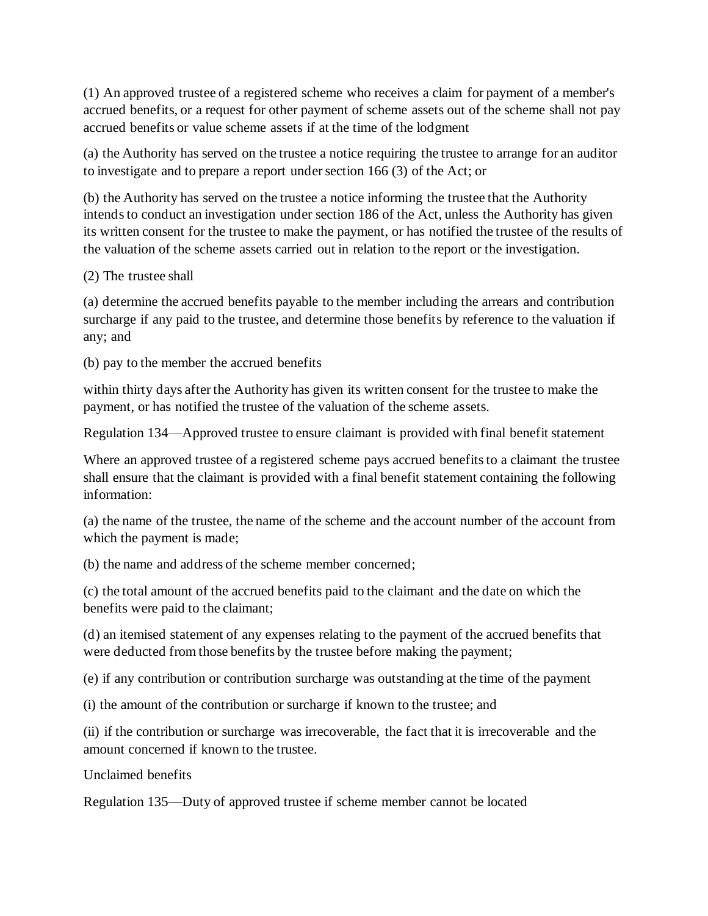(1) An approved trustee of a registered scheme who receives a claim for payment of a member's accrued benefits, or a request for other payment of scheme assets out of the scheme shall not pay accrued benefits or value scheme assets if at the time of the lodgment

(a) the Authority has served on the trustee a notice requiring the trustee to arrange for an auditor to investigate and to prepare a report under section 166 (3) of the Act; or

(b) the Authority has served on the trustee a notice informing the trustee that the Authority intends to conduct an investigation under section 186 of the Act, unless the Authority has given its written consent for the trustee to make the payment, or has notified the trustee of the results of the valuation of the scheme assets carried out in relation to the report or the investigation.

(2) The trustee shall

(a) determine the accrued benefits payable to the member including the arrears and contribution surcharge if any paid to the trustee, and determine those benefits by reference to the valuation if any; and

(b) pay to the member the accrued benefits

within thirty days after the Authority has given its written consent for the trustee to make the payment, or has notified the trustee of the valuation of the scheme assets.

Regulation 134—Approved trustee to ensure claimant is provided with final benefit statement

Where an approved trustee of a registered scheme pays accrued benefits to a claimant the trustee shall ensure that the claimant is provided with a final benefit statement containing the following information:

(a) the name of the trustee, the name of the scheme and the account number of the account from which the payment is made;

(b) the name and address of the scheme member concerned;

(c) the total amount of the accrued benefits paid to the claimant and the date on which the benefits were paid to the claimant;

(d) an itemised statement of any expenses relating to the payment of the accrued benefits that were deducted from those benefits by the trustee before making the payment;

(e) if any contribution or contribution surcharge was outstanding at the time of the payment

(i) the amount of the contribution or surcharge if known to the trustee; and

(ii) if the contribution or surcharge was irrecoverable, the fact that it is irrecoverable and the amount concerned if known to the trustee.

Unclaimed benefits

Regulation 135—Duty of approved trustee if scheme member cannot be located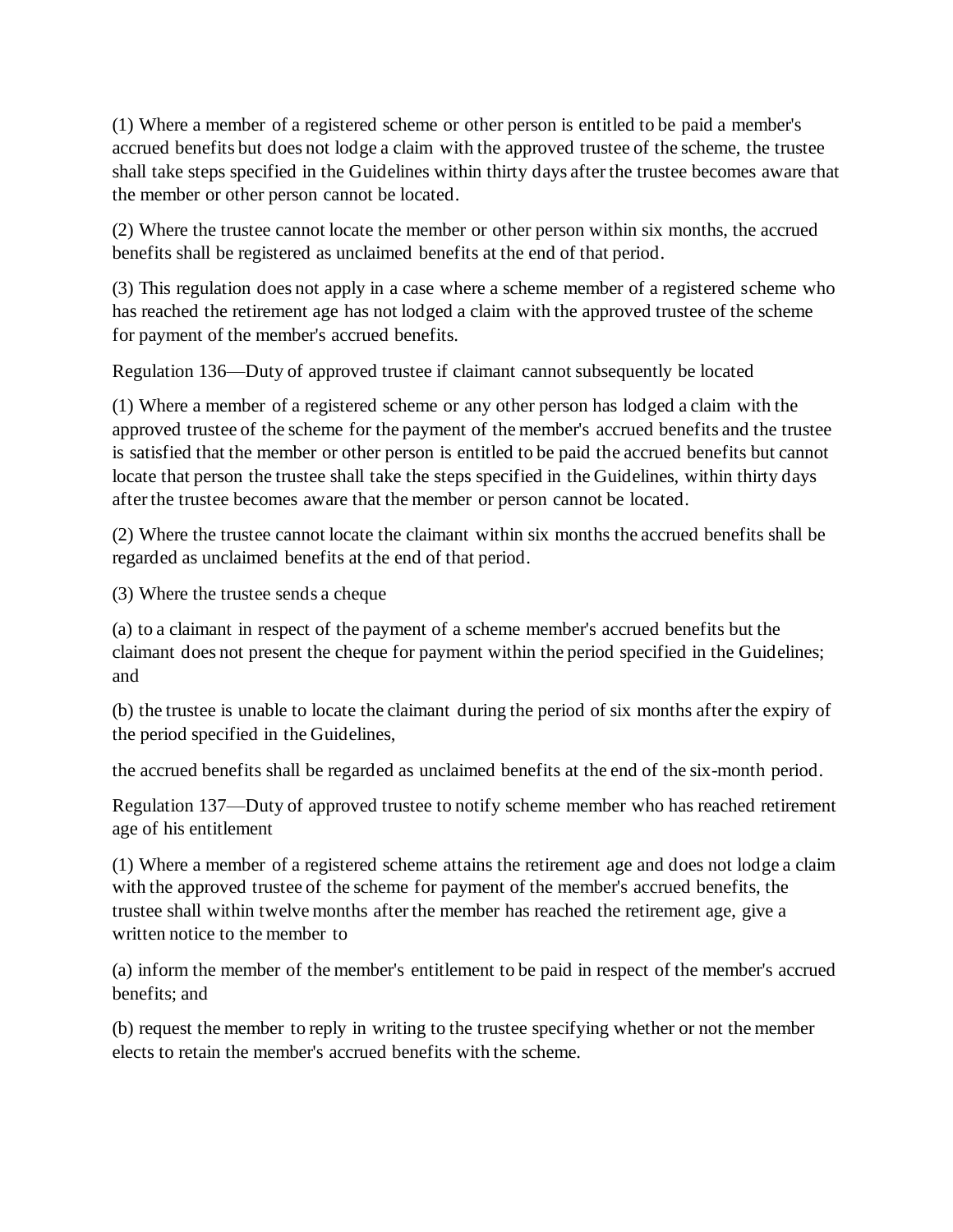(1) Where a member of a registered scheme or other person is entitled to be paid a member's accrued benefits but does not lodge a claim with the approved trustee of the scheme, the trustee shall take steps specified in the Guidelines within thirty days after the trustee becomes aware that the member or other person cannot be located.

(2) Where the trustee cannot locate the member or other person within six months, the accrued benefits shall be registered as unclaimed benefits at the end of that period.

(3) This regulation does not apply in a case where a scheme member of a registered scheme who has reached the retirement age has not lodged a claim with the approved trustee of the scheme for payment of the member's accrued benefits.

Regulation 136—Duty of approved trustee if claimant cannot subsequently be located

(1) Where a member of a registered scheme or any other person has lodged a claim with the approved trustee of the scheme for the payment of the member's accrued benefits and the trustee is satisfied that the member or other person is entitled to be paid the accrued benefits but cannot locate that person the trustee shall take the steps specified in the Guidelines, within thirty days after the trustee becomes aware that the member or person cannot be located.

(2) Where the trustee cannot locate the claimant within six months the accrued benefits shall be regarded as unclaimed benefits at the end of that period.

(3) Where the trustee sends a cheque

(a) to a claimant in respect of the payment of a scheme member's accrued benefits but the claimant does not present the cheque for payment within the period specified in the Guidelines; and

(b) the trustee is unable to locate the claimant during the period of six months after the expiry of the period specified in the Guidelines,

the accrued benefits shall be regarded as unclaimed benefits at the end of the six-month period.

Regulation 137—Duty of approved trustee to notify scheme member who has reached retirement age of his entitlement

(1) Where a member of a registered scheme attains the retirement age and does not lodge a claim with the approved trustee of the scheme for payment of the member's accrued benefits, the trustee shall within twelve months after the member has reached the retirement age, give a written notice to the member to

(a) inform the member of the member's entitlement to be paid in respect of the member's accrued benefits; and

(b) request the member to reply in writing to the trustee specifying whether or not the member elects to retain the member's accrued benefits with the scheme.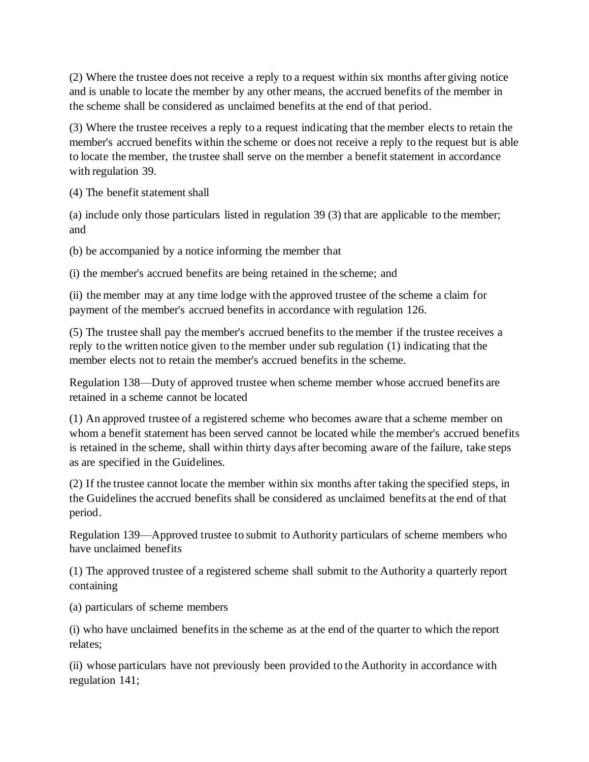(2) Where the trustee does not receive a reply to a request within six months after giving notice and is unable to locate the member by any other means, the accrued benefits of the member in the scheme shall be considered as unclaimed benefits at the end of that period.

(3) Where the trustee receives a reply to a request indicating that the member elects to retain the member's accrued benefits within the scheme or does not receive a reply to the request but is able to locate the member, the trustee shall serve on the member a benefit statement in accordance with regulation 39.

(4) The benefit statement shall

(a) include only those particulars listed in regulation 39 (3) that are applicable to the member; and

(b) be accompanied by a notice informing the member that

(i) the member's accrued benefits are being retained in the scheme; and

(ii) the member may at any time lodge with the approved trustee of the scheme a claim for payment of the member's accrued benefits in accordance with regulation 126.

(5) The trustee shall pay the member's accrued benefits to the member if the trustee receives a reply to the written notice given to the member under sub regulation (1) indicating that the member elects not to retain the member's accrued benefits in the scheme.

Regulation 138—Duty of approved trustee when scheme member whose accrued benefits are retained in a scheme cannot be located

(1) An approved trustee of a registered scheme who becomes aware that a scheme member on whom a benefit statement has been served cannot be located while the member's accrued benefits is retained in the scheme, shall within thirty days after becoming aware of the failure, take steps as are specified in the Guidelines.

(2) If the trustee cannot locate the member within six months after taking the specified steps, in the Guidelines the accrued benefits shall be considered as unclaimed benefits at the end of that period.

Regulation 139—Approved trustee to submit to Authority particulars of scheme members who have unclaimed benefits

(1) The approved trustee of a registered scheme shall submit to the Authority a quarterly report containing

(a) particulars of scheme members

(i) who have unclaimed benefits in the scheme as at the end of the quarter to which the report relates;

(ii) whose particulars have not previously been provided to the Authority in accordance with regulation 141;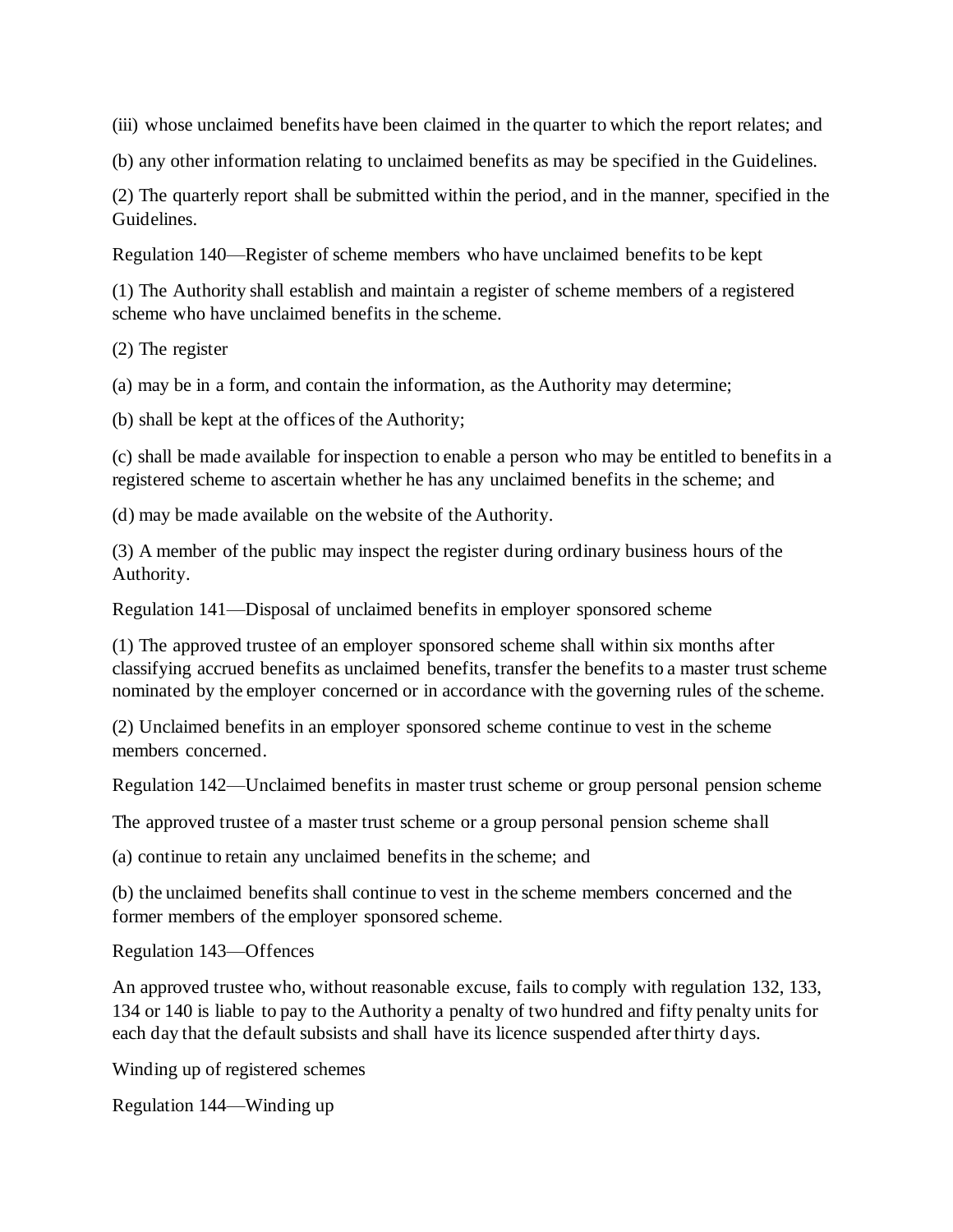(iii) whose unclaimed benefits have been claimed in the quarter to which the report relates; and

(b) any other information relating to unclaimed benefits as may be specified in the Guidelines.

(2) The quarterly report shall be submitted within the period, and in the manner, specified in the Guidelines.

Regulation 140—Register of scheme members who have unclaimed benefits to be kept

(1) The Authority shall establish and maintain a register of scheme members of a registered scheme who have unclaimed benefits in the scheme.

(2) The register

(a) may be in a form, and contain the information, as the Authority may determine;

(b) shall be kept at the offices of the Authority;

(c) shall be made available for inspection to enable a person who may be entitled to benefits in a registered scheme to ascertain whether he has any unclaimed benefits in the scheme; and

(d) may be made available on the website of the Authority.

(3) A member of the public may inspect the register during ordinary business hours of the Authority.

Regulation 141—Disposal of unclaimed benefits in employer sponsored scheme

(1) The approved trustee of an employer sponsored scheme shall within six months after classifying accrued benefits as unclaimed benefits, transfer the benefits to a master trust scheme nominated by the employer concerned or in accordance with the governing rules of the scheme.

(2) Unclaimed benefits in an employer sponsored scheme continue to vest in the scheme members concerned.

Regulation 142—Unclaimed benefits in master trust scheme or group personal pension scheme

The approved trustee of a master trust scheme or a group personal pension scheme shall

(a) continue to retain any unclaimed benefits in the scheme; and

(b) the unclaimed benefits shall continue to vest in the scheme members concerned and the former members of the employer sponsored scheme.

Regulation 143—Offences

An approved trustee who, without reasonable excuse, fails to comply with regulation 132, 133, 134 or 140 is liable to pay to the Authority a penalty of two hundred and fifty penalty units for each day that the default subsists and shall have its licence suspended after thirty days.

Winding up of registered schemes

Regulation 144—Winding up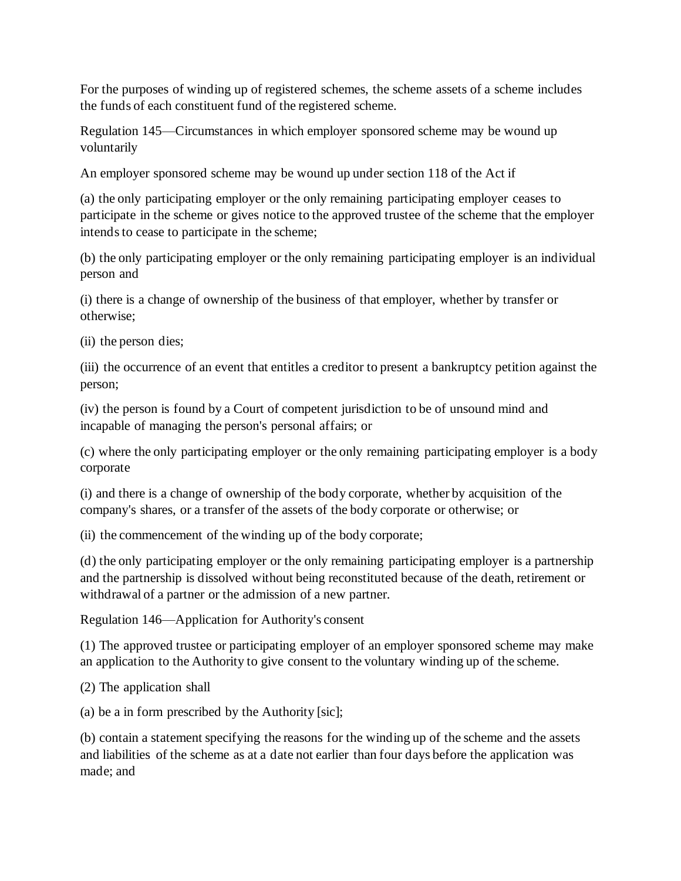For the purposes of winding up of registered schemes, the scheme assets of a scheme includes the funds of each constituent fund of the registered scheme.

Regulation 145—Circumstances in which employer sponsored scheme may be wound up voluntarily

An employer sponsored scheme may be wound up under section 118 of the Act if

(a) the only participating employer or the only remaining participating employer ceases to participate in the scheme or gives notice to the approved trustee of the scheme that the employer intends to cease to participate in the scheme;

(b) the only participating employer or the only remaining participating employer is an individual person and

(i) there is a change of ownership of the business of that employer, whether by transfer or otherwise;

(ii) the person dies;

(iii) the occurrence of an event that entitles a creditor to present a bankruptcy petition against the person;

(iv) the person is found by a Court of competent jurisdiction to be of unsound mind and incapable of managing the person's personal affairs; or

(c) where the only participating employer or the only remaining participating employer is a body corporate

(i) and there is a change of ownership of the body corporate, whether by acquisition of the company's shares, or a transfer of the assets of the body corporate or otherwise; or

(ii) the commencement of the winding up of the body corporate;

(d) the only participating employer or the only remaining participating employer is a partnership and the partnership is dissolved without being reconstituted because of the death, retirement or withdrawal of a partner or the admission of a new partner.

Regulation 146—Application for Authority's consent

(1) The approved trustee or participating employer of an employer sponsored scheme may make an application to the Authority to give consent to the voluntary winding up of the scheme.

(2) The application shall

(a) be a in form prescribed by the Authority [sic];

(b) contain a statement specifying the reasons for the winding up of the scheme and the assets and liabilities of the scheme as at a date not earlier than four days before the application was made; and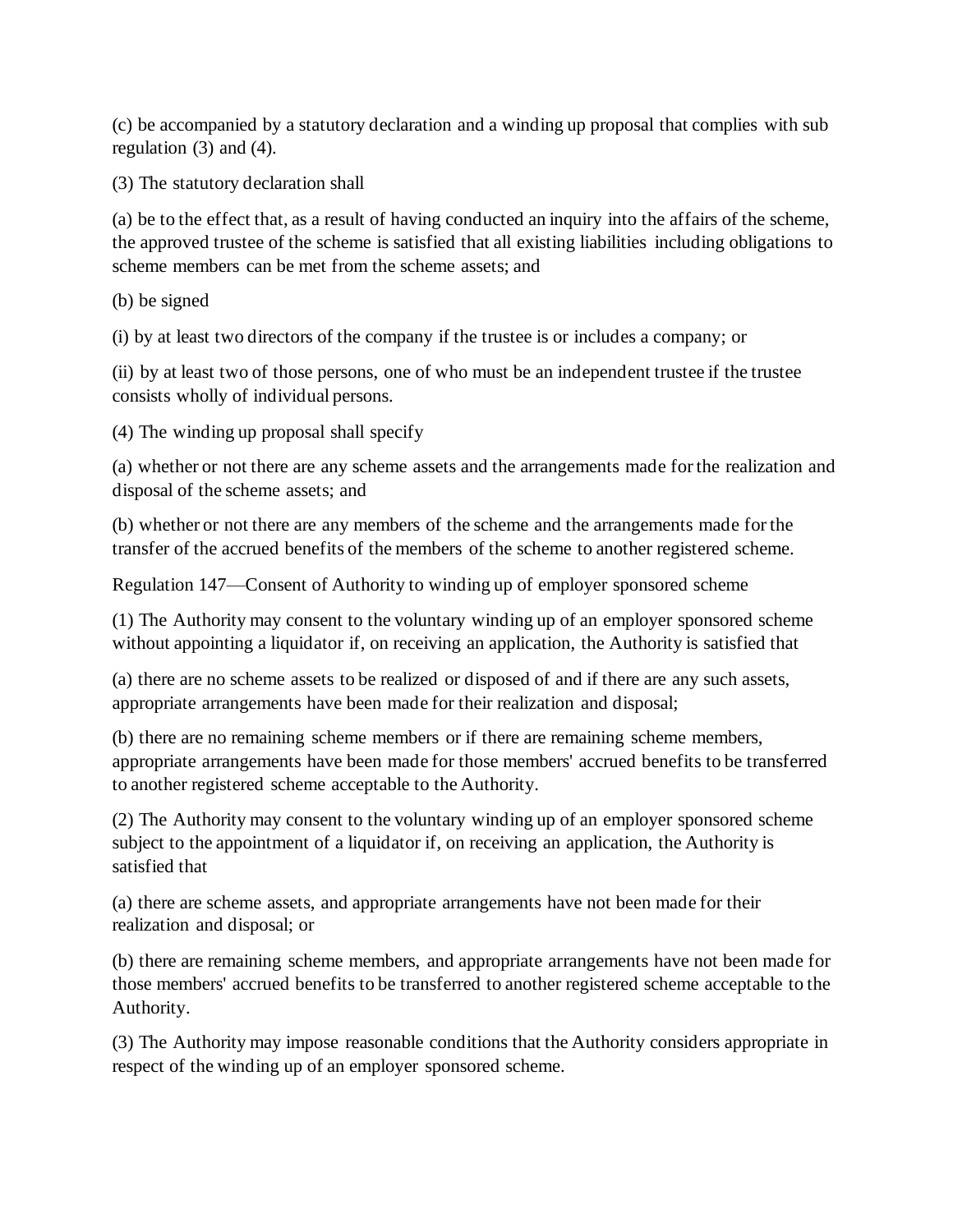(c) be accompanied by a statutory declaration and a winding up proposal that complies with sub regulation (3) and (4).

(3) The statutory declaration shall

(a) be to the effect that, as a result of having conducted an inquiry into the affairs of the scheme, the approved trustee of the scheme is satisfied that all existing liabilities including obligations to scheme members can be met from the scheme assets; and

(b) be signed

(i) by at least two directors of the company if the trustee is or includes a company; or

(ii) by at least two of those persons, one of who must be an independent trustee if the trustee consists wholly of individual persons.

(4) The winding up proposal shall specify

(a) whether or not there are any scheme assets and the arrangements made for the realization and disposal of the scheme assets; and

(b) whether or not there are any members of the scheme and the arrangements made for the transfer of the accrued benefits of the members of the scheme to another registered scheme.

Regulation 147—Consent of Authority to winding up of employer sponsored scheme

(1) The Authority may consent to the voluntary winding up of an employer sponsored scheme without appointing a liquidator if, on receiving an application, the Authority is satisfied that

(a) there are no scheme assets to be realized or disposed of and if there are any such assets, appropriate arrangements have been made for their realization and disposal;

(b) there are no remaining scheme members or if there are remaining scheme members, appropriate arrangements have been made for those members' accrued benefits to be transferred to another registered scheme acceptable to the Authority.

(2) The Authority may consent to the voluntary winding up of an employer sponsored scheme subject to the appointment of a liquidator if, on receiving an application, the Authority is satisfied that

(a) there are scheme assets, and appropriate arrangements have not been made for their realization and disposal; or

(b) there are remaining scheme members, and appropriate arrangements have not been made for those members' accrued benefits to be transferred to another registered scheme acceptable to the Authority.

(3) The Authority may impose reasonable conditions that the Authority considers appropriate in respect of the winding up of an employer sponsored scheme.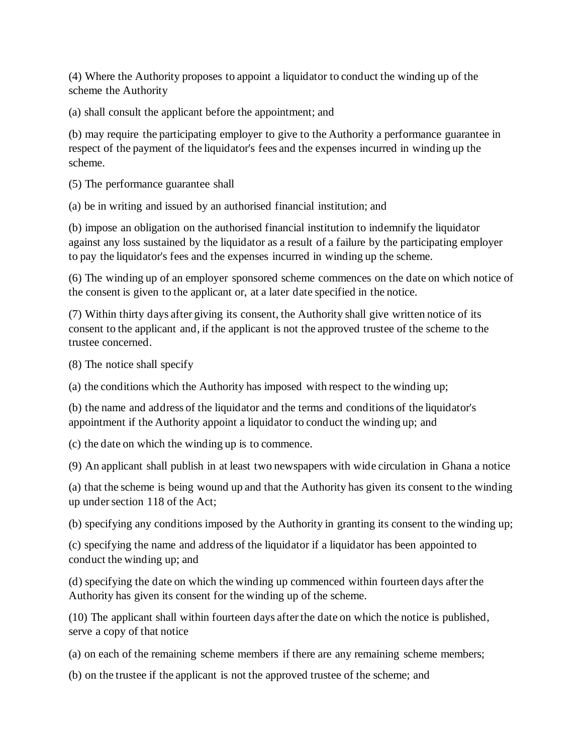(4) Where the Authority proposes to appoint a liquidator to conduct the winding up of the scheme the Authority

(a) shall consult the applicant before the appointment; and

(b) may require the participating employer to give to the Authority a performance guarantee in respect of the payment of the liquidator's fees and the expenses incurred in winding up the scheme.

(5) The performance guarantee shall

(a) be in writing and issued by an authorised financial institution; and

(b) impose an obligation on the authorised financial institution to indemnify the liquidator against any loss sustained by the liquidator as a result of a failure by the participating employer to pay the liquidator's fees and the expenses incurred in winding up the scheme.

(6) The winding up of an employer sponsored scheme commences on the date on which notice of the consent is given to the applicant or, at a later date specified in the notice.

(7) Within thirty days after giving its consent, the Authority shall give written notice of its consent to the applicant and, if the applicant is not the approved trustee of the scheme to the trustee concerned.

(8) The notice shall specify

(a) the conditions which the Authority has imposed with respect to the winding up;

(b) the name and address of the liquidator and the terms and conditions of the liquidator's appointment if the Authority appoint a liquidator to conduct the winding up; and

(c) the date on which the winding up is to commence.

(9) An applicant shall publish in at least two newspapers with wide circulation in Ghana a notice

(a) that the scheme is being wound up and that the Authority has given its consent to the winding up under section 118 of the Act;

(b) specifying any conditions imposed by the Authority in granting its consent to the winding up;

(c) specifying the name and address of the liquidator if a liquidator has been appointed to conduct the winding up; and

(d) specifying the date on which the winding up commenced within fourteen days after the Authority has given its consent for the winding up of the scheme.

(10) The applicant shall within fourteen days after the date on which the notice is published, serve a copy of that notice

(a) on each of the remaining scheme members if there are any remaining scheme members;

(b) on the trustee if the applicant is not the approved trustee of the scheme; and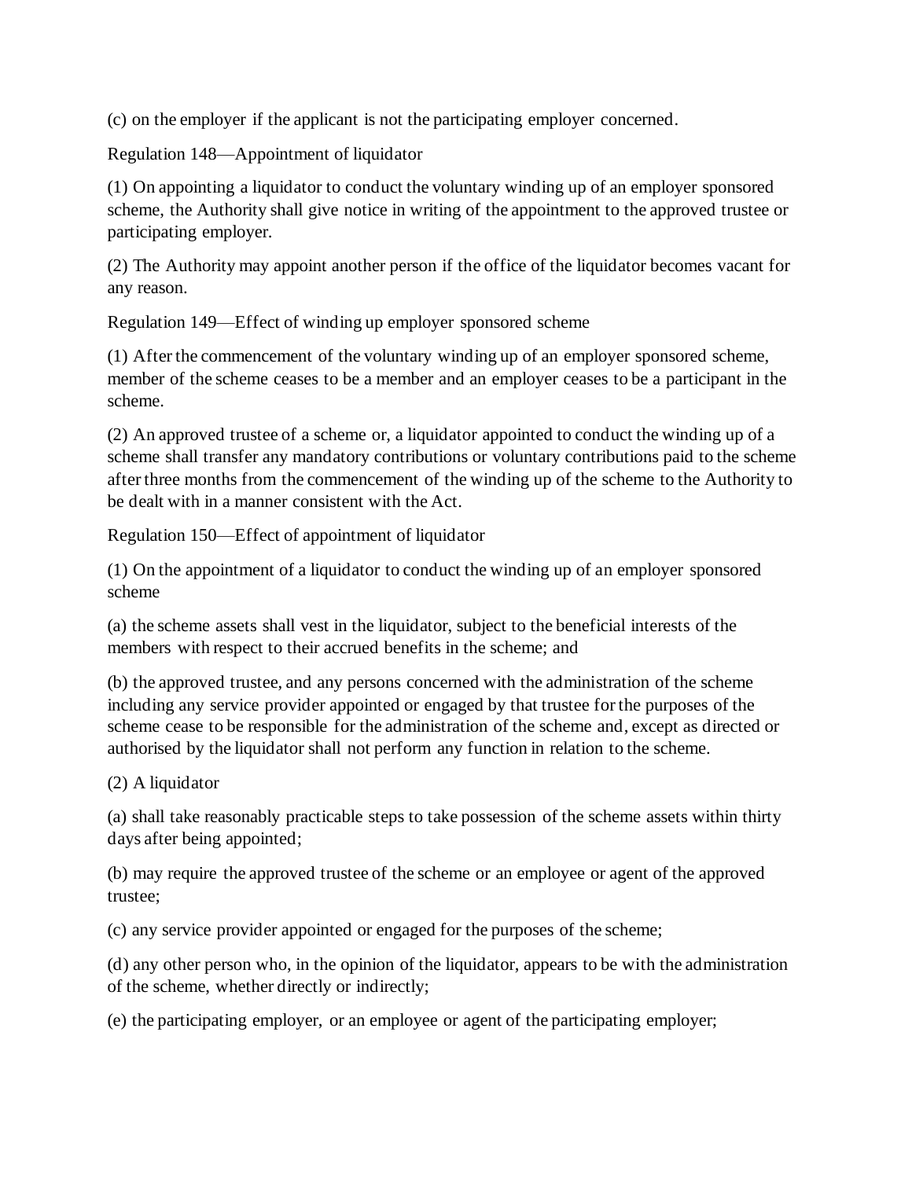(c) on the employer if the applicant is not the participating employer concerned.

Regulation 148—Appointment of liquidator

(1) On appointing a liquidator to conduct the voluntary winding up of an employer sponsored scheme, the Authority shall give notice in writing of the appointment to the approved trustee or participating employer.

(2) The Authority may appoint another person if the office of the liquidator becomes vacant for any reason.

Regulation 149—Effect of winding up employer sponsored scheme

(1) After the commencement of the voluntary winding up of an employer sponsored scheme, member of the scheme ceases to be a member and an employer ceases to be a participant in the scheme.

(2) An approved trustee of a scheme or, a liquidator appointed to conduct the winding up of a scheme shall transfer any mandatory contributions or voluntary contributions paid to the scheme after three months from the commencement of the winding up of the scheme to the Authority to be dealt with in a manner consistent with the Act.

Regulation 150—Effect of appointment of liquidator

(1) On the appointment of a liquidator to conduct the winding up of an employer sponsored scheme

(a) the scheme assets shall vest in the liquidator, subject to the beneficial interests of the members with respect to their accrued benefits in the scheme; and

(b) the approved trustee, and any persons concerned with the administration of the scheme including any service provider appointed or engaged by that trustee for the purposes of the scheme cease to be responsible for the administration of the scheme and, except as directed or authorised by the liquidator shall not perform any function in relation to the scheme.

(2) A liquidator

(a) shall take reasonably practicable steps to take possession of the scheme assets within thirty days after being appointed;

(b) may require the approved trustee of the scheme or an employee or agent of the approved trustee;

(c) any service provider appointed or engaged for the purposes of the scheme;

(d) any other person who, in the opinion of the liquidator, appears to be with the administration of the scheme, whether directly or indirectly;

(e) the participating employer, or an employee or agent of the participating employer;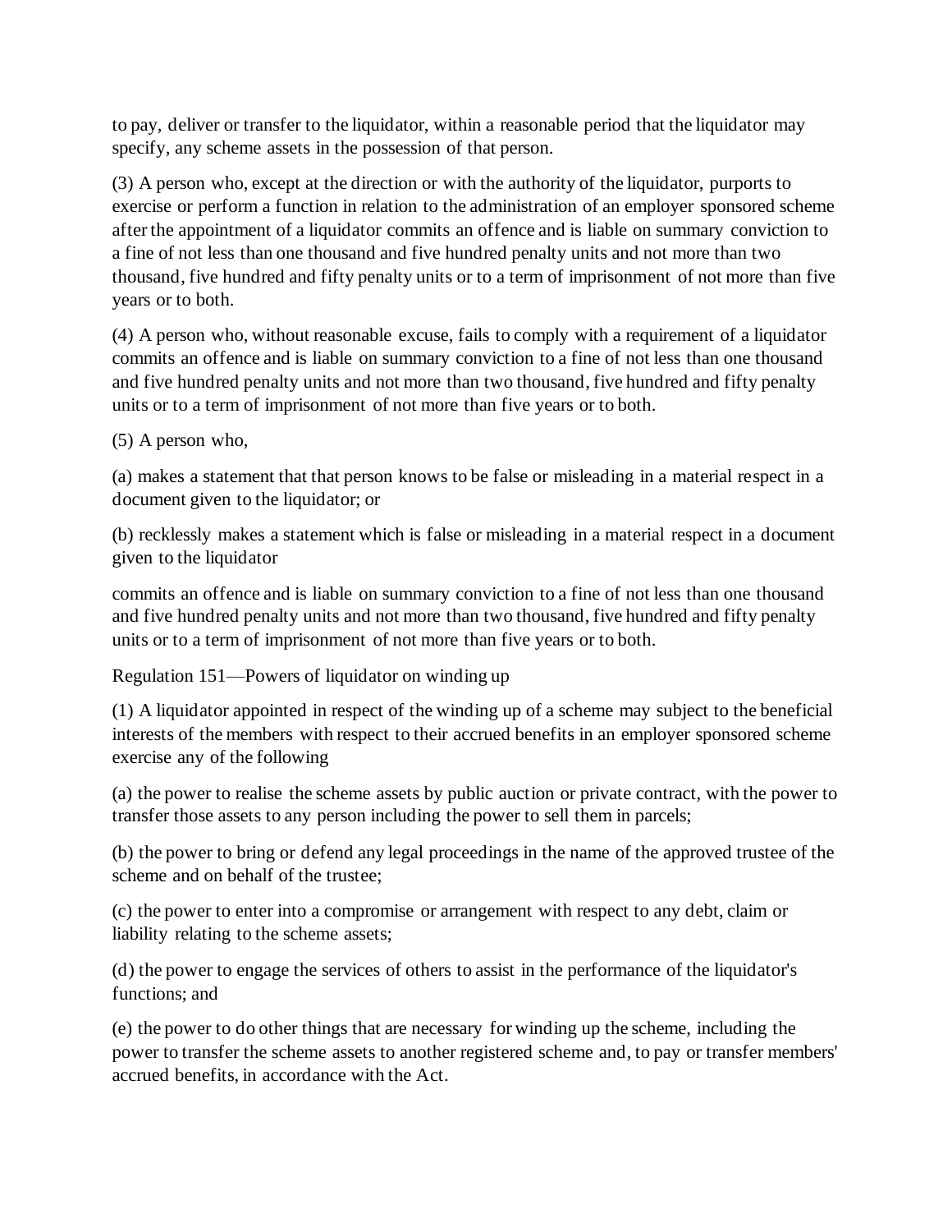to pay, deliver or transfer to the liquidator, within a reasonable period that the liquidator may specify, any scheme assets in the possession of that person.

(3) A person who, except at the direction or with the authority of the liquidator, purports to exercise or perform a function in relation to the administration of an employer sponsored scheme after the appointment of a liquidator commits an offence and is liable on summary conviction to a fine of not less than one thousand and five hundred penalty units and not more than two thousand, five hundred and fifty penalty units or to a term of imprisonment of not more than five years or to both.

(4) A person who, without reasonable excuse, fails to comply with a requirement of a liquidator commits an offence and is liable on summary conviction to a fine of not less than one thousand and five hundred penalty units and not more than two thousand, five hundred and fifty penalty units or to a term of imprisonment of not more than five years or to both.

(5) A person who,

(a) makes a statement that that person knows to be false or misleading in a material respect in a document given to the liquidator; or

(b) recklessly makes a statement which is false or misleading in a material respect in a document given to the liquidator

commits an offence and is liable on summary conviction to a fine of not less than one thousand and five hundred penalty units and not more than two thousand, five hundred and fifty penalty units or to a term of imprisonment of not more than five years or to both.

Regulation 151—Powers of liquidator on winding up

(1) A liquidator appointed in respect of the winding up of a scheme may subject to the beneficial interests of the members with respect to their accrued benefits in an employer sponsored scheme exercise any of the following

(a) the power to realise the scheme assets by public auction or private contract, with the power to transfer those assets to any person including the power to sell them in parcels;

(b) the power to bring or defend any legal proceedings in the name of the approved trustee of the scheme and on behalf of the trustee;

(c) the power to enter into a compromise or arrangement with respect to any debt, claim or liability relating to the scheme assets;

(d) the power to engage the services of others to assist in the performance of the liquidator's functions; and

(e) the power to do other things that are necessary for winding up the scheme, including the power to transfer the scheme assets to another registered scheme and, to pay or transfer members' accrued benefits, in accordance with the Act.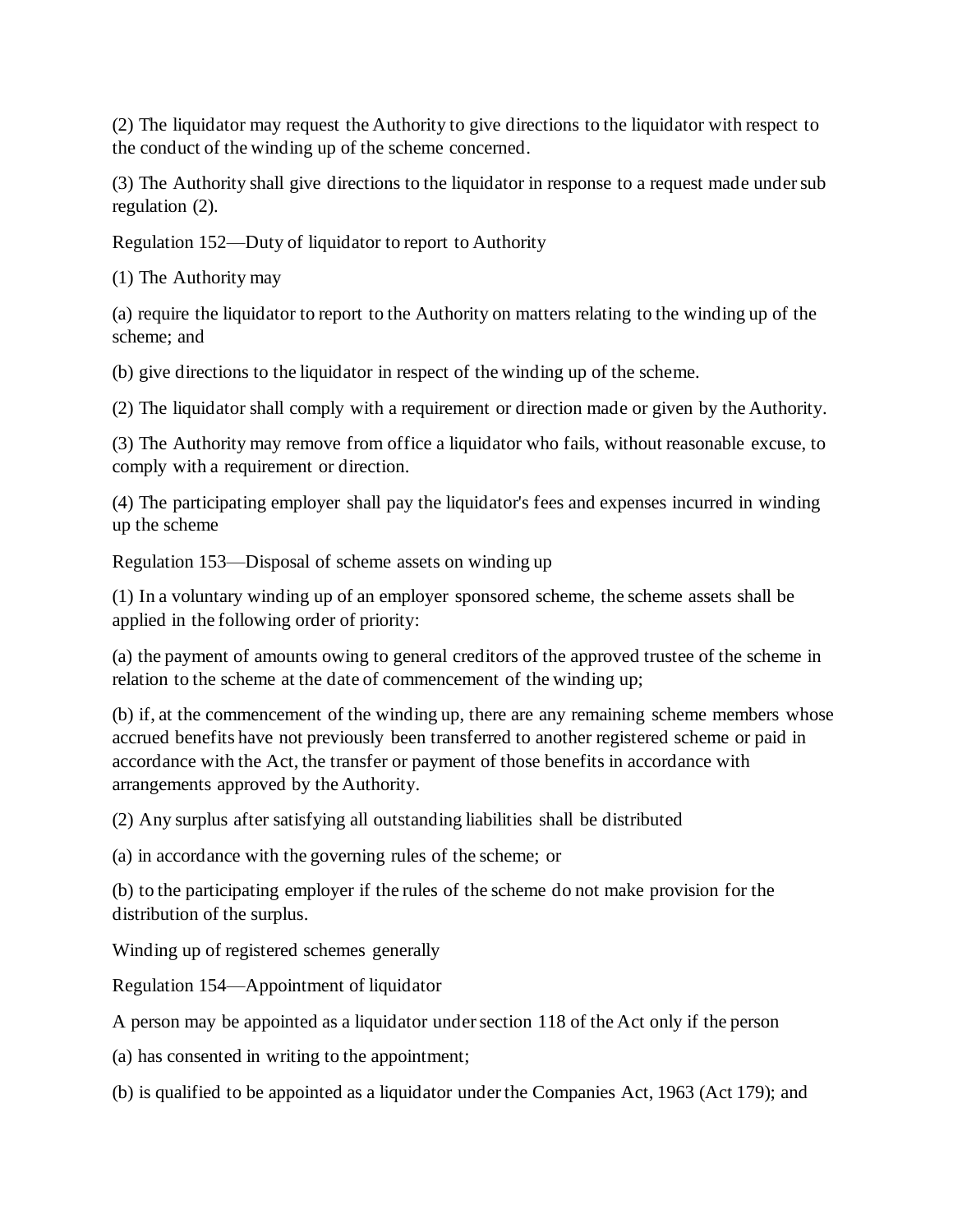(2) The liquidator may request the Authority to give directions to the liquidator with respect to the conduct of the winding up of the scheme concerned.

(3) The Authority shall give directions to the liquidator in response to a request made under sub regulation (2).

Regulation 152—Duty of liquidator to report to Authority

(1) The Authority may

(a) require the liquidator to report to the Authority on matters relating to the winding up of the scheme; and

(b) give directions to the liquidator in respect of the winding up of the scheme.

(2) The liquidator shall comply with a requirement or direction made or given by the Authority.

(3) The Authority may remove from office a liquidator who fails, without reasonable excuse, to comply with a requirement or direction.

(4) The participating employer shall pay the liquidator's fees and expenses incurred in winding up the scheme

Regulation 153—Disposal of scheme assets on winding up

(1) In a voluntary winding up of an employer sponsored scheme, the scheme assets shall be applied in the following order of priority:

(a) the payment of amounts owing to general creditors of the approved trustee of the scheme in relation to the scheme at the date of commencement of the winding up;

(b) if, at the commencement of the winding up, there are any remaining scheme members whose accrued benefits have not previously been transferred to another registered scheme or paid in accordance with the Act, the transfer or payment of those benefits in accordance with arrangements approved by the Authority.

(2) Any surplus after satisfying all outstanding liabilities shall be distributed

(a) in accordance with the governing rules of the scheme; or

(b) to the participating employer if the rules of the scheme do not make provision for the distribution of the surplus.

Winding up of registered schemes generally

Regulation 154—Appointment of liquidator

A person may be appointed as a liquidator under section 118 of the Act only if the person

(a) has consented in writing to the appointment;

(b) is qualified to be appointed as a liquidator under the Companies Act, 1963 (Act 179); and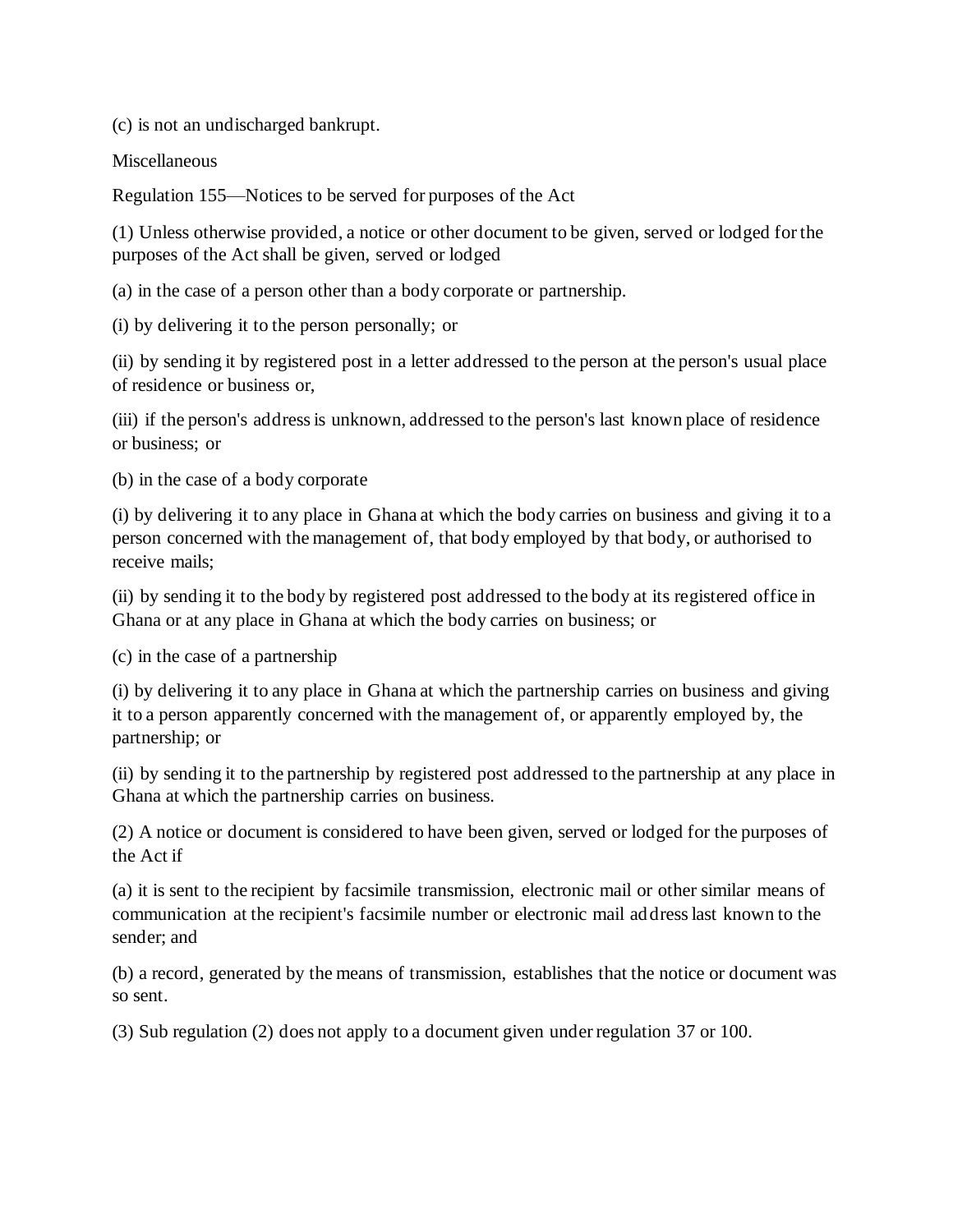(c) is not an undischarged bankrupt.

## Miscellaneous

### Regulation 155—Notices to be served for purposes of the Act

(1) Unless otherwise provided, a notice or other document to be given, served or lodged for the purposes of the Act shall be given, served or lodged

(a) in the case of a person other than a body corporate or partnership.

(i) by delivering it to the person personally; or

(ii) by sending it by registered post in a letter addressed to the person at the person's usual place of residence or business or,

(iii) if the person's address is unknown, addressed to the person's last known place of residence or business; or

(b) in the case of a body corporate

(i) by delivering it to any place in Ghana at which the body carries on business and giving it to a person concerned with the management of, that body employed by that body, or authorised to receive mails;

(ii) by sending it to the body by registered post addressed to the body at its registered office in Ghana or at any place in Ghana at which the body carries on business; or

(c) in the case of a partnership

(i) by delivering it to any place in Ghana at which the partnership carries on business and giving it to a person apparently concerned with the management of, or apparently employed by, the partnership; or

(ii) by sending it to the partnership by registered post addressed to the partnership at any place in Ghana at which the partnership carries on business.

(2) A notice or document is considered to have been given, served or lodged for the purposes of the Act if

(a) it is sent to the recipient by facsimile transmission, electronic mail or other similar means of communication at the recipient's facsimile number or electronic mail address last known to the sender; and

(b) a record, generated by the means of transmission, establishes that the notice or document was so sent.

(3) Sub regulation (2) does not apply to a document given under regulation 37 or 100.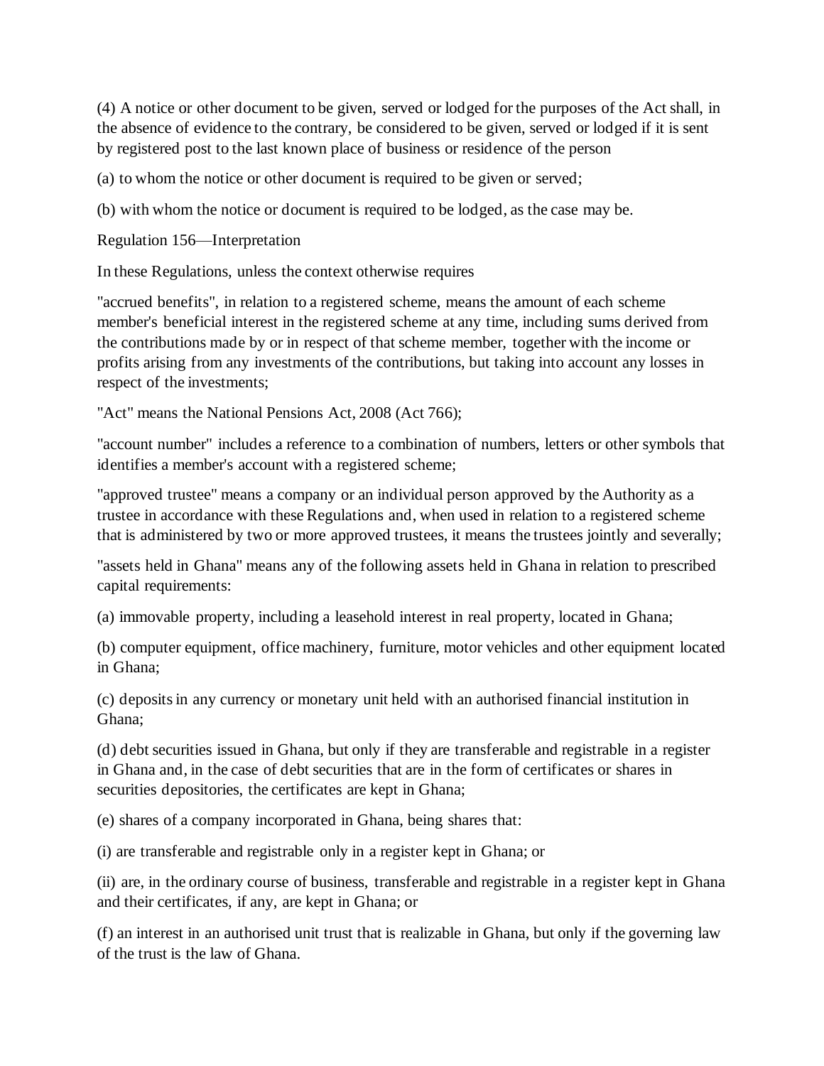(4) A notice or other document to be given, served or lodged for the purposes of the Act shall, in the absence of evidence to the contrary, be considered to be given, served or lodged if it is sent by registered post to the last known place of business or residence of the person

(a) to whom the notice or other document is required to be given or served;

(b) with whom the notice or document is required to be lodged, as the case may be.

Regulation 156—Interpretation

In these Regulations, unless the context otherwise requires

"accrued benefits", in relation to a registered scheme, means the amount of each scheme member's beneficial interest in the registered scheme at any time, including sums derived from the contributions made by or in respect of that scheme member, together with the income or profits arising from any investments of the contributions, but taking into account any losses in respect of the investments;

"Act" means the National Pensions Act, 2008 (Act 766);

"account number" includes a reference to a combination of numbers, letters or other symbols that identifies a member's account with a registered scheme;

"approved trustee" means a company or an individual person approved by the Authority as a trustee in accordance with these Regulations and, when used in relation to a registered scheme that is administered by two or more approved trustees, it means the trustees jointly and severally;

"assets held in Ghana" means any of the following assets held in Ghana in relation to prescribed capital requirements:

(a) immovable property, including a leasehold interest in real property, located in Ghana;

(b) computer equipment, office machinery, furniture, motor vehicles and other equipment located in Ghana;

(c) deposits in any currency or monetary unit held with an authorised financial institution in Ghana;

(d) debt securities issued in Ghana, but only if they are transferable and registrable in a register in Ghana and, in the case of debt securities that are in the form of certificates or shares in securities depositories, the certificates are kept in Ghana;

(e) shares of a company incorporated in Ghana, being shares that:

(i) are transferable and registrable only in a register kept in Ghana; or

(ii) are, in the ordinary course of business, transferable and registrable in a register kept in Ghana and their certificates, if any, are kept in Ghana; or

(f) an interest in an authorised unit trust that is realizable in Ghana, but only if the governing law of the trust is the law of Ghana.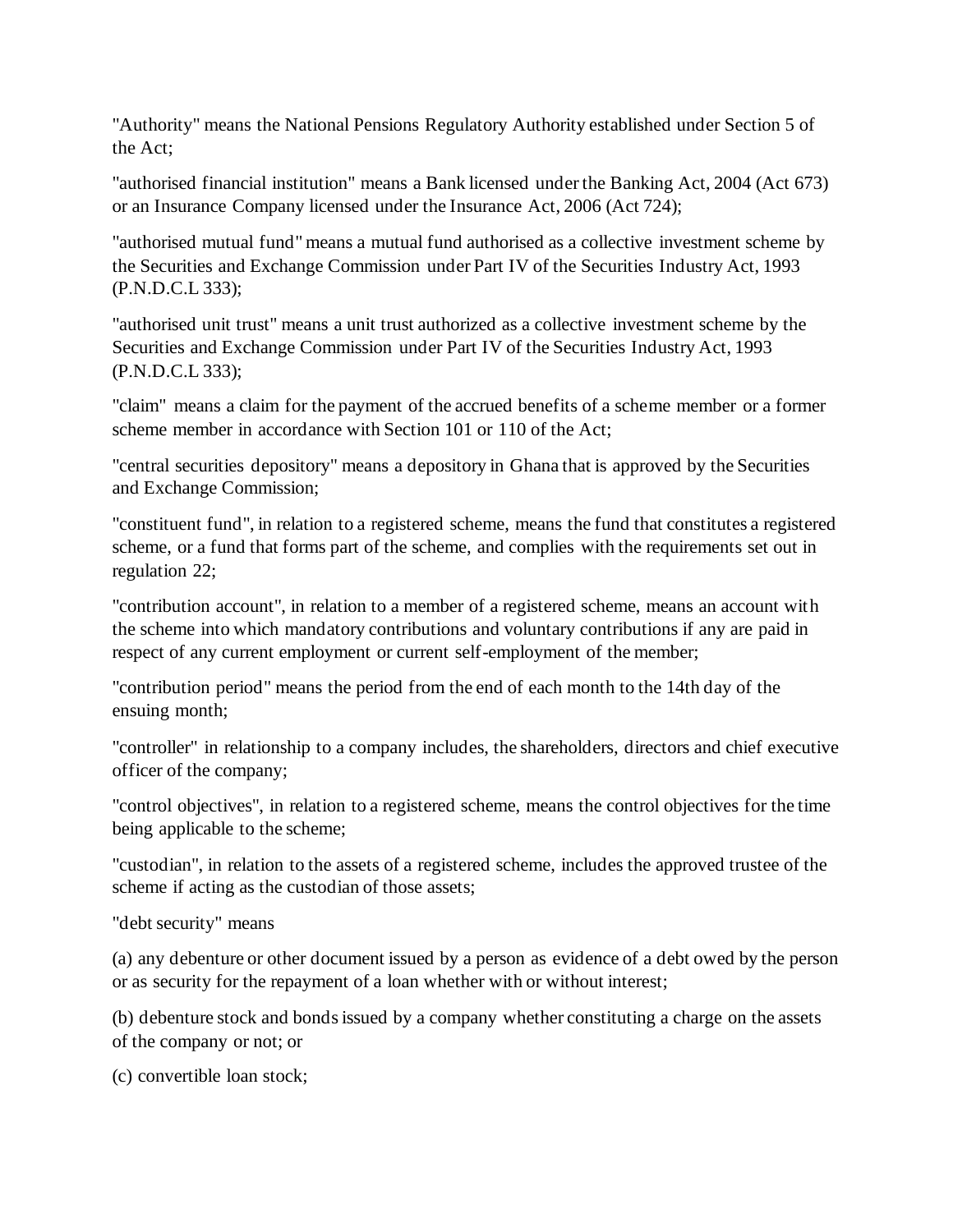"Authority" means the National Pensions Regulatory Authority established under Section 5 of the Act;

"authorised financial institution" means a Bank licensed under the Banking Act, 2004 (Act 673) or an Insurance Company licensed under the Insurance Act, 2006 (Act 724);

"authorised mutual fund" means a mutual fund authorised as a collective investment scheme by the Securities and Exchange Commission under Part IV of the Securities Industry Act, 1993 (P.N.D.C.L 333);

"authorised unit trust" means a unit trust authorized as a collective investment scheme by the Securities and Exchange Commission under Part IV of the Securities Industry Act, 1993 (P.N.D.C.L 333);

"claim" means a claim for the payment of the accrued benefits of a scheme member or a former scheme member in accordance with Section 101 or 110 of the Act;

"central securities depository" means a depository in Ghana that is approved by the Securities and Exchange Commission;

"constituent fund", in relation to a registered scheme, means the fund that constitutes a registered scheme, or a fund that forms part of the scheme, and complies with the requirements set out in regulation 22;

"contribution account", in relation to a member of a registered scheme, means an account with the scheme into which mandatory contributions and voluntary contributions if any are paid in respect of any current employment or current self-employment of the member;

"contribution period" means the period from the end of each month to the 14th day of the ensuing month;

"controller" in relationship to a company includes, the shareholders, directors and chief executive officer of the company;

"control objectives", in relation to a registered scheme, means the control objectives for the time being applicable to the scheme;

"custodian", in relation to the assets of a registered scheme, includes the approved trustee of the scheme if acting as the custodian of those assets;

"debt security" means

(a) any debenture or other document issued by a person as evidence of a debt owed by the person or as security for the repayment of a loan whether with or without interest;

(b) debenture stock and bonds issued by a company whether constituting a charge on the assets of the company or not; or

(c) convertible loan stock;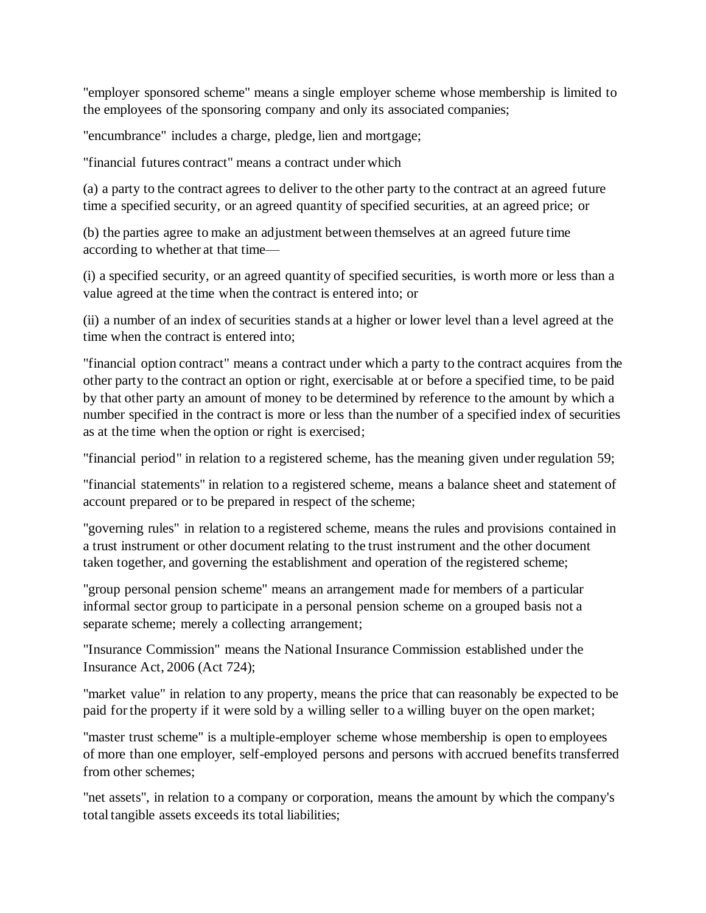"employer sponsored scheme" means a single employer scheme whose membership is limited to the employees of the sponsoring company and only its associated companies;

"encumbrance" includes a charge, pledge, lien and mortgage;

"financial futures contract" means a contract under which

(a) a party to the contract agrees to deliver to the other party to the contract at an agreed future time a specified security, or an agreed quantity of specified securities, at an agreed price; or

(b) the parties agree to make an adjustment between themselves at an agreed future time according to whether at that time—

(i) a specified security, or an agreed quantity of specified securities, is worth more or less than a value agreed at the time when the contract is entered into; or

(ii) a number of an index of securities stands at a higher or lower level than a level agreed at the time when the contract is entered into;

"financial option contract" means a contract under which a party to the contract acquires from the other party to the contract an option or right, exercisable at or before a specified time, to be paid by that other party an amount of money to be determined by reference to the amount by which a number specified in the contract is more or less than the number of a specified index of securities as at the time when the option or right is exercised;

"financial period" in relation to a registered scheme, has the meaning given under regulation 59;

"financial statements" in relation to a registered scheme, means a balance sheet and statement of account prepared or to be prepared in respect of the scheme;

"governing rules" in relation to a registered scheme, means the rules and provisions contained in a trust instrument or other document relating to the trust instrument and the other document taken together, and governing the establishment and operation of the registered scheme;

"group personal pension scheme" means an arrangement made for members of a particular informal sector group to participate in a personal pension scheme on a grouped basis not a separate scheme; merely a collecting arrangement;

"Insurance Commission" means the National Insurance Commission established under the Insurance Act, 2006 (Act 724);

"market value" in relation to any property, means the price that can reasonably be expected to be paid for the property if it were sold by a willing seller to a willing buyer on the open market;

"master trust scheme" is a multiple-employer scheme whose membership is open to employees of more than one employer, self-employed persons and persons with accrued benefits transferred from other schemes;

"net assets", in relation to a company or corporation, means the amount by which the company's total tangible assets exceeds its total liabilities;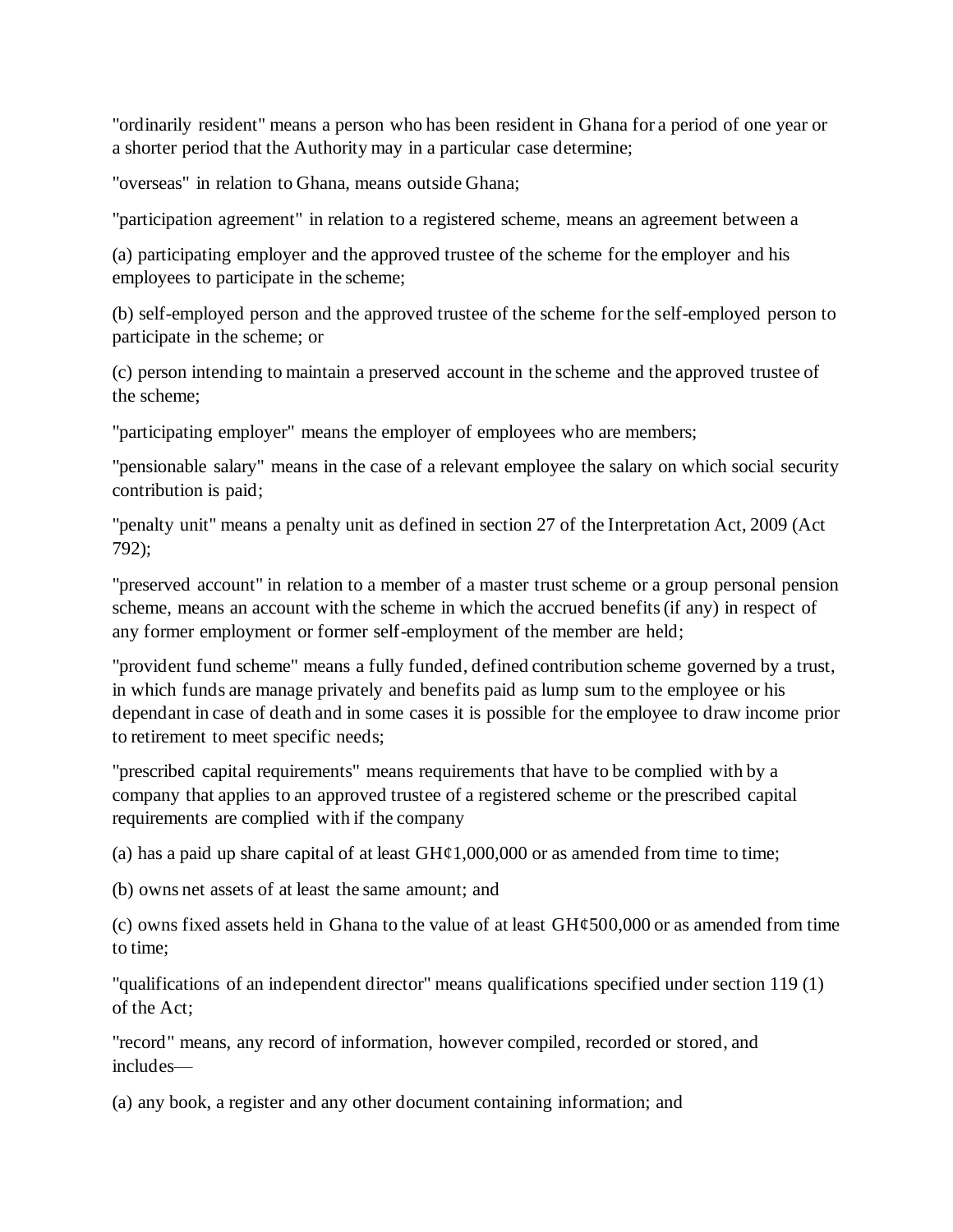"ordinarily resident" means a person who has been resident in Ghana for a period of one year or a shorter period that the Authority may in a particular case determine;

"overseas" in relation to Ghana, means outside Ghana;

"participation agreement" in relation to a registered scheme, means an agreement between a

(a) participating employer and the approved trustee of the scheme for the employer and his employees to participate in the scheme;

(b) self-employed person and the approved trustee of the scheme for the self-employed person to participate in the scheme; or

(c) person intending to maintain a preserved account in the scheme and the approved trustee of the scheme;

"participating employer" means the employer of employees who are members;

"pensionable salary" means in the case of a relevant employee the salary on which social security contribution is paid;

"penalty unit" means a penalty unit as defined in section 27 of the Interpretation Act, 2009 (Act 792);

"preserved account" in relation to a member of a master trust scheme or a group personal pension scheme, means an account with the scheme in which the accrued benefits (if any) in respect of any former employment or former self-employment of the member are held;

"provident fund scheme" means a fully funded, defined contribution scheme governed by a trust, in which funds are manage privately and benefits paid as lump sum to the employee or his dependant in case of death and in some cases it is possible for the employee to draw income prior to retirement to meet specific needs;

"prescribed capital requirements" means requirements that have to be complied with by a company that applies to an approved trustee of a registered scheme or the prescribed capital requirements are complied with if the company

(a) has a paid up share capital of at least GH¢1,000,000 or as amended from time to time;

(b) owns net assets of at least the same amount; and

(c) owns fixed assets held in Ghana to the value of at least GH¢500,000 or as amended from time to time;

"qualifications of an independent director" means qualifications specified under section 119 (1) of the Act;

"record" means, any record of information, however compiled, recorded or stored, and includes—

(a) any book, a register and any other document containing information; and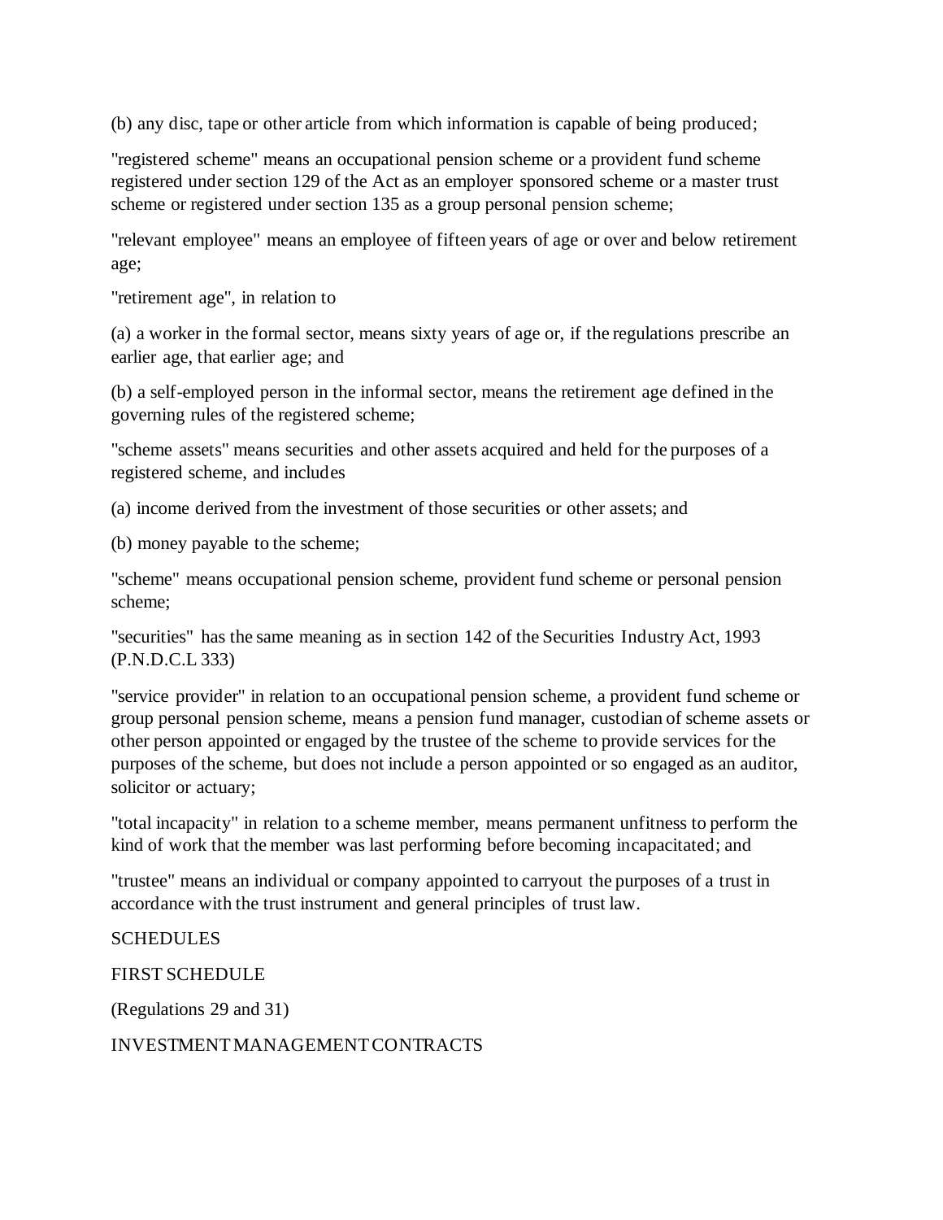(b) any disc, tape or other article from which information is capable of being produced;

"registered scheme" means an occupational pension scheme or a provident fund scheme registered under section 129 of the Act as an employer sponsored scheme or a master trust scheme or registered under section 135 as a group personal pension scheme;

"relevant employee" means an employee of fifteen years of age or over and below retirement age;

"retirement age", in relation to

(a) a worker in the formal sector, means sixty years of age or, if the regulations prescribe an earlier age, that earlier age; and

(b) a self-employed person in the informal sector, means the retirement age defined in the governing rules of the registered scheme;

"scheme assets" means securities and other assets acquired and held for the purposes of a registered scheme, and includes

(a) income derived from the investment of those securities or other assets; and

(b) money payable to the scheme;

"scheme" means occupational pension scheme, provident fund scheme or personal pension scheme;

"securities" has the same meaning as in section 142 of the Securities Industry Act, 1993 (P.N.D.C.L 333)

"service provider" in relation to an occupational pension scheme, a provident fund scheme or group personal pension scheme, means a pension fund manager, custodian of scheme assets or other person appointed or engaged by the trustee of the scheme to provide services for the purposes of the scheme, but does not include a person appointed or so engaged as an auditor, solicitor or actuary;

"total incapacity" in relation to a scheme member, means permanent unfitness to perform the kind of work that the member was last performing before becoming incapacitated; and

"trustee" means an individual or company appointed to carryout the purposes of a trust in accordance with the trust instrument and general principles of trust law.

## SCHEDULES

## FIRST SCHEDULE

(Regulations 29 and 31)

### INVESTMENT MANAGEMENT CONTRACTS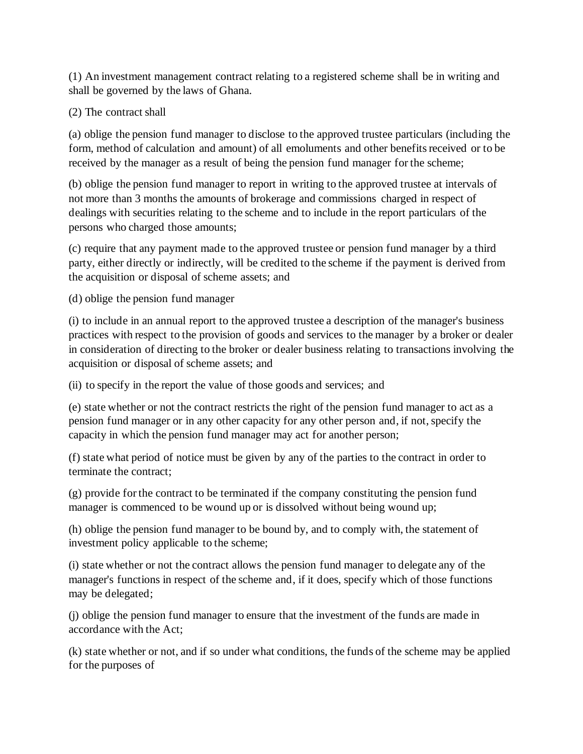(1) An investment management contract relating to a registered scheme shall be in writing and shall be governed by the laws of Ghana.

(2) The contract shall

(a) oblige the pension fund manager to disclose to the approved trustee particulars (including the form, method of calculation and amount) of all emoluments and other benefits received or to be received by the manager as a result of being the pension fund manager for the scheme;

(b) oblige the pension fund manager to report in writing to the approved trustee at intervals of not more than 3 months the amounts of brokerage and commissions charged in respect of dealings with securities relating to the scheme and to include in the report particulars of the persons who charged those amounts;

(c) require that any payment made to the approved trustee or pension fund manager by a third party, either directly or indirectly, will be credited to the scheme if the payment is derived from the acquisition or disposal of scheme assets; and

(d) oblige the pension fund manager

(i) to include in an annual report to the approved trustee a description of the manager's business practices with respect to the provision of goods and services to the manager by a broker or dealer in consideration of directing to the broker or dealer business relating to transactions involving the acquisition or disposal of scheme assets; and

(ii) to specify in the report the value of those goods and services; and

(e) state whether or not the contract restricts the right of the pension fund manager to act as a pension fund manager or in any other capacity for any other person and, if not, specify the capacity in which the pension fund manager may act for another person;

(f) state what period of notice must be given by any of the parties to the contract in order to terminate the contract;

(g) provide for the contract to be terminated if the company constituting the pension fund manager is commenced to be wound up or is dissolved without being wound up;

(h) oblige the pension fund manager to be bound by, and to comply with, the statement of investment policy applicable to the scheme;

(i) state whether or not the contract allows the pension fund manager to delegate any of the manager's functions in respect of the scheme and, if it does, specify which of those functions may be delegated;

(j) oblige the pension fund manager to ensure that the investment of the funds are made in accordance with the Act;

(k) state whether or not, and if so under what conditions, the funds of the scheme may be applied for the purposes of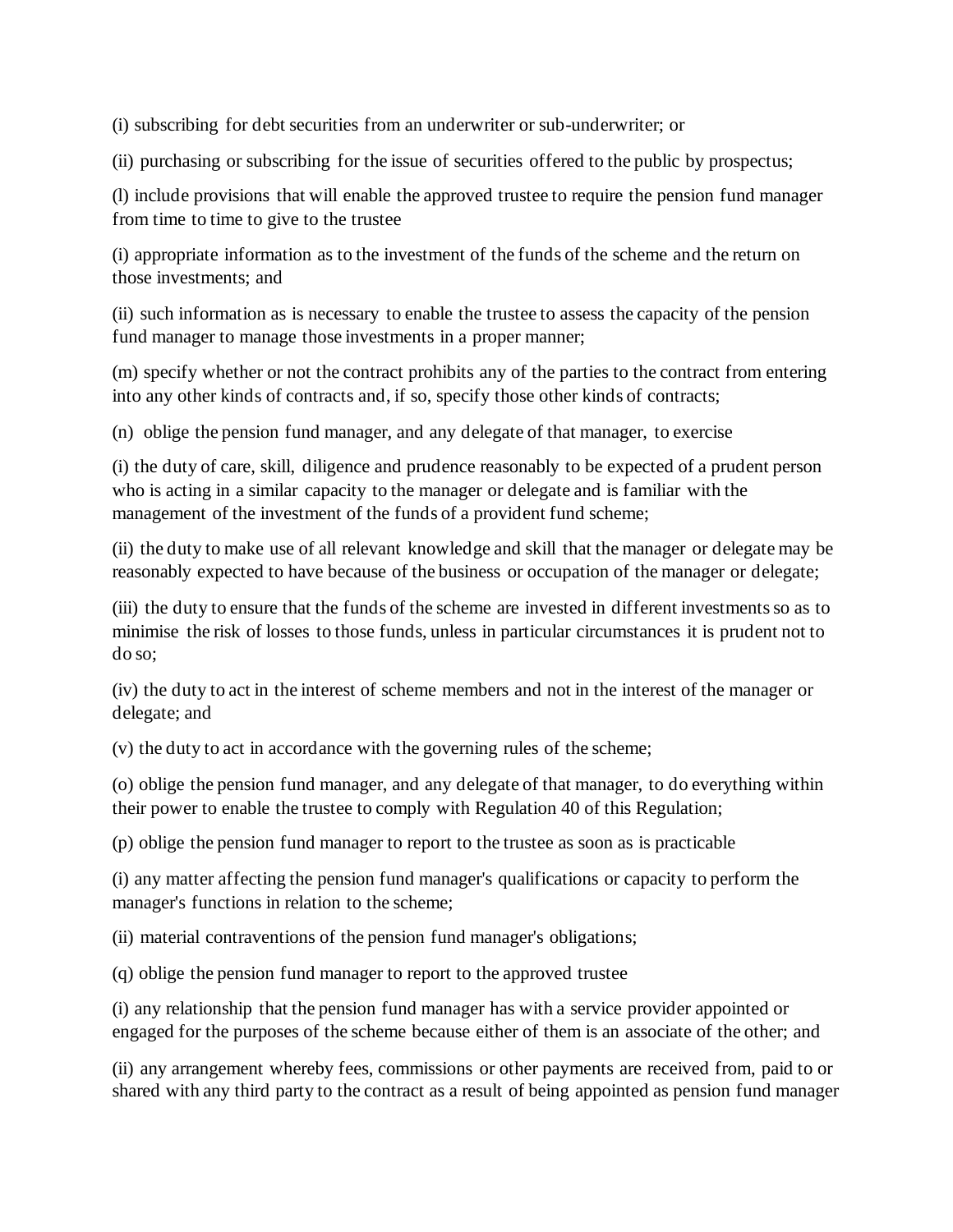(i) subscribing for debt securities from an underwriter or sub-underwriter; or

(ii) purchasing or subscribing for the issue of securities offered to the public by prospectus;

(l) include provisions that will enable the approved trustee to require the pension fund manager from time to time to give to the trustee

(i) appropriate information as to the investment of the funds of the scheme and the return on those investments; and

(ii) such information as is necessary to enable the trustee to assess the capacity of the pension fund manager to manage those investments in a proper manner;

(m) specify whether or not the contract prohibits any of the parties to the contract from entering into any other kinds of contracts and, if so, specify those other kinds of contracts;

(n) oblige the pension fund manager, and any delegate of that manager, to exercise

(i) the duty of care, skill, diligence and prudence reasonably to be expected of a prudent person who is acting in a similar capacity to the manager or delegate and is familiar with the management of the investment of the funds of a provident fund scheme;

(ii) the duty to make use of all relevant knowledge and skill that the manager or delegate may be reasonably expected to have because of the business or occupation of the manager or delegate;

(iii) the duty to ensure that the funds of the scheme are invested in different investments so as to minimise the risk of losses to those funds, unless in particular circumstances it is prudent not to do so;

(iv) the duty to act in the interest of scheme members and not in the interest of the manager or delegate; and

(v) the duty to act in accordance with the governing rules of the scheme;

(o) oblige the pension fund manager, and any delegate of that manager, to do everything within their power to enable the trustee to comply with Regulation 40 of this Regulation;

(p) oblige the pension fund manager to report to the trustee as soon as is practicable

(i) any matter affecting the pension fund manager's qualifications or capacity to perform the manager's functions in relation to the scheme;

(ii) material contraventions of the pension fund manager's obligations;

(q) oblige the pension fund manager to report to the approved trustee

(i) any relationship that the pension fund manager has with a service provider appointed or engaged for the purposes of the scheme because either of them is an associate of the other; and

(ii) any arrangement whereby fees, commissions or other payments are received from, paid to or shared with any third party to the contract as a result of being appointed as pension fund manager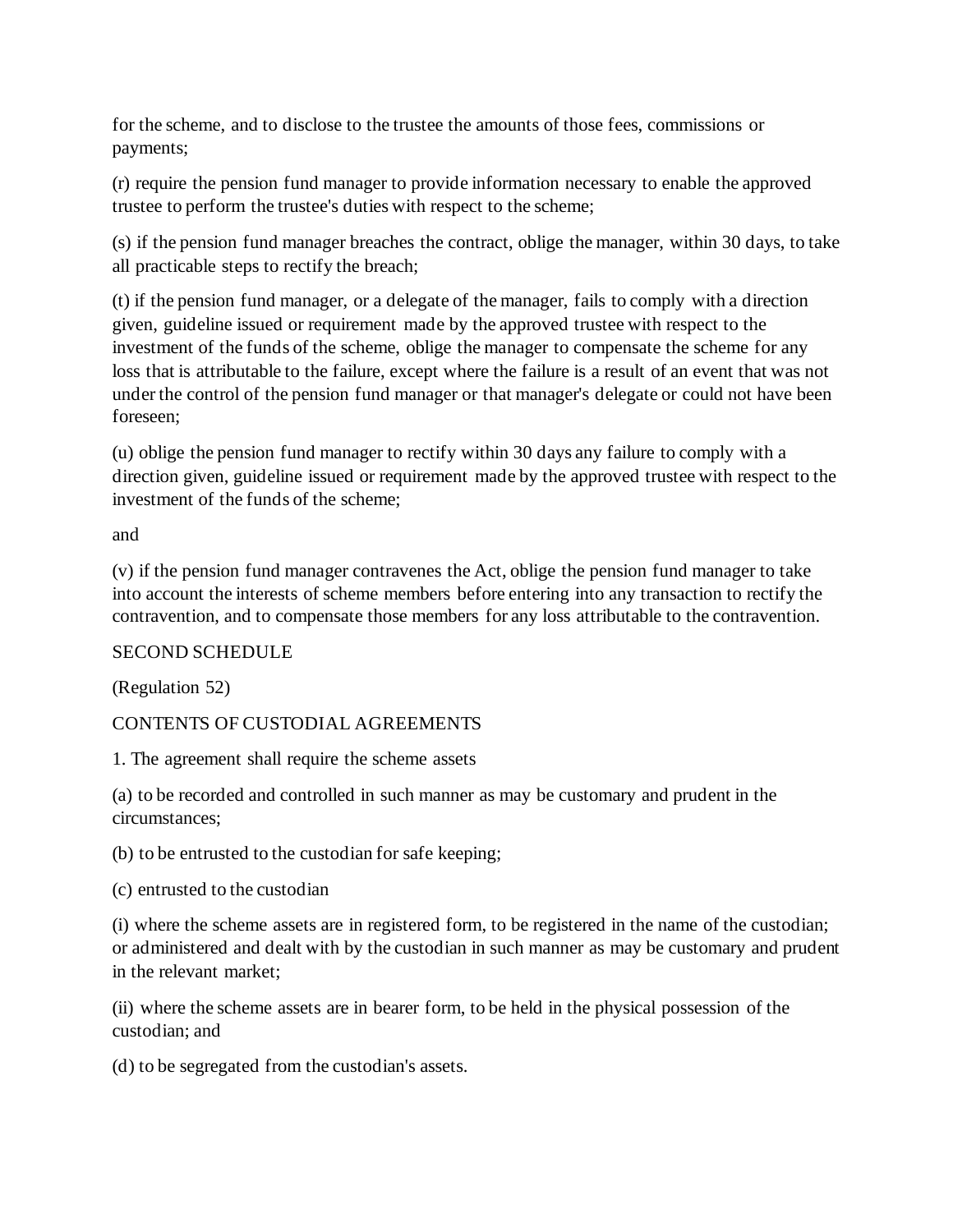for the scheme, and to disclose to the trustee the amounts of those fees, commissions or payments;

(r) require the pension fund manager to provide information necessary to enable the approved trustee to perform the trustee's duties with respect to the scheme;

(s) if the pension fund manager breaches the contract, oblige the manager, within 30 days, to take all practicable steps to rectify the breach;

(t) if the pension fund manager, or a delegate of the manager, fails to comply with a direction given, guideline issued or requirement made by the approved trustee with respect to the investment of the funds of the scheme, oblige the manager to compensate the scheme for any loss that is attributable to the failure, except where the failure is a result of an event that was not under the control of the pension fund manager or that manager's delegate or could not have been foreseen;

(u) oblige the pension fund manager to rectify within 30 days any failure to comply with a direction given, guideline issued or requirement made by the approved trustee with respect to the investment of the funds of the scheme;

and

(v) if the pension fund manager contravenes the Act, oblige the pension fund manager to take into account the interests of scheme members before entering into any transaction to rectify the contravention, and to compensate those members for any loss attributable to the contravention.

SECOND SCHEDULE

(Regulation 52)

CONTENTS OF CUSTODIAL AGREEMENTS

1. The agreement shall require the scheme assets

(a) to be recorded and controlled in such manner as may be customary and prudent in the circumstances;

(b) to be entrusted to the custodian for safe keeping;

(c) entrusted to the custodian

(i) where the scheme assets are in registered form, to be registered in the name of the custodian; or administered and dealt with by the custodian in such manner as may be customary and prudent in the relevant market;

(ii) where the scheme assets are in bearer form, to be held in the physical possession of the custodian; and

(d) to be segregated from the custodian's assets.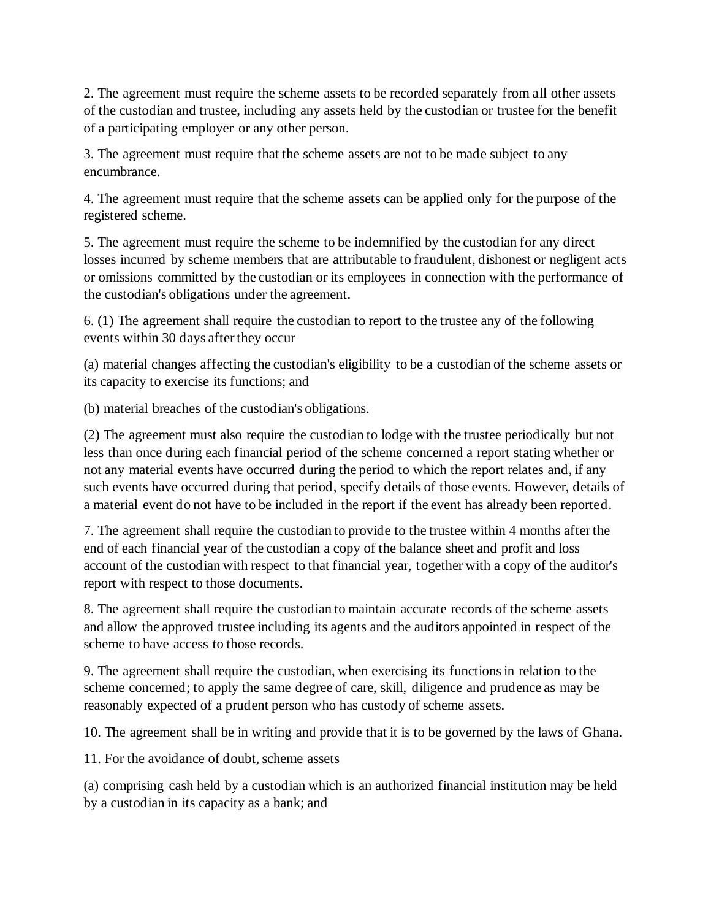2. The agreement must require the scheme assets to be recorded separately from all other assets of the custodian and trustee, including any assets held by the custodian or trustee for the benefit of a participating employer or any other person.

3. The agreement must require that the scheme assets are not to be made subject to any encumbrance.

4. The agreement must require that the scheme assets can be applied only for the purpose of the registered scheme.

5. The agreement must require the scheme to be indemnified by the custodian for any direct losses incurred by scheme members that are attributable to fraudulent, dishonest or negligent acts or omissions committed by the custodian or its employees in connection with the performance of the custodian's obligations under the agreement.

6. (1) The agreement shall require the custodian to report to the trustee any of the following events within 30 days after they occur

(a) material changes affecting the custodian's eligibility to be a custodian of the scheme assets or its capacity to exercise its functions; and

(b) material breaches of the custodian's obligations.

(2) The agreement must also require the custodian to lodge with the trustee periodically but not less than once during each financial period of the scheme concerned a report stating whether or not any material events have occurred during the period to which the report relates and, if any such events have occurred during that period, specify details of those events. However, details of a material event do not have to be included in the report if the event has already been reported.

7. The agreement shall require the custodian to provide to the trustee within 4 months after the end of each financial year of the custodian a copy of the balance sheet and profit and loss account of the custodian with respect to that financial year, together with a copy of the auditor's report with respect to those documents.

8. The agreement shall require the custodian to maintain accurate records of the scheme assets and allow the approved trustee including its agents and the auditors appointed in respect of the scheme to have access to those records.

9. The agreement shall require the custodian, when exercising its functions in relation to the scheme concerned; to apply the same degree of care, skill, diligence and prudence as may be reasonably expected of a prudent person who has custody of scheme assets.

10. The agreement shall be in writing and provide that it is to be governed by the laws of Ghana.

11. For the avoidance of doubt, scheme assets

(a) comprising cash held by a custodian which is an authorized financial institution may be held by a custodian in its capacity as a bank; and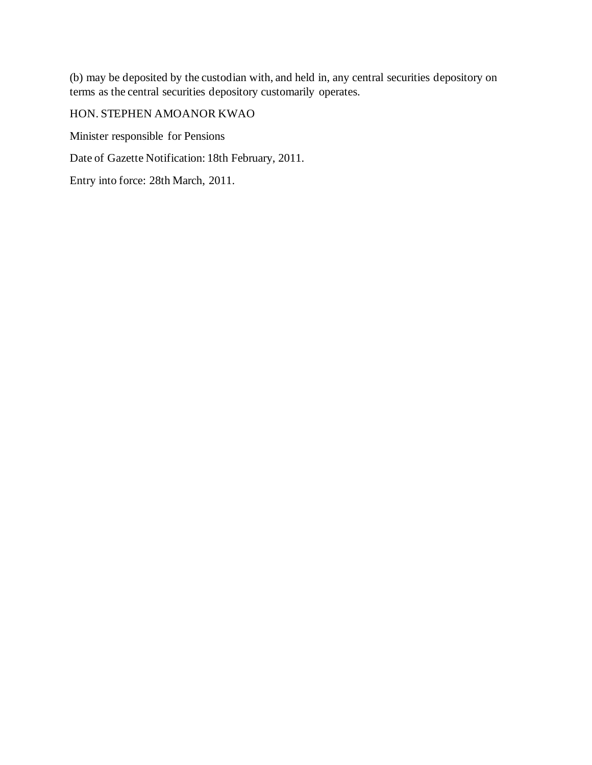(b) may be deposited by the custodian with, and held in, any central securities depository on terms as the central securities depository customarily operates.

HON. STEPHEN AMOANOR KWAO

Minister responsible for Pensions

Date of Gazette Notification: 18th February, 2011.

Entry into force: 28th March, 2011.